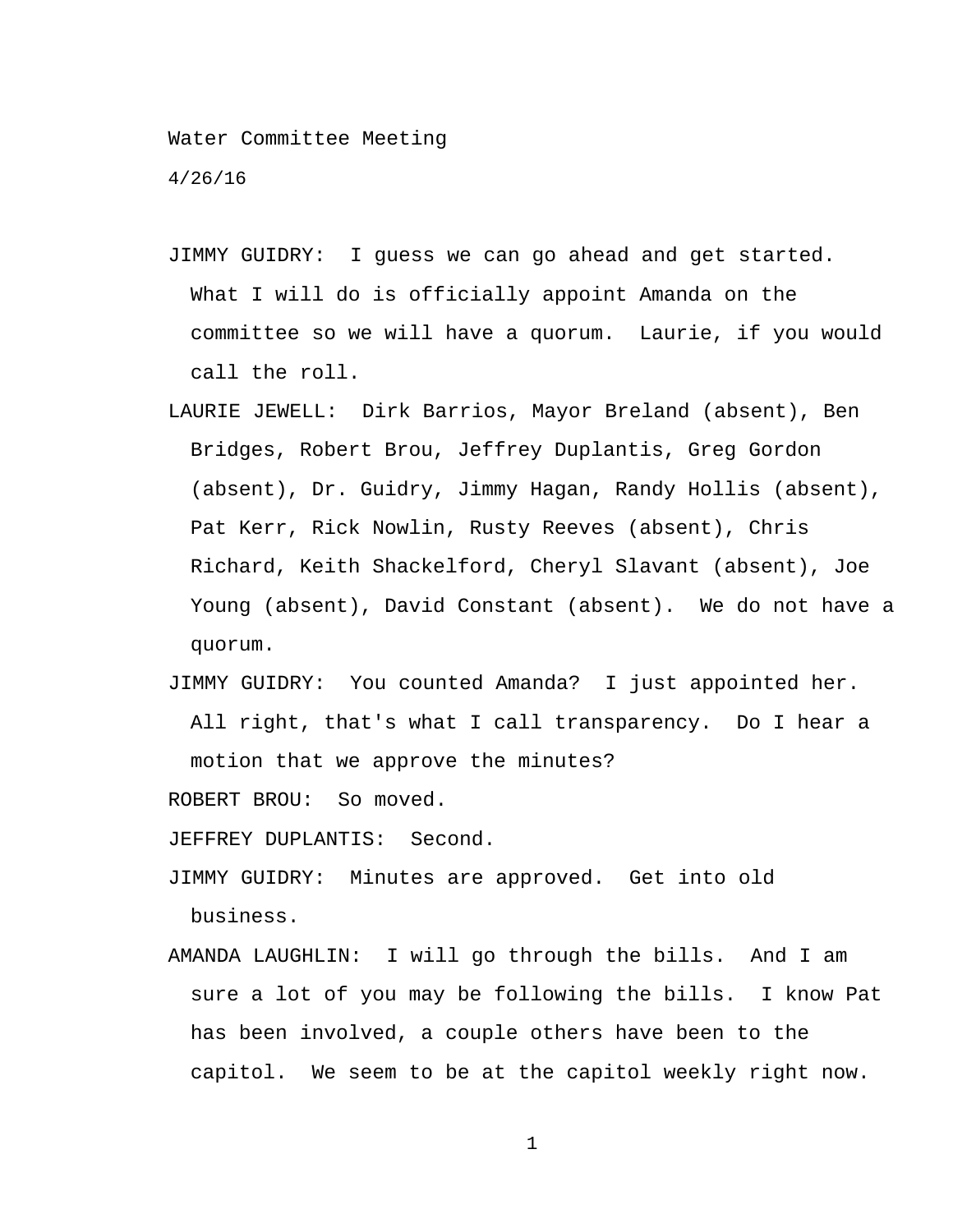Water Committee Meeting

4/26/16

JIMMY GUIDRY: I guess we can go ahead and get started. What I will do is officially appoint Amanda on the committee so we will have a quorum. Laurie, if you would call the roll.

LAURIE JEWELL: Dirk Barrios, Mayor Breland (absent), Ben Bridges, Robert Brou, Jeffrey Duplantis, Greg Gordon (absent), Dr. Guidry, Jimmy Hagan, Randy Hollis (absent), Pat Kerr, Rick Nowlin, Rusty Reeves (absent), Chris Richard, Keith Shackelford, Cheryl Slavant (absent), Joe Young (absent), David Constant (absent). We do not have a quorum.

JIMMY GUIDRY: You counted Amanda? I just appointed her. All right, that's what I call transparency. Do I hear a motion that we approve the minutes?

ROBERT BROU: So moved.

JEFFREY DUPLANTIS: Second.

JIMMY GUIDRY: Minutes are approved. Get into old business.

AMANDA LAUGHLIN: I will go through the bills. And I am sure a lot of you may be following the bills. I know Pat has been involved, a couple others have been to the capitol. We seem to be at the capitol weekly right now.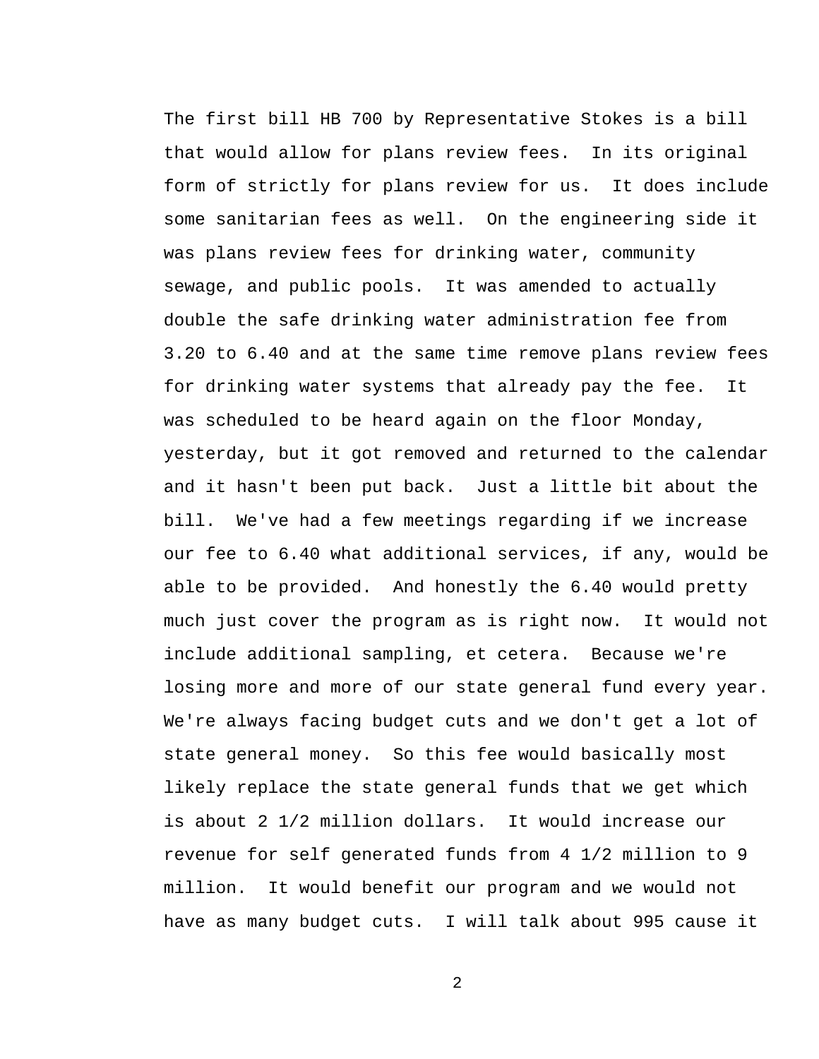The first bill HB 700 by Representative Stokes is a bill that would allow for plans review fees. In its original form of strictly for plans review for us. It does include some sanitarian fees as well. On the engineering side it was plans review fees for drinking water, community sewage, and public pools. It was amended to actually double the safe drinking water administration fee from 3.20 to 6.40 and at the same time remove plans review fees for drinking water systems that already pay the fee. It was scheduled to be heard again on the floor Monday, yesterday, but it got removed and returned to the calendar and it hasn't been put back. Just a little bit about the bill. We've had a few meetings regarding if we increase our fee to 6.40 what additional services, if any, would be able to be provided. And honestly the 6.40 would pretty much just cover the program as is right now. It would not include additional sampling, et cetera. Because we're losing more and more of our state general fund every year. We're always facing budget cuts and we don't get a lot of state general money. So this fee would basically most likely replace the state general funds that we get which is about 2 1/2 million dollars. It would increase our revenue for self generated funds from 4 1/2 million to 9 million. It would benefit our program and we would not have as many budget cuts. I will talk about 995 cause it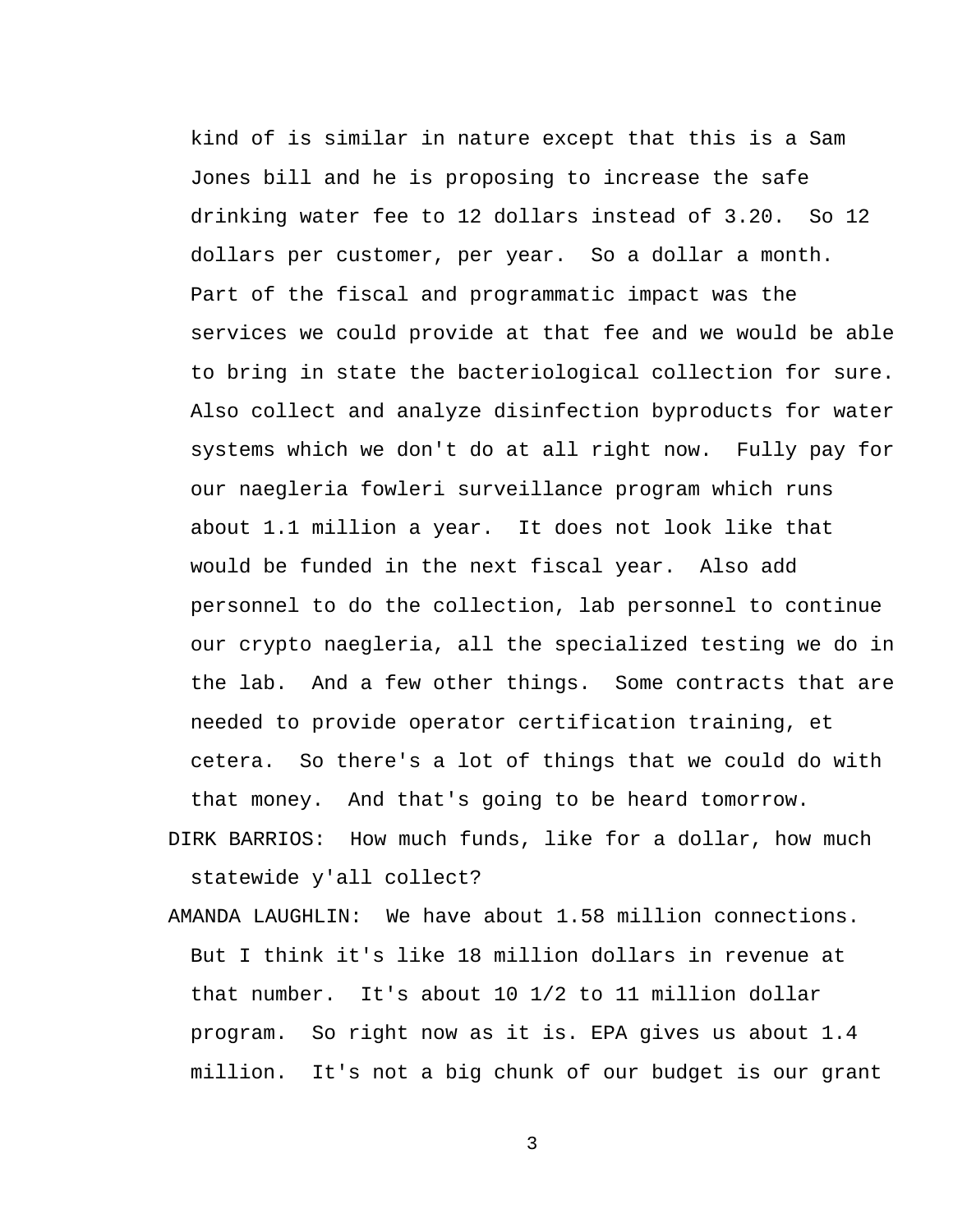kind of is similar in nature except that this is a Sam Jones bill and he is proposing to increase the safe drinking water fee to 12 dollars instead of 3.20. So 12 dollars per customer, per year. So a dollar a month. Part of the fiscal and programmatic impact was the services we could provide at that fee and we would be able to bring in state the bacteriological collection for sure. Also collect and analyze disinfection byproducts for water systems which we don't do at all right now. Fully pay for our naegleria fowleri surveillance program which runs about 1.1 million a year. It does not look like that would be funded in the next fiscal year. Also add personnel to do the collection, lab personnel to continue our crypto naegleria, all the specialized testing we do in the lab. And a few other things. Some contracts that are needed to provide operator certification training, et cetera. So there's a lot of things that we could do with that money. And that's going to be heard tomorrow.

DIRK BARRIOS: How much funds, like for a dollar, how much statewide y'all collect?

AMANDA LAUGHLIN: We have about 1.58 million connections. But I think it's like 18 million dollars in revenue at that number. It's about 10 1/2 to 11 million dollar program. So right now as it is. EPA gives us about 1.4 million. It's not a big chunk of our budget is our grant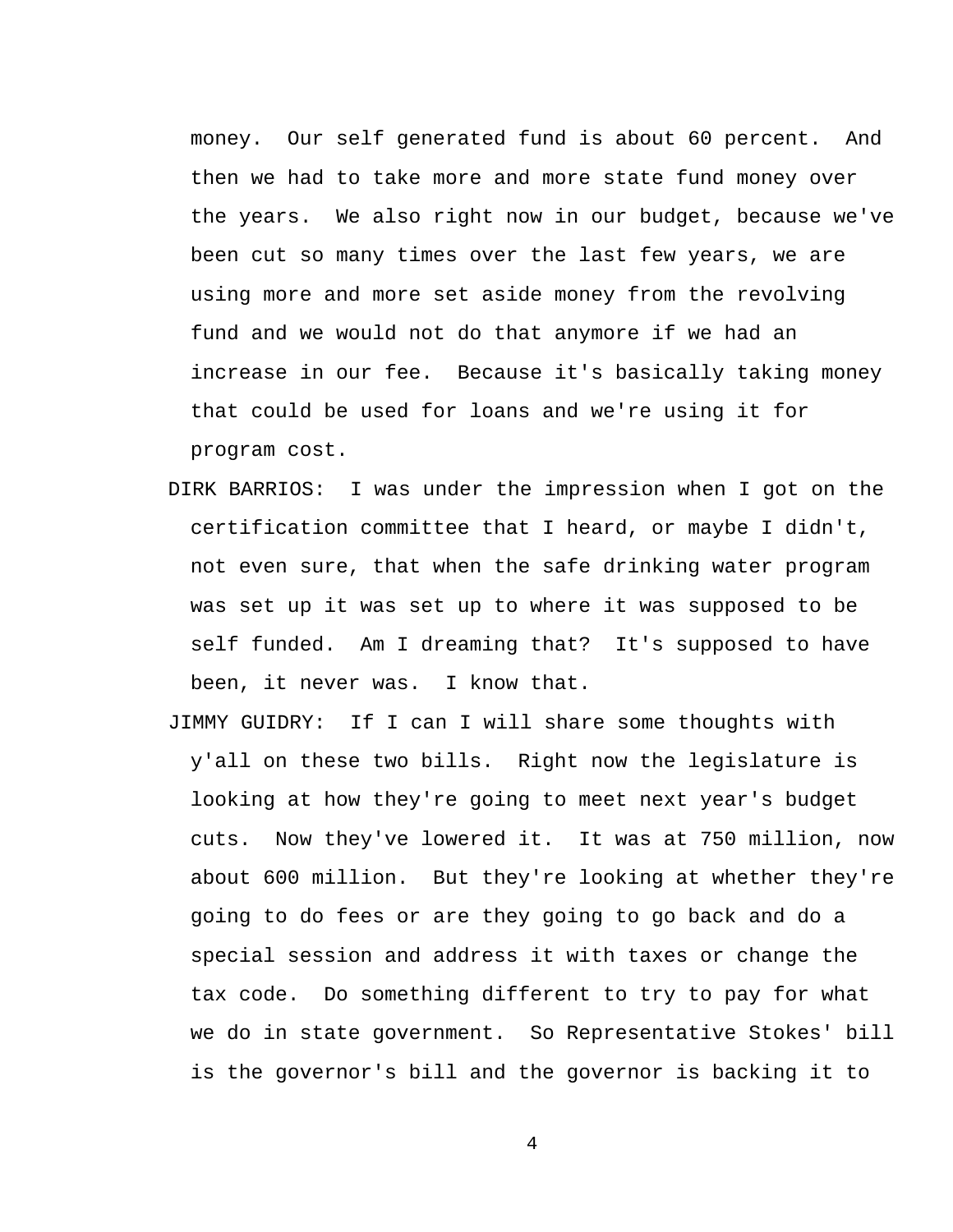money. Our self generated fund is about 60 percent. And then we had to take more and more state fund money over the years. We also right now in our budget, because we've been cut so many times over the last few years, we are using more and more set aside money from the revolving fund and we would not do that anymore if we had an increase in our fee. Because it's basically taking money that could be used for loans and we're using it for program cost.

DIRK BARRIOS: I was under the impression when I got on the certification committee that I heard, or maybe I didn't, not even sure, that when the safe drinking water program was set up it was set up to where it was supposed to be self funded. Am I dreaming that? It's supposed to have been, it never was. I know that.

JIMMY GUIDRY: If I can I will share some thoughts with y'all on these two bills. Right now the legislature is looking at how they're going to meet next year's budget cuts. Now they've lowered it. It was at 750 million, now about 600 million. But they're looking at whether they're going to do fees or are they going to go back and do a special session and address it with taxes or change the tax code. Do something different to try to pay for what we do in state government. So Representative Stokes' bill is the governor's bill and the governor is backing it to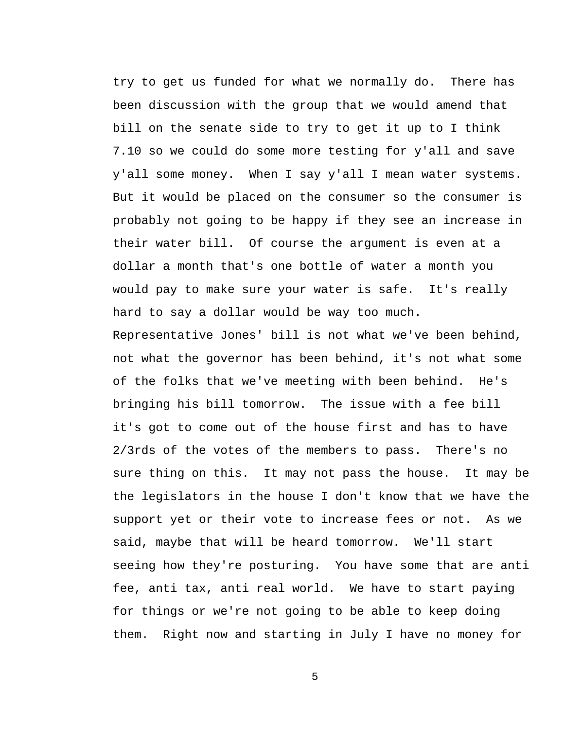try to get us funded for what we normally do. There has been discussion with the group that we would amend that bill on the senate side to try to get it up to I think 7.10 so we could do some more testing for y'all and save y'all some money. When I say y'all I mean water systems. But it would be placed on the consumer so the consumer is probably not going to be happy if they see an increase in their water bill. Of course the argument is even at a dollar a month that's one bottle of water a month you would pay to make sure your water is safe. It's really hard to say a dollar would be way too much. Representative Jones' bill is not what we've been behind, not what the governor has been behind, it's not what some of the folks that we've meeting with been behind. He's bringing his bill tomorrow. The issue with a fee bill it's got to come out of the house first and has to have 2/3rds of the votes of the members to pass. There's no sure thing on this. It may not pass the house. It may be the legislators in the house I don't know that we have the support yet or their vote to increase fees or not. As we said, maybe that will be heard tomorrow. We'll start seeing how they're posturing. You have some that are anti fee, anti tax, anti real world. We have to start paying for things or we're not going to be able to keep doing them. Right now and starting in July I have no money for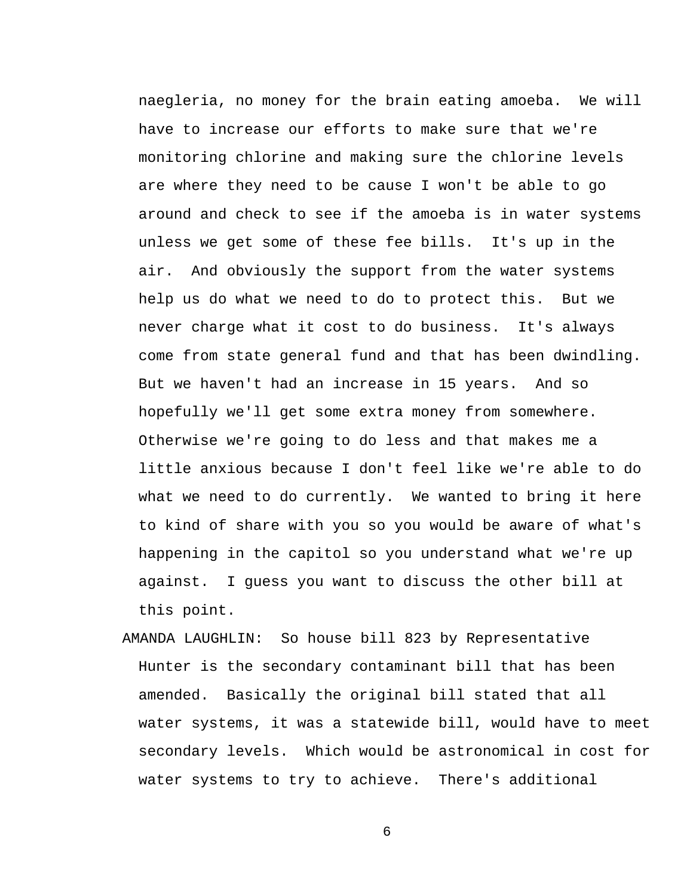naegleria, no money for the brain eating amoeba. We will have to increase our efforts to make sure that we're monitoring chlorine and making sure the chlorine levels are where they need to be cause I won't be able to go around and check to see if the amoeba is in water systems unless we get some of these fee bills. It's up in the air. And obviously the support from the water systems help us do what we need to do to protect this. But we never charge what it cost to do business. It's always come from state general fund and that has been dwindling. But we haven't had an increase in 15 years. And so hopefully we'll get some extra money from somewhere. Otherwise we're going to do less and that makes me a little anxious because I don't feel like we're able to do what we need to do currently. We wanted to bring it here to kind of share with you so you would be aware of what's happening in the capitol so you understand what we're up against. I guess you want to discuss the other bill at this point.

AMANDA LAUGHLIN: So house bill 823 by Representative Hunter is the secondary contaminant bill that has been amended. Basically the original bill stated that all water systems, it was a statewide bill, would have to meet secondary levels. Which would be astronomical in cost for water systems to try to achieve. There's additional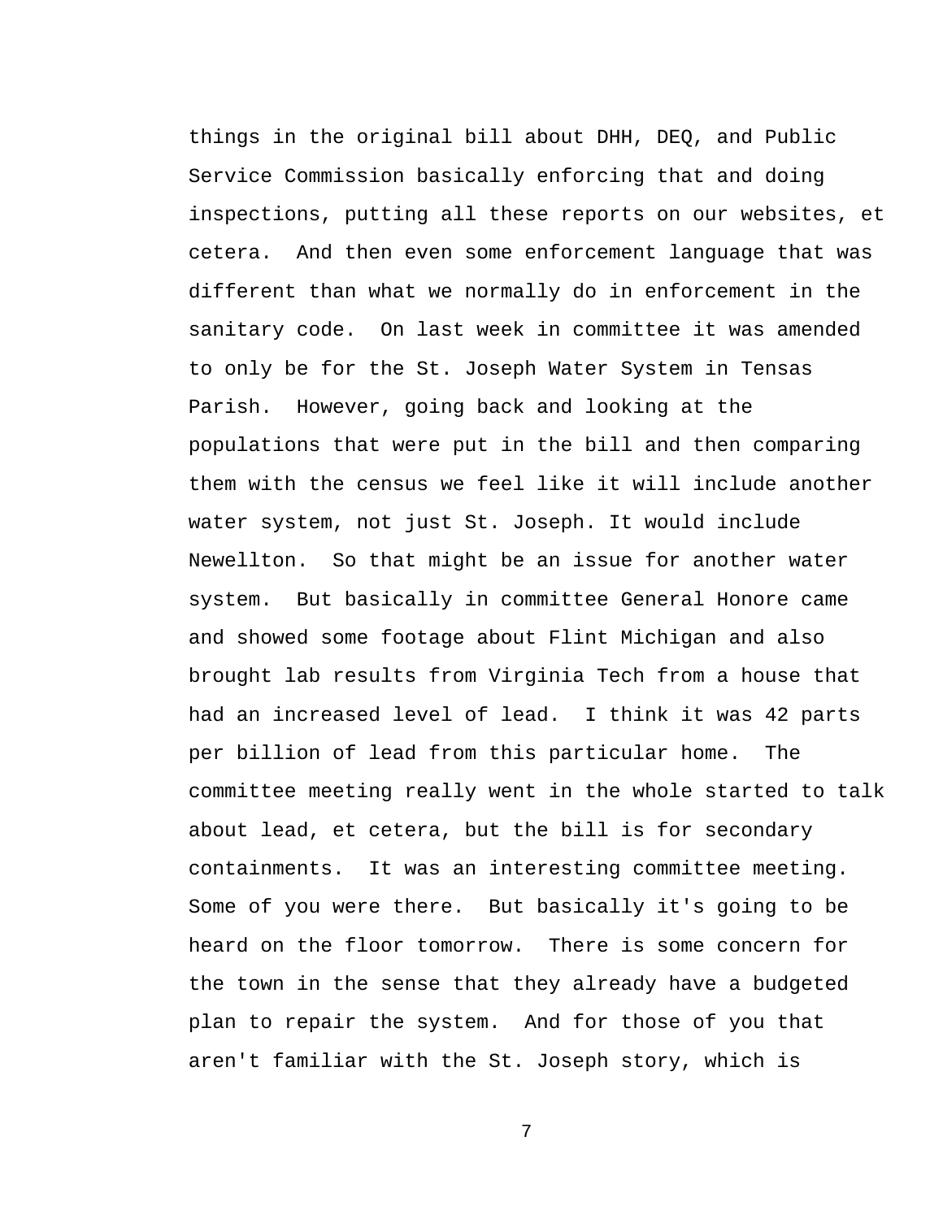things in the original bill about DHH, DEQ, and Public Service Commission basically enforcing that and doing inspections, putting all these reports on our websites, et cetera. And then even some enforcement language that was different than what we normally do in enforcement in the sanitary code. On last week in committee it was amended to only be for the St. Joseph Water System in Tensas Parish. However, going back and looking at the populations that were put in the bill and then comparing them with the census we feel like it will include another water system, not just St. Joseph. It would include Newellton. So that might be an issue for another water system. But basically in committee General Honore came and showed some footage about Flint Michigan and also brought lab results from Virginia Tech from a house that had an increased level of lead. I think it was 42 parts per billion of lead from this particular home. The committee meeting really went in the whole started to talk about lead, et cetera, but the bill is for secondary containments. It was an interesting committee meeting. Some of you were there. But basically it's going to be heard on the floor tomorrow. There is some concern for the town in the sense that they already have a budgeted plan to repair the system. And for those of you that aren't familiar with the St. Joseph story, which is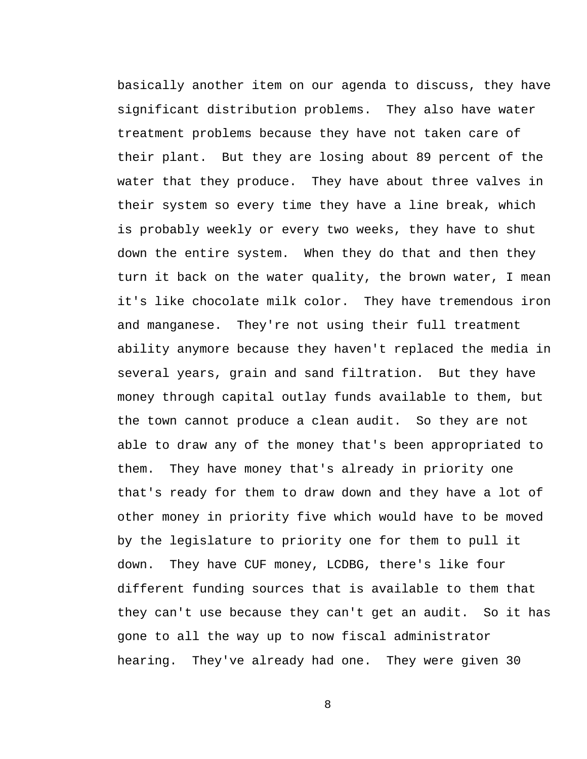basically another item on our agenda to discuss, they have significant distribution problems.  They also have water treatment problems because they have not taken care of their plant.  But they are losing about 89 percent of the water that they produce.  They have about three valves in their system so every time they have a line break, which is probably weekly or every two weeks, they have to shut down the entire system.  When they do that and then they turn it back on the water quality, the brown water, I mean it's like chocolate milk color.  They have tremendous iron and manganese.  They're not using their full treatment ability anymore because they haven't replaced the media in several years, grain and sand filtration.  But they have money through capital outlay funds available to them, but the town cannot produce a clean audit.  So they are not able to draw any of the money that's been appropriated to them.  They have money that's already in priority one that's ready for them to draw down and they have a lot of other money in priority five which would have to be moved by the legislature to priority one for them to pull it down.  They have CUF money, LCDBG, there's like four different funding sources that is available to them that they can't use because they can't get an audit.  So it has gone to all the way up to now fiscal administrator hearing.  They've already had one.  They were given 30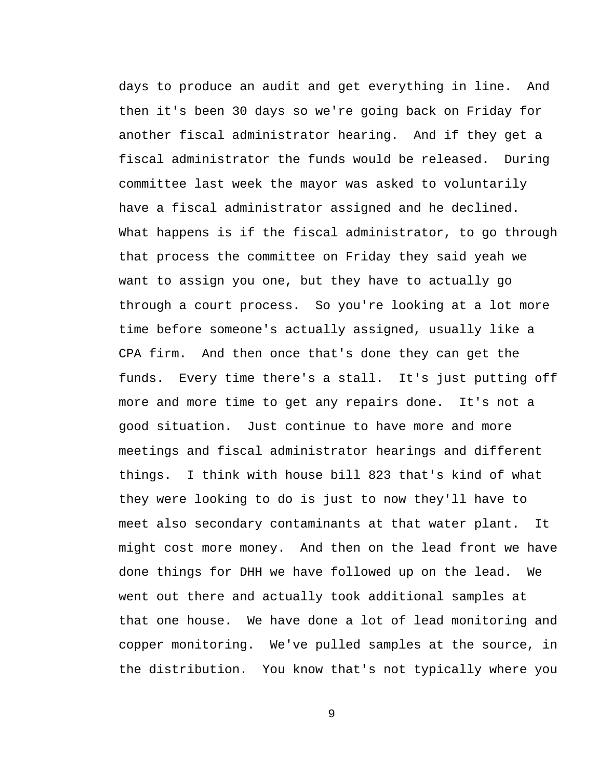days to produce an audit and get everything in line. And then it's been 30 days so we're going back on Friday for another fiscal administrator hearing. And if they get a fiscal administrator the funds would be released. During committee last week the mayor was asked to voluntarily have a fiscal administrator assigned and he declined. What happens is if the fiscal administrator, to go through that process the committee on Friday they said yeah we want to assign you one, but they have to actually go through a court process. So you're looking at a lot more time before someone's actually assigned, usually like a CPA firm. And then once that's done they can get the funds. Every time there's a stall. It's just putting off more and more time to get any repairs done. It's not a good situation. Just continue to have more and more meetings and fiscal administrator hearings and different things. I think with house bill 823 that's kind of what they were looking to do is just to now they'll have to meet also secondary contaminants at that water plant. It might cost more money. And then on the lead front we have done things for DHH we have followed up on the lead. We went out there and actually took additional samples at that one house. We have done a lot of lead monitoring and copper monitoring. We've pulled samples at the source, in the distribution. You know that's not typically where you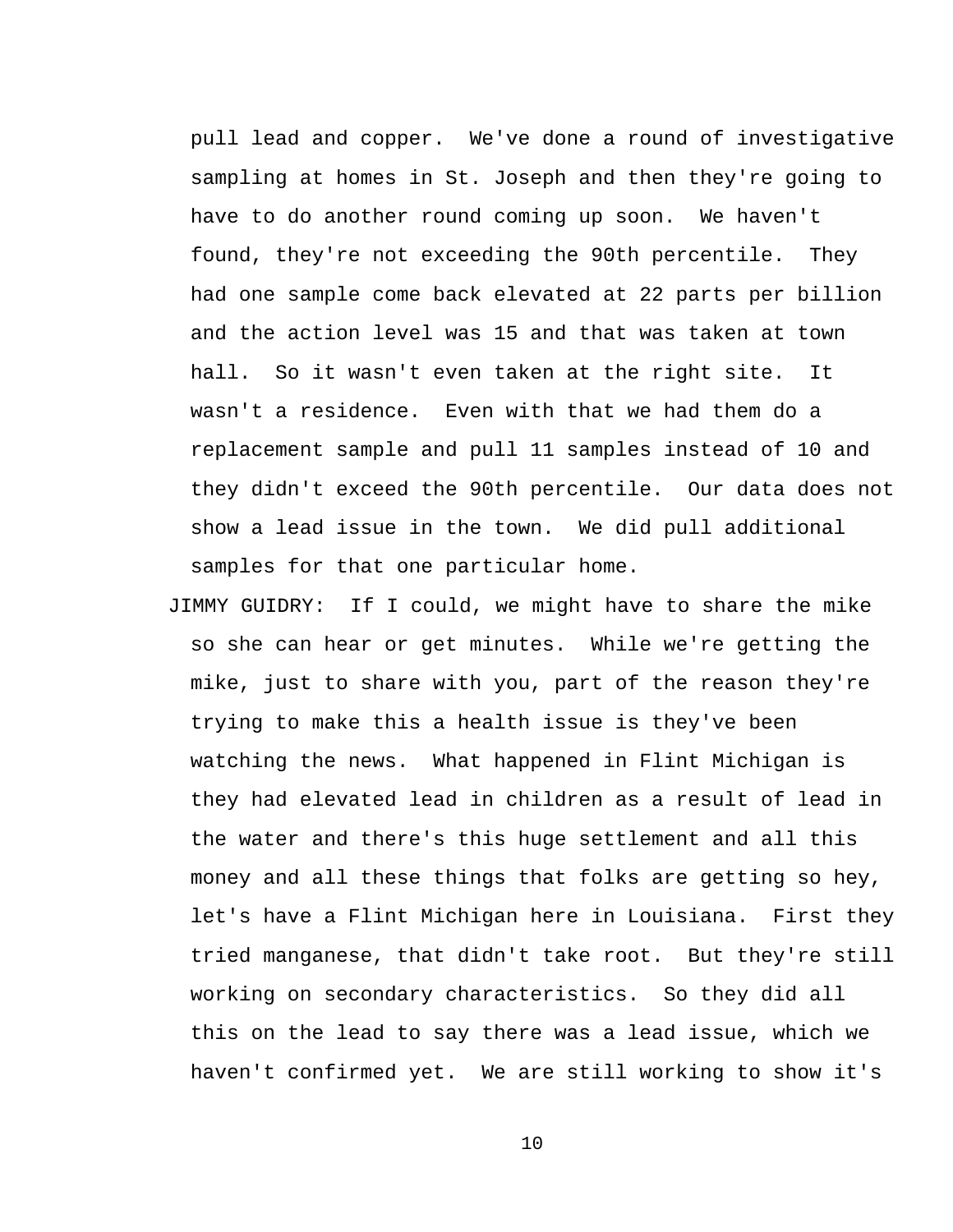pull lead and copper. We've done a round of investigative sampling at homes in St. Joseph and then they're going to have to do another round coming up soon. We haven't found, they're not exceeding the 90th percentile. They had one sample come back elevated at 22 parts per billion and the action level was 15 and that was taken at town hall. So it wasn't even taken at the right site. It wasn't a residence. Even with that we had them do a replacement sample and pull 11 samples instead of 10 and they didn't exceed the 90th percentile. Our data does not show a lead issue in the town. We did pull additional samples for that one particular home.

JIMMY GUIDRY: If I could, we might have to share the mike so she can hear or get minutes. While we're getting the mike, just to share with you, part of the reason they're trying to make this a health issue is they've been watching the news. What happened in Flint Michigan is they had elevated lead in children as a result of lead in the water and there's this huge settlement and all this money and all these things that folks are getting so hey, let's have a Flint Michigan here in Louisiana. First they tried manganese, that didn't take root. But they're still working on secondary characteristics. So they did all this on the lead to say there was a lead issue, which we haven't confirmed yet. We are still working to show it's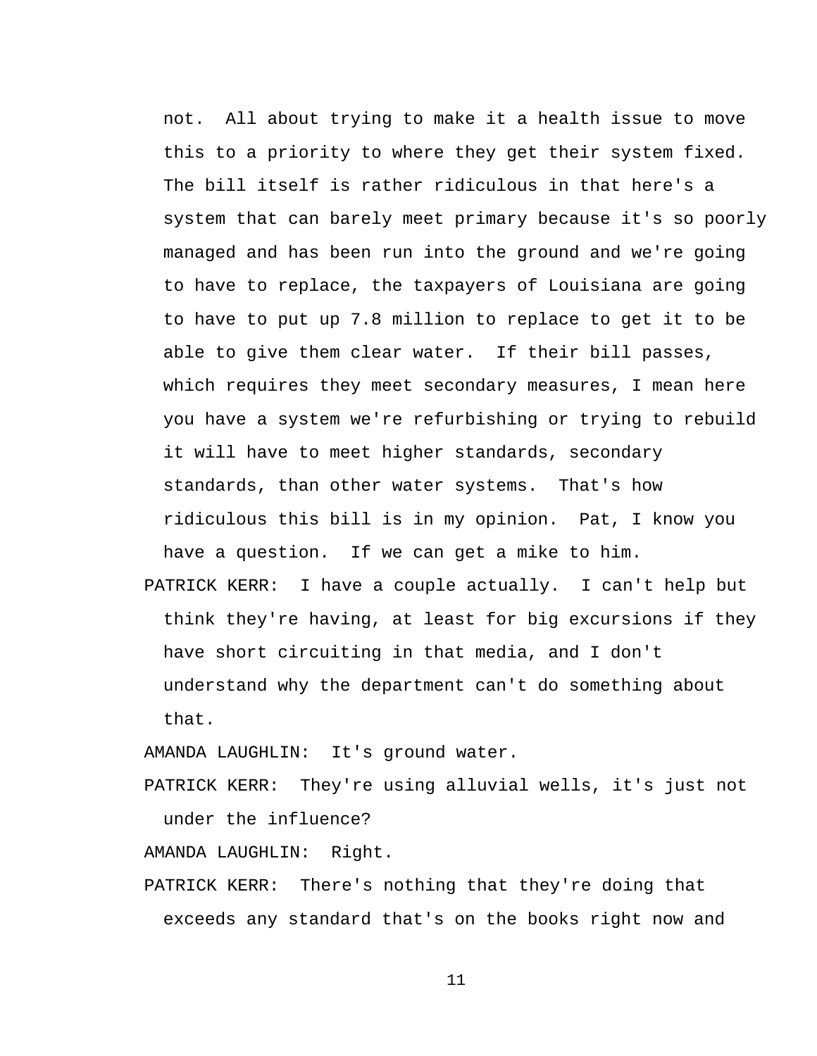not. All about trying to make it a health issue to move this to a priority to where they get their system fixed. The bill itself is rather ridiculous in that here's a system that can barely meet primary because it's so poorly managed and has been run into the ground and we're going to have to replace, the taxpayers of Louisiana are going to have to put up 7.8 million to replace to get it to be able to give them clear water. If their bill passes, which requires they meet secondary measures, I mean here you have a system we're refurbishing or trying to rebuild it will have to meet higher standards, secondary standards, than other water systems. That's how ridiculous this bill is in my opinion. Pat, I know you have a question. If we can get a mike to him.

PATRICK KERR: I have a couple actually. I can't help but think they're having, at least for big excursions if they have short circuiting in that media, and I don't understand why the department can't do something about that.

AMANDA LAUGHLIN: It's ground water.

PATRICK KERR: They're using alluvial wells, it's just not under the influence?

AMANDA LAUGHLIN: Right.

PATRICK KERR: There's nothing that they're doing that exceeds any standard that's on the books right now and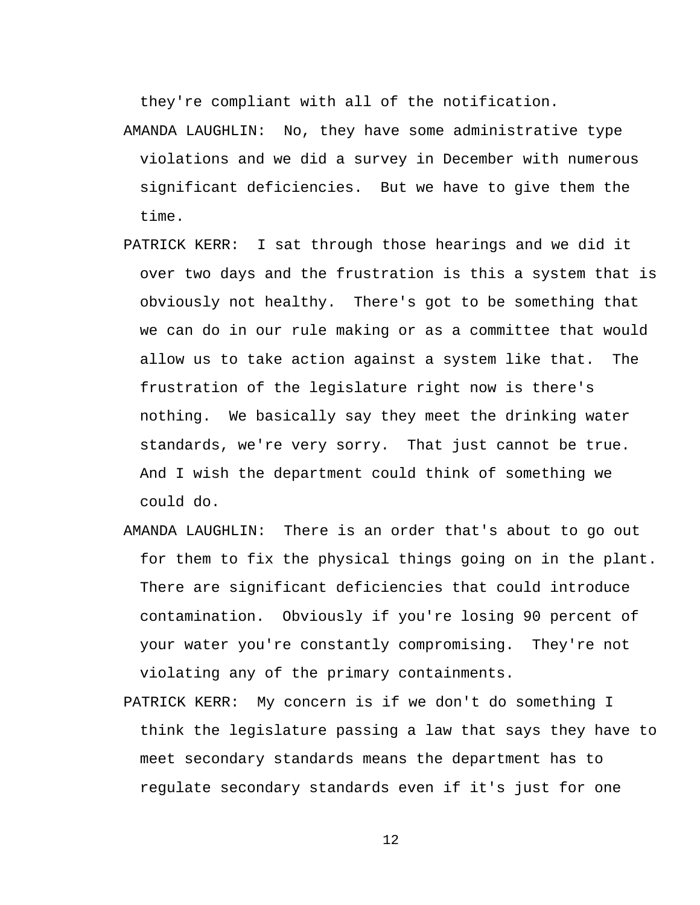they're compliant with all of the notification.

AMANDA LAUGHLIN: No, they have some administrative type violations and we did a survey in December with numerous significant deficiencies. But we have to give them the time.

PATRICK KERR: I sat through those hearings and we did it over two days and the frustration is this a system that is obviously not healthy. There's got to be something that we can do in our rule making or as a committee that would allow us to take action against a system like that. The frustration of the legislature right now is there's nothing. We basically say they meet the drinking water standards, we're very sorry. That just cannot be true. And I wish the department could think of something we could do.

AMANDA LAUGHLIN: There is an order that's about to go out for them to fix the physical things going on in the plant. There are significant deficiencies that could introduce contamination. Obviously if you're losing 90 percent of your water you're constantly compromising. They're not violating any of the primary containments.

PATRICK KERR: My concern is if we don't do something I think the legislature passing a law that says they have to meet secondary standards means the department has to regulate secondary standards even if it's just for one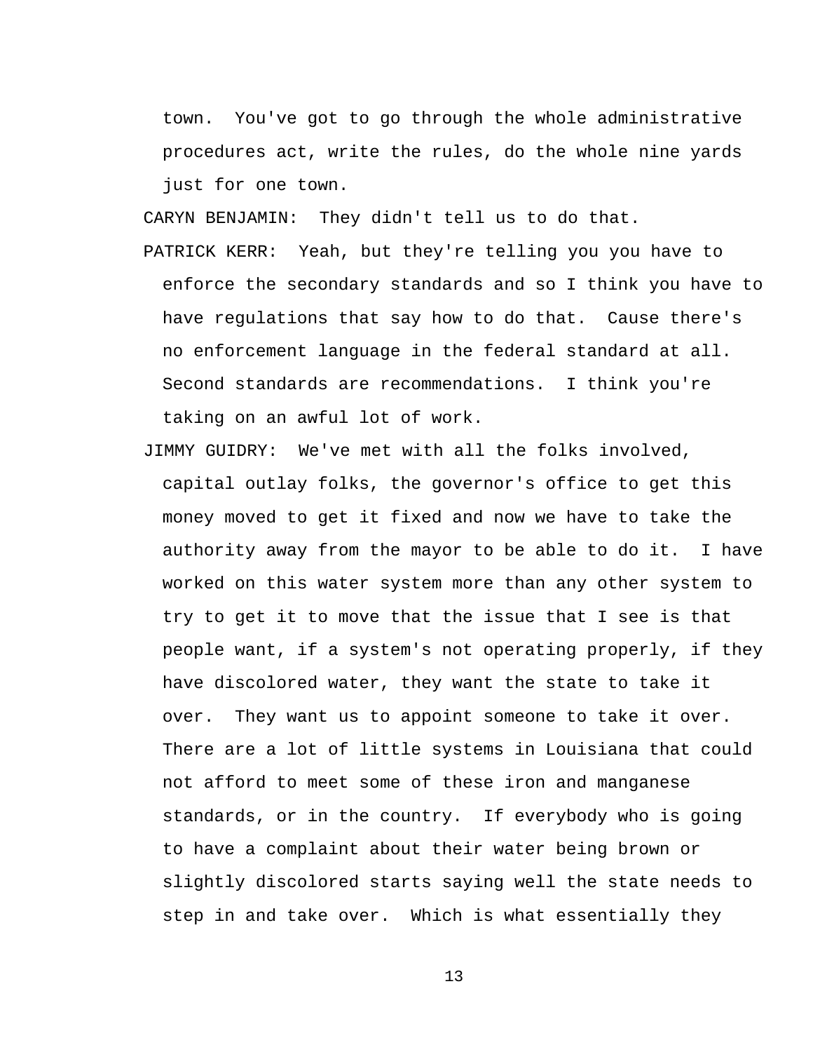town. You've got to go through the whole administrative procedures act, write the rules, do the whole nine yards just for one town.

CARYN BENJAMIN: They didn't tell us to do that.

PATRICK KERR: Yeah, but they're telling you you have to enforce the secondary standards and so I think you have to have regulations that say how to do that. Cause there's no enforcement language in the federal standard at all. Second standards are recommendations. I think you're taking on an awful lot of work.

JIMMY GUIDRY: We've met with all the folks involved, capital outlay folks, the governor's office to get this money moved to get it fixed and now we have to take the authority away from the mayor to be able to do it. I have worked on this water system more than any other system to try to get it to move that the issue that I see is that people want, if a system's not operating properly, if they have discolored water, they want the state to take it over. They want us to appoint someone to take it over. There are a lot of little systems in Louisiana that could not afford to meet some of these iron and manganese standards, or in the country. If everybody who is going to have a complaint about their water being brown or slightly discolored starts saying well the state needs to step in and take over. Which is what essentially they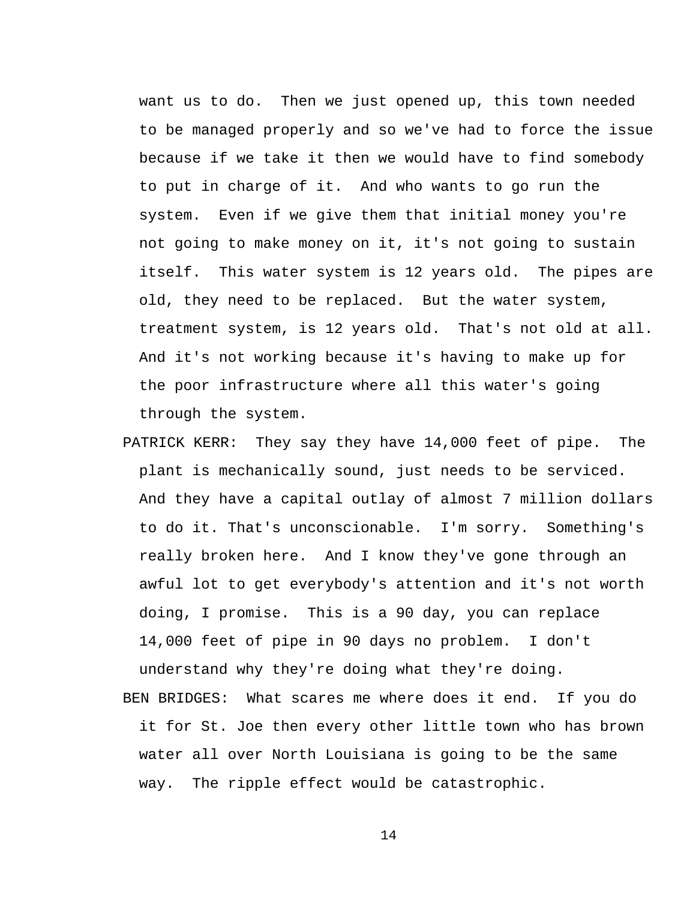want us to do.  Then we just opened up, this town needed to be managed properly and so we've had to force the issue because if we take it then we would have to find somebody to put in charge of it.  And who wants to go run the system.  Even if we give them that initial money you're not going to make money on it, it's not going to sustain itself.  This water system is 12 years old.  The pipes are old, they need to be replaced.  But the water system, treatment system, is 12 years old.  That's not old at all. And it's not working because it's having to make up for the poor infrastructure where all this water's going through the system.

PATRICK KERR:  They say they have 14,000 feet of pipe.  The plant is mechanically sound, just needs to be serviced. And they have a capital outlay of almost 7 million dollars to do it. That's unconscionable.  I'm sorry.  Something's really broken here.  And I know they've gone through an awful lot to get everybody's attention and it's not worth doing, I promise.  This is a 90 day, you can replace 14,000 feet of pipe in 90 days no problem.  I don't understand why they're doing what they're doing.

BEN BRIDGES:  What scares me where does it end.  If you do it for St. Joe then every other little town who has brown water all over North Louisiana is going to be the same way.  The ripple effect would be catastrophic.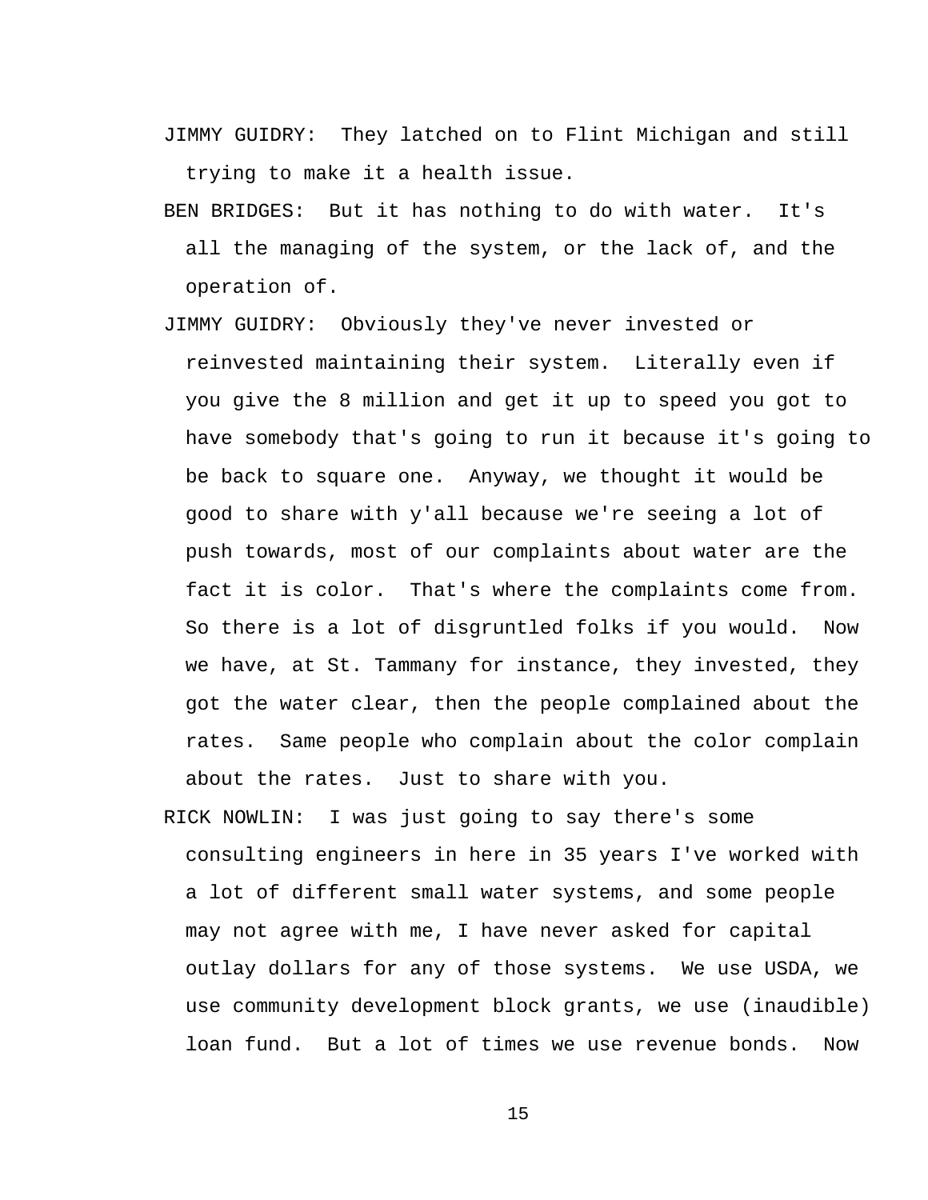JIMMY GUIDRY: They latched on to Flint Michigan and still trying to make it a health issue.

BEN BRIDGES: But it has nothing to do with water. It's all the managing of the system, or the lack of, and the operation of.

JIMMY GUIDRY: Obviously they've never invested or reinvested maintaining their system. Literally even if you give the 8 million and get it up to speed you got to have somebody that's going to run it because it's going to be back to square one. Anyway, we thought it would be good to share with y'all because we're seeing a lot of push towards, most of our complaints about water are the fact it is color. That's where the complaints come from. So there is a lot of disgruntled folks if you would. Now we have, at St. Tammany for instance, they invested, they got the water clear, then the people complained about the rates. Same people who complain about the color complain about the rates. Just to share with you.

RICK NOWLIN: I was just going to say there's some consulting engineers in here in 35 years I've worked with a lot of different small water systems, and some people may not agree with me, I have never asked for capital outlay dollars for any of those systems. We use USDA, we use community development block grants, we use (inaudible) loan fund. But a lot of times we use revenue bonds. Now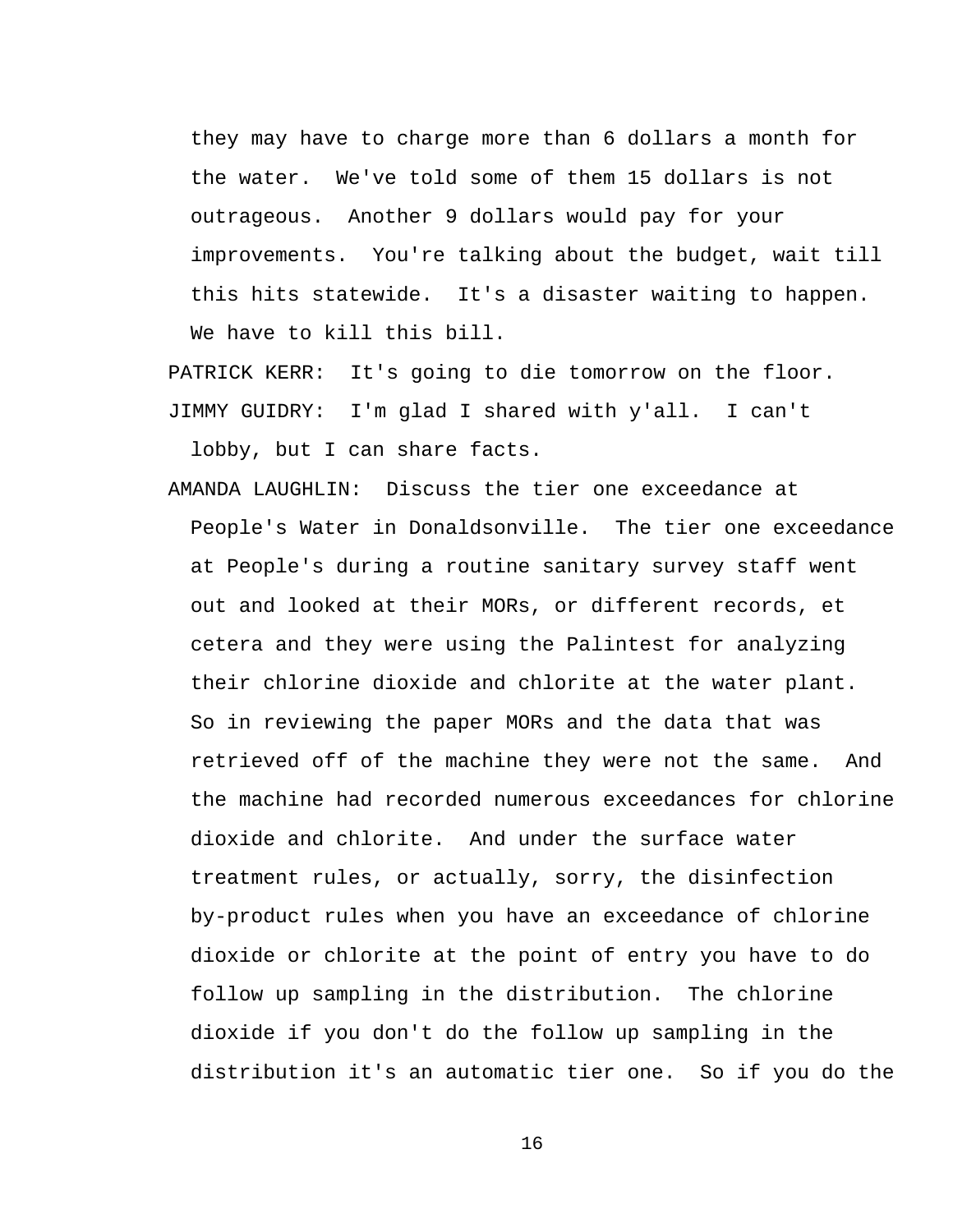they may have to charge more than 6 dollars a month for the water. We've told some of them 15 dollars is not outrageous. Another 9 dollars would pay for your improvements. You're talking about the budget, wait till this hits statewide. It's a disaster waiting to happen. We have to kill this bill.

PATRICK KERR: It's going to die tomorrow on the floor.

JIMMY GUIDRY: I'm glad I shared with y'all. I can't lobby, but I can share facts.

AMANDA LAUGHLIN: Discuss the tier one exceedance at People's Water in Donaldsonville. The tier one exceedance at People's during a routine sanitary survey staff went out and looked at their MORs, or different records, et cetera and they were using the Palintest for analyzing their chlorine dioxide and chlorite at the water plant. So in reviewing the paper MORs and the data that was retrieved off of the machine they were not the same. And the machine had recorded numerous exceedances for chlorine dioxide and chlorite. And under the surface water treatment rules, or actually, sorry, the disinfection by-product rules when you have an exceedance of chlorine dioxide or chlorite at the point of entry you have to do follow up sampling in the distribution. The chlorine dioxide if you don't do the follow up sampling in the distribution it's an automatic tier one. So if you do the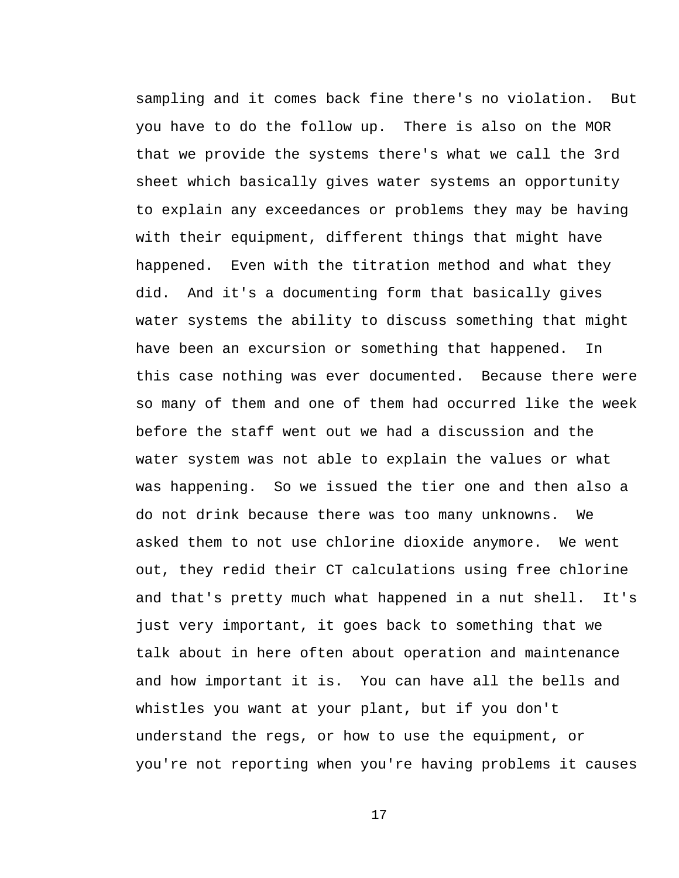sampling and it comes back fine there's no violation. But you have to do the follow up. There is also on the MOR that we provide the systems there's what we call the 3rd sheet which basically gives water systems an opportunity to explain any exceedances or problems they may be having with their equipment, different things that might have happened. Even with the titration method and what they did. And it's a documenting form that basically gives water systems the ability to discuss something that might have been an excursion or something that happened. In this case nothing was ever documented. Because there were so many of them and one of them had occurred like the week before the staff went out we had a discussion and the water system was not able to explain the values or what was happening. So we issued the tier one and then also a do not drink because there was too many unknowns. We asked them to not use chlorine dioxide anymore. We went out, they redid their CT calculations using free chlorine and that's pretty much what happened in a nut shell. It's just very important, it goes back to something that we talk about in here often about operation and maintenance and how important it is. You can have all the bells and whistles you want at your plant, but if you don't understand the regs, or how to use the equipment, or you're not reporting when you're having problems it causes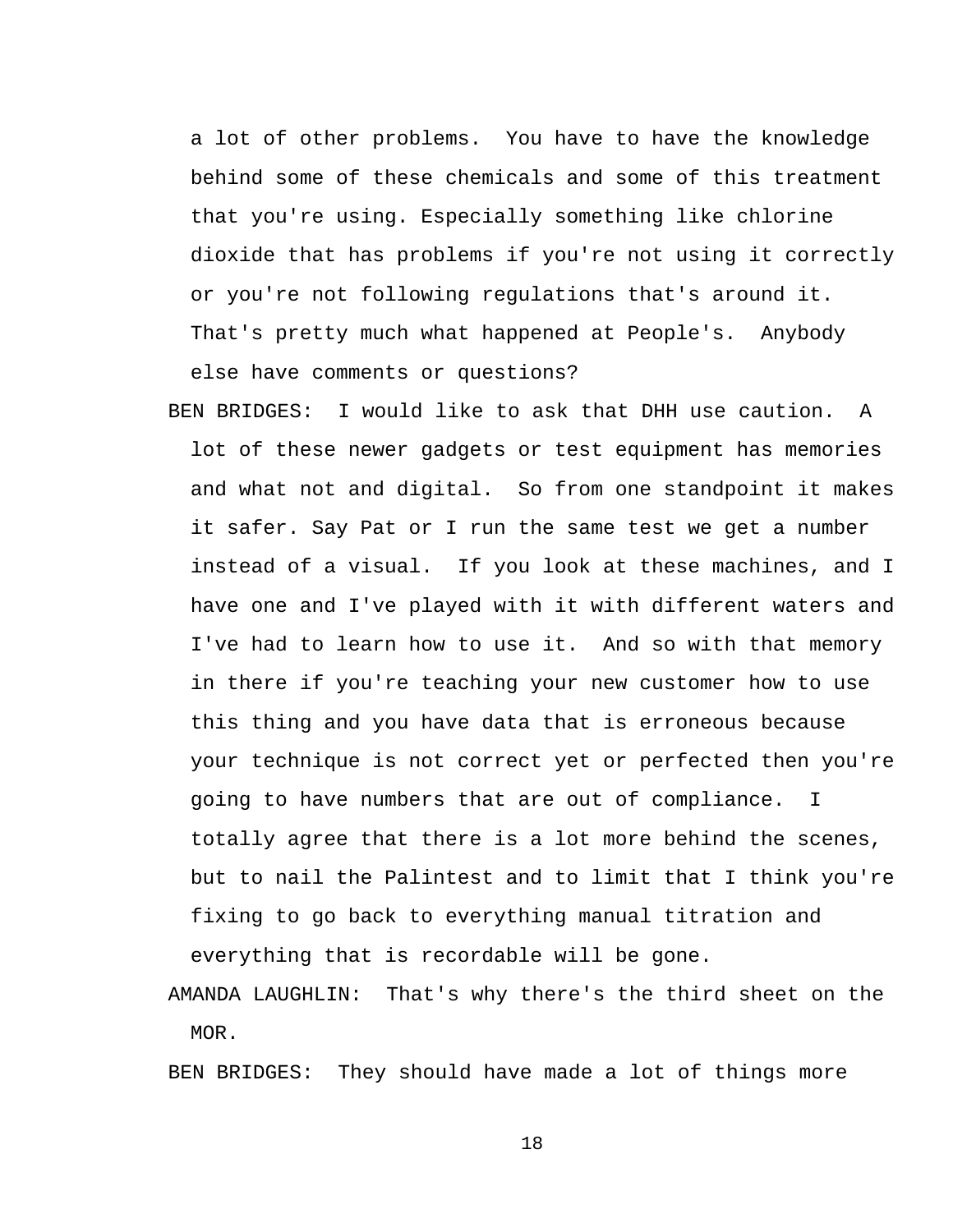a lot of other problems. You have to have the knowledge behind some of these chemicals and some of this treatment that you're using. Especially something like chlorine dioxide that has problems if you're not using it correctly or you're not following regulations that's around it. That's pretty much what happened at People's. Anybody else have comments or questions?

BEN BRIDGES: I would like to ask that DHH use caution. A lot of these newer gadgets or test equipment has memories and what not and digital. So from one standpoint it makes it safer. Say Pat or I run the same test we get a number instead of a visual. If you look at these machines, and I have one and I've played with it with different waters and I've had to learn how to use it. And so with that memory in there if you're teaching your new customer how to use this thing and you have data that is erroneous because your technique is not correct yet or perfected then you're going to have numbers that are out of compliance. I totally agree that there is a lot more behind the scenes, but to nail the Palintest and to limit that I think you're fixing to go back to everything manual titration and everything that is recordable will be gone.

AMANDA LAUGHLIN: That's why there's the third sheet on the MOR.

BEN BRIDGES: They should have made a lot of things more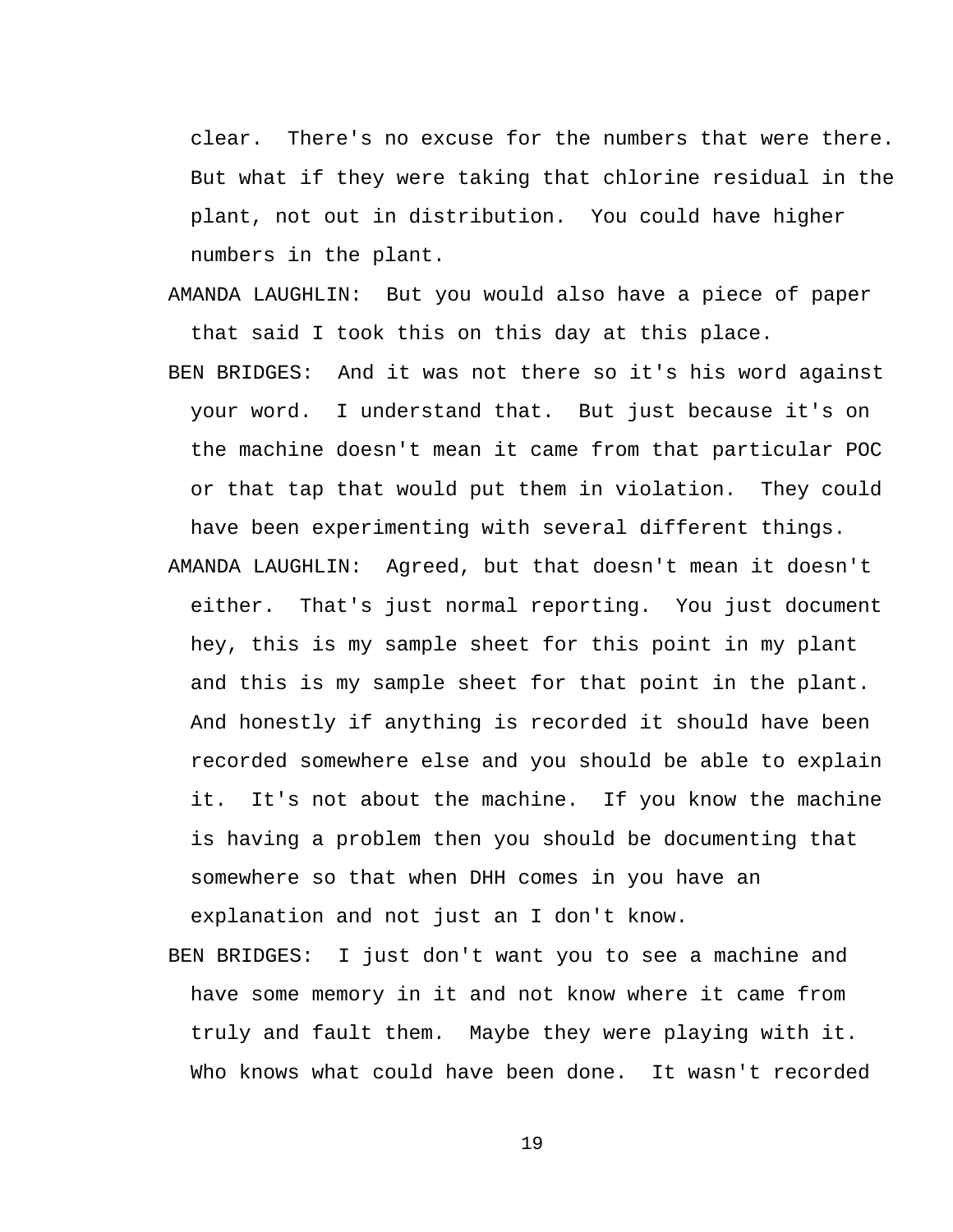clear. There's no excuse for the numbers that were there. But what if they were taking that chlorine residual in the plant, not out in distribution. You could have higher numbers in the plant.

AMANDA LAUGHLIN: But you would also have a piece of paper that said I took this on this day at this place.

BEN BRIDGES: And it was not there so it's his word against your word. I understand that. But just because it's on the machine doesn't mean it came from that particular POC or that tap that would put them in violation. They could have been experimenting with several different things.

AMANDA LAUGHLIN: Agreed, but that doesn't mean it doesn't either. That's just normal reporting. You just document hey, this is my sample sheet for this point in my plant and this is my sample sheet for that point in the plant. And honestly if anything is recorded it should have been recorded somewhere else and you should be able to explain it. It's not about the machine. If you know the machine is having a problem then you should be documenting that somewhere so that when DHH comes in you have an explanation and not just an I don't know.

BEN BRIDGES: I just don't want you to see a machine and have some memory in it and not know where it came from truly and fault them. Maybe they were playing with it. Who knows what could have been done. It wasn't recorded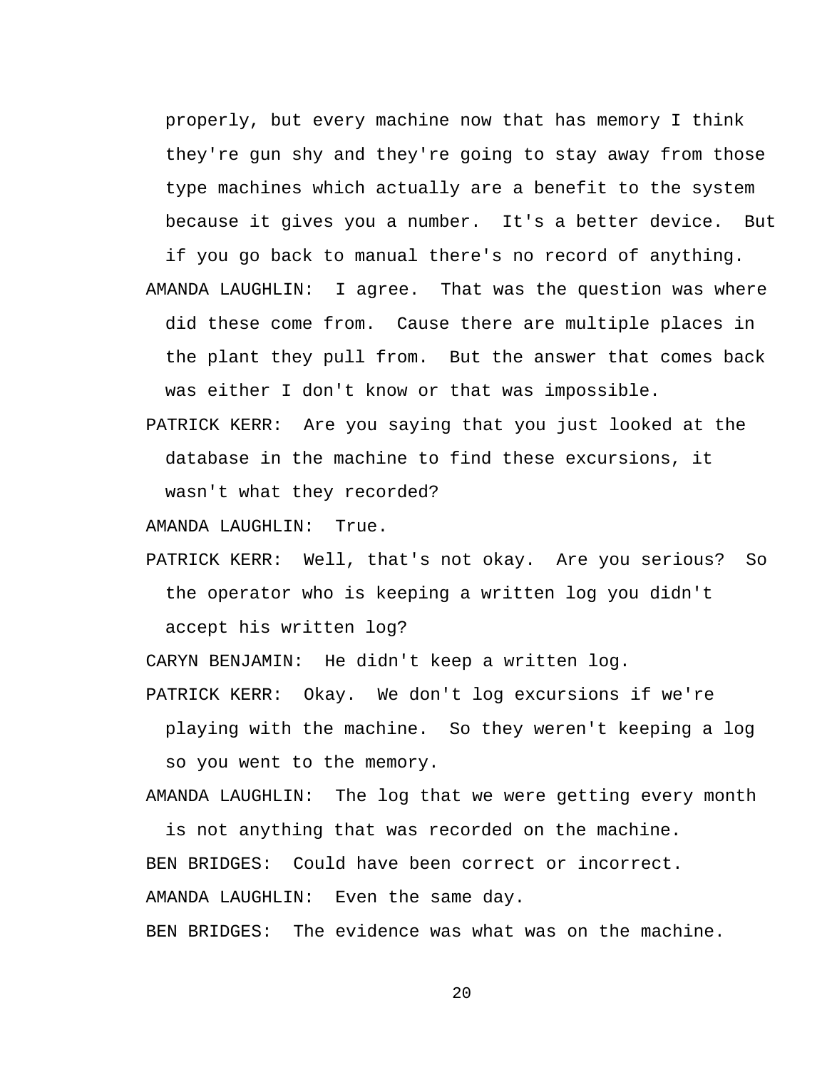properly, but every machine now that has memory I think they're gun shy and they're going to stay away from those type machines which actually are a benefit to the system because it gives you a number. It's a better device. But if you go back to manual there's no record of anything.

AMANDA LAUGHLIN: I agree. That was the question was where did these come from. Cause there are multiple places in the plant they pull from. But the answer that comes back was either I don't know or that was impossible.

PATRICK KERR: Are you saying that you just looked at the database in the machine to find these excursions, it wasn't what they recorded?

AMANDA LAUGHLIN: True.

PATRICK KERR: Well, that's not okay. Are you serious? So the operator who is keeping a written log you didn't accept his written log?

CARYN BENJAMIN: He didn't keep a written log.

PATRICK KERR: Okay. We don't log excursions if we're playing with the machine. So they weren't keeping a log so you went to the memory.

AMANDA LAUGHLIN: The log that we were getting every month is not anything that was recorded on the machine.

BEN BRIDGES: Could have been correct or incorrect.

AMANDA LAUGHLIN: Even the same day.

BEN BRIDGES: The evidence was what was on the machine.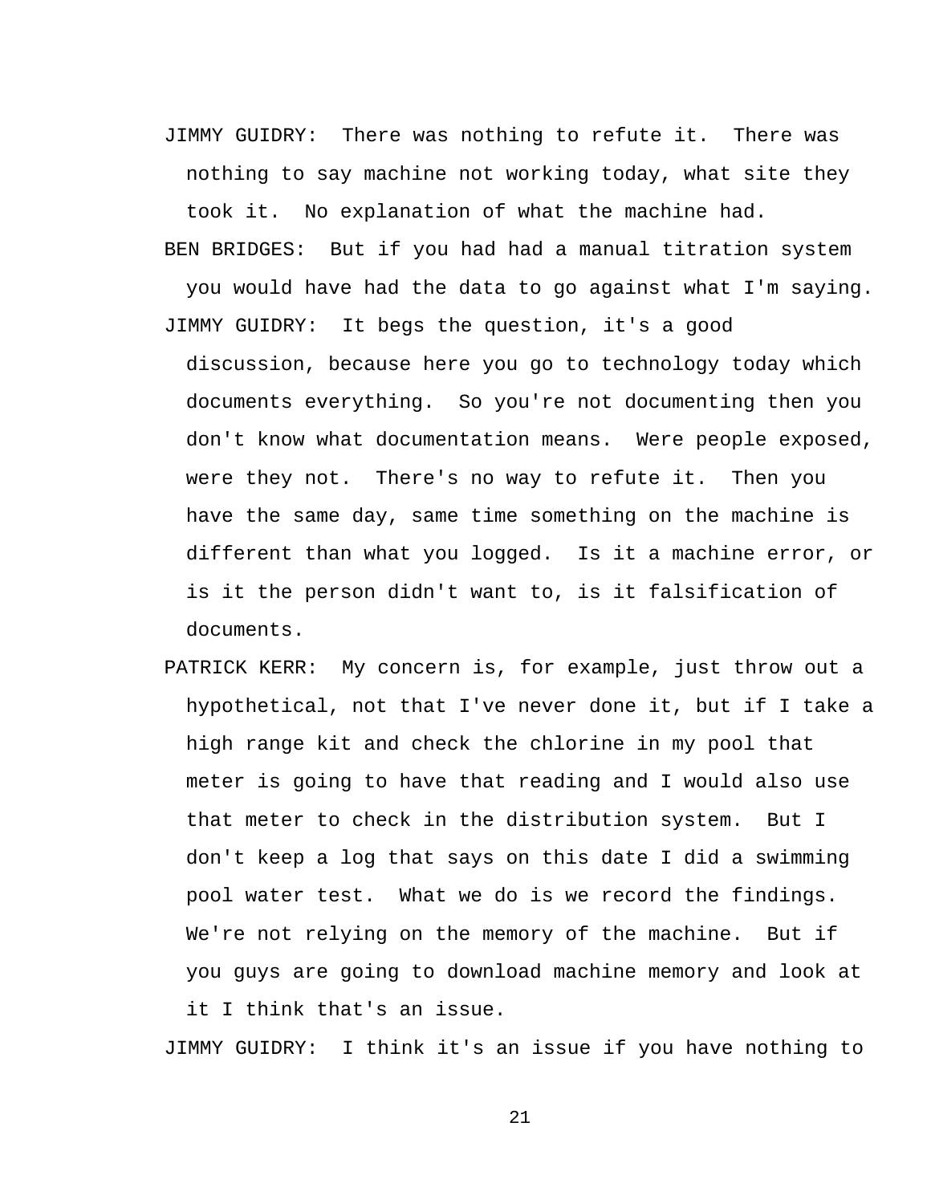JIMMY GUIDRY: There was nothing to refute it. There was nothing to say machine not working today, what site they took it. No explanation of what the machine had.

BEN BRIDGES: But if you had had a manual titration system you would have had the data to go against what I'm saying.

JIMMY GUIDRY: It begs the question, it's a good discussion, because here you go to technology today which documents everything. So you're not documenting then you don't know what documentation means. Were people exposed, were they not. There's no way to refute it. Then you have the same day, same time something on the machine is different than what you logged. Is it a machine error, or is it the person didn't want to, is it falsification of documents.

PATRICK KERR: My concern is, for example, just throw out a hypothetical, not that I've never done it, but if I take a high range kit and check the chlorine in my pool that meter is going to have that reading and I would also use that meter to check in the distribution system. But I don't keep a log that says on this date I did a swimming pool water test. What we do is we record the findings. We're not relying on the memory of the machine. But if you guys are going to download machine memory and look at it I think that's an issue.

JIMMY GUIDRY: I think it's an issue if you have nothing to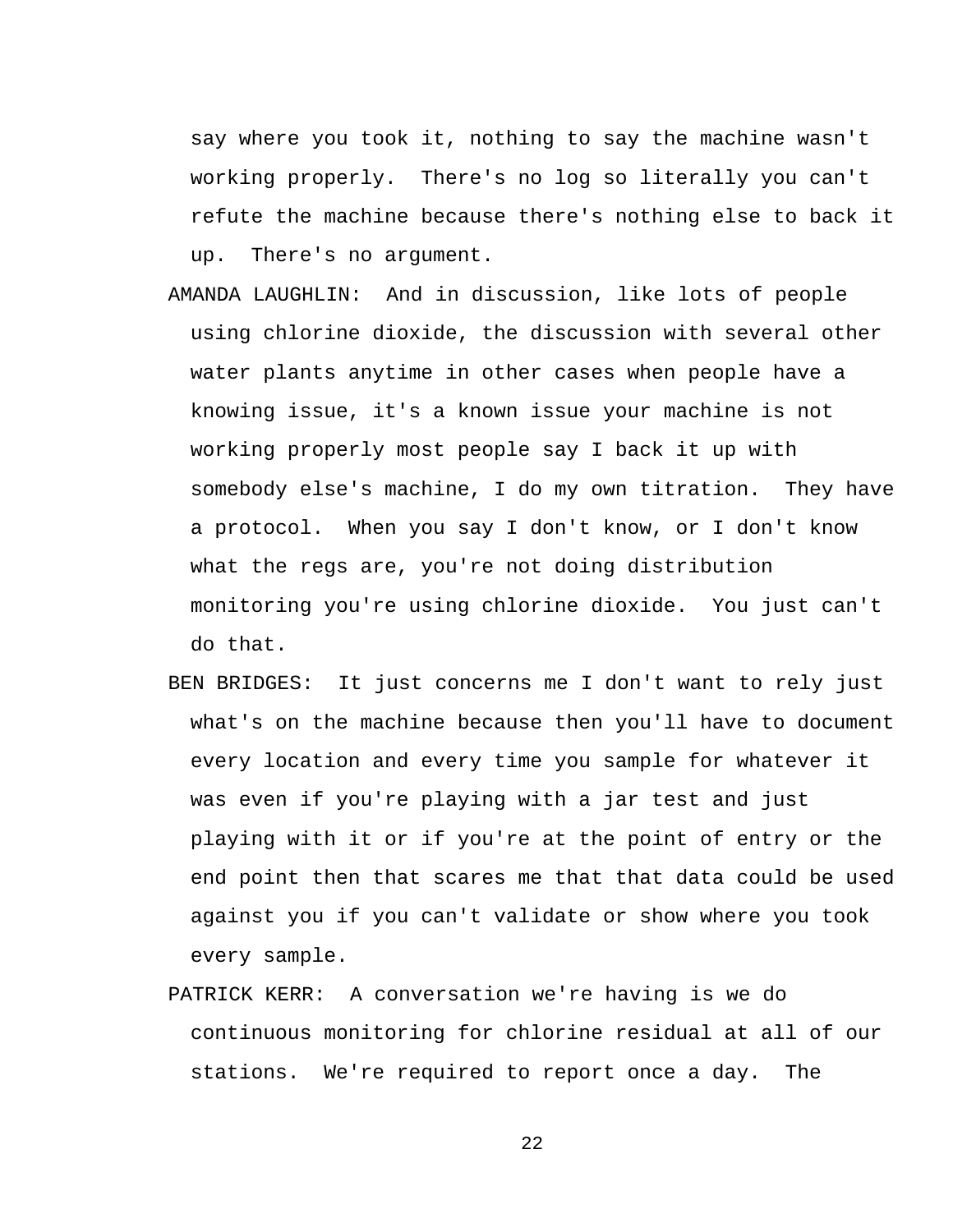say where you took it, nothing to say the machine wasn't working properly. There's no log so literally you can't refute the machine because there's nothing else to back it up. There's no argument.

AMANDA LAUGHLIN: And in discussion, like lots of people using chlorine dioxide, the discussion with several other water plants anytime in other cases when people have a knowing issue, it's a known issue your machine is not working properly most people say I back it up with somebody else's machine, I do my own titration. They have a protocol. When you say I don't know, or I don't know what the regs are, you're not doing distribution monitoring you're using chlorine dioxide. You just can't do that.

BEN BRIDGES: It just concerns me I don't want to rely just what's on the machine because then you'll have to document every location and every time you sample for whatever it was even if you're playing with a jar test and just playing with it or if you're at the point of entry or the end point then that scares me that that data could be used against you if you can't validate or show where you took every sample.

PATRICK KERR: A conversation we're having is we do continuous monitoring for chlorine residual at all of our stations. We're required to report once a day. The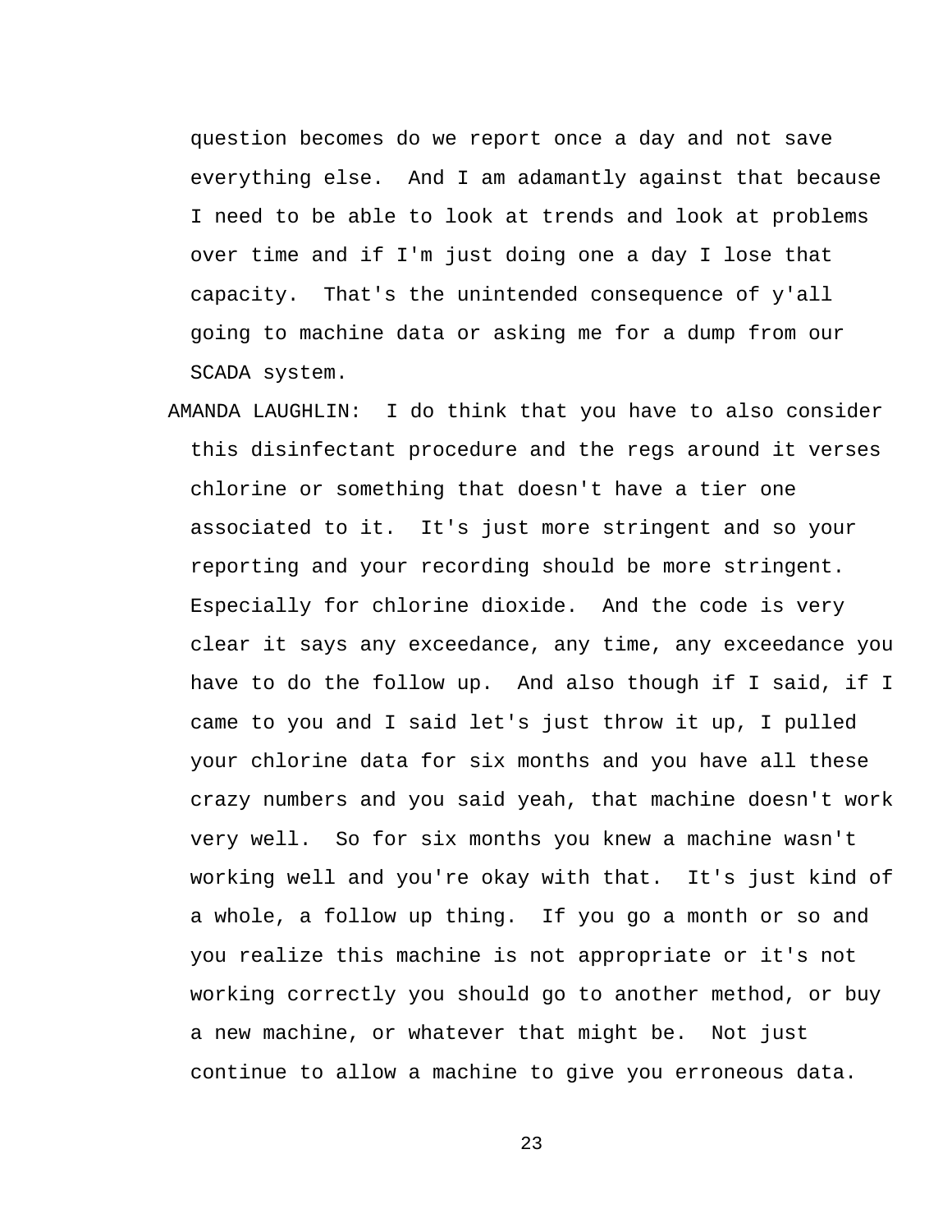question becomes do we report once a day and not save everything else. And I am adamantly against that because I need to be able to look at trends and look at problems over time and if I'm just doing one a day I lose that capacity. That's the unintended consequence of y'all going to machine data or asking me for a dump from our SCADA system.

AMANDA LAUGHLIN: I do think that you have to also consider this disinfectant procedure and the regs around it verses chlorine or something that doesn't have a tier one associated to it. It's just more stringent and so your reporting and your recording should be more stringent. Especially for chlorine dioxide. And the code is very clear it says any exceedance, any time, any exceedance you have to do the follow up. And also though if I said, if I came to you and I said let's just throw it up, I pulled your chlorine data for six months and you have all these crazy numbers and you said yeah, that machine doesn't work very well. So for six months you knew a machine wasn't working well and you're okay with that. It's just kind of a whole, a follow up thing. If you go a month or so and you realize this machine is not appropriate or it's not working correctly you should go to another method, or buy a new machine, or whatever that might be. Not just continue to allow a machine to give you erroneous data.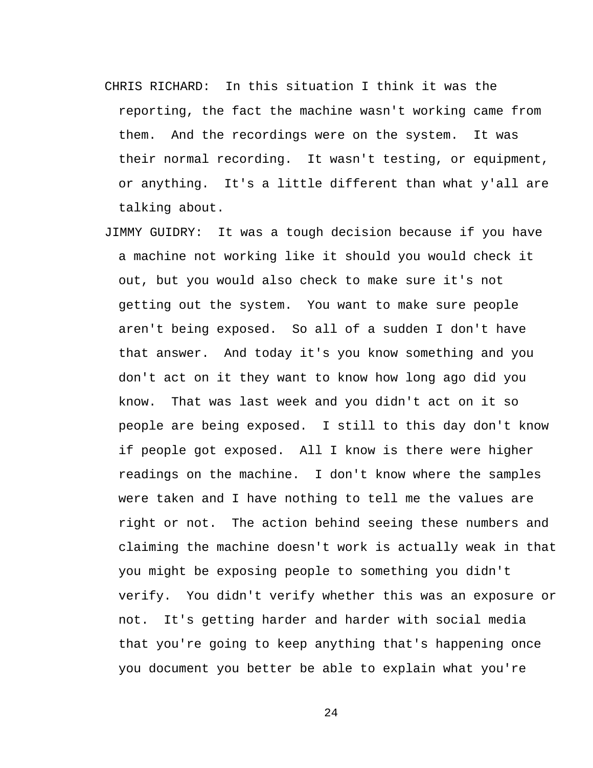CHRIS RICHARD: In this situation I think it was the reporting, the fact the machine wasn't working came from them. And the recordings were on the system. It was their normal recording. It wasn't testing, or equipment, or anything. It's a little different than what y'all are talking about.

JIMMY GUIDRY: It was a tough decision because if you have a machine not working like it should you would check it out, but you would also check to make sure it's not getting out the system. You want to make sure people aren't being exposed. So all of a sudden I don't have that answer. And today it's you know something and you don't act on it they want to know how long ago did you know. That was last week and you didn't act on it so people are being exposed. I still to this day don't know if people got exposed. All I know is there were higher readings on the machine. I don't know where the samples were taken and I have nothing to tell me the values are right or not. The action behind seeing these numbers and claiming the machine doesn't work is actually weak in that you might be exposing people to something you didn't verify. You didn't verify whether this was an exposure or not. It's getting harder and harder with social media that you're going to keep anything that's happening once you document you better be able to explain what you're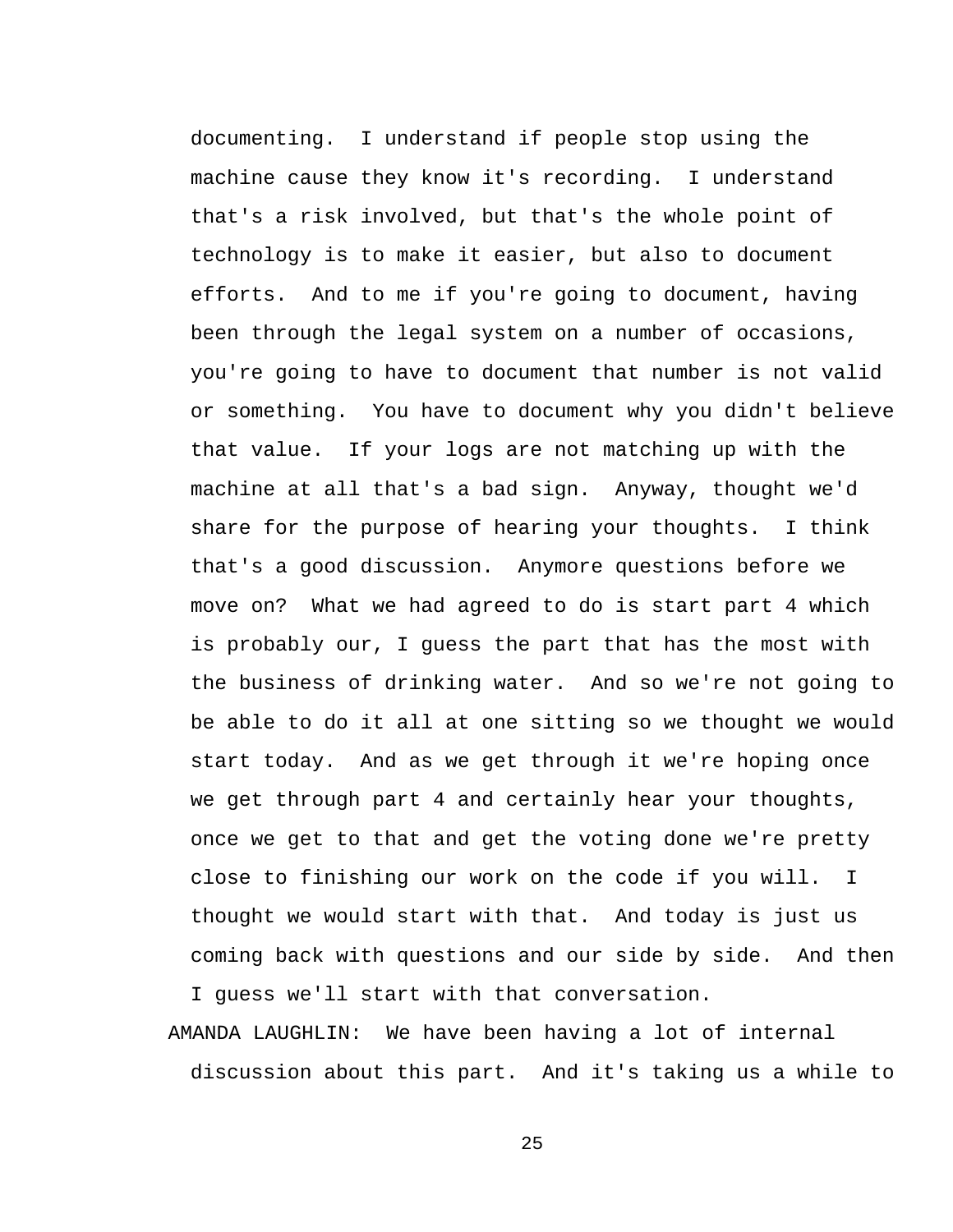documenting. I understand if people stop using the machine cause they know it's recording. I understand that's a risk involved, but that's the whole point of technology is to make it easier, but also to document efforts. And to me if you're going to document, having been through the legal system on a number of occasions, you're going to have to document that number is not valid or something. You have to document why you didn't believe that value. If your logs are not matching up with the machine at all that's a bad sign. Anyway, thought we'd share for the purpose of hearing your thoughts. I think that's a good discussion. Anymore questions before we move on? What we had agreed to do is start part 4 which is probably our, I guess the part that has the most with the business of drinking water. And so we're not going to be able to do it all at one sitting so we thought we would start today. And as we get through it we're hoping once we get through part 4 and certainly hear your thoughts, once we get to that and get the voting done we're pretty close to finishing our work on the code if you will. I thought we would start with that. And today is just us coming back with questions and our side by side. And then I guess we'll start with that conversation.

AMANDA LAUGHLIN: We have been having a lot of internal discussion about this part. And it's taking us a while to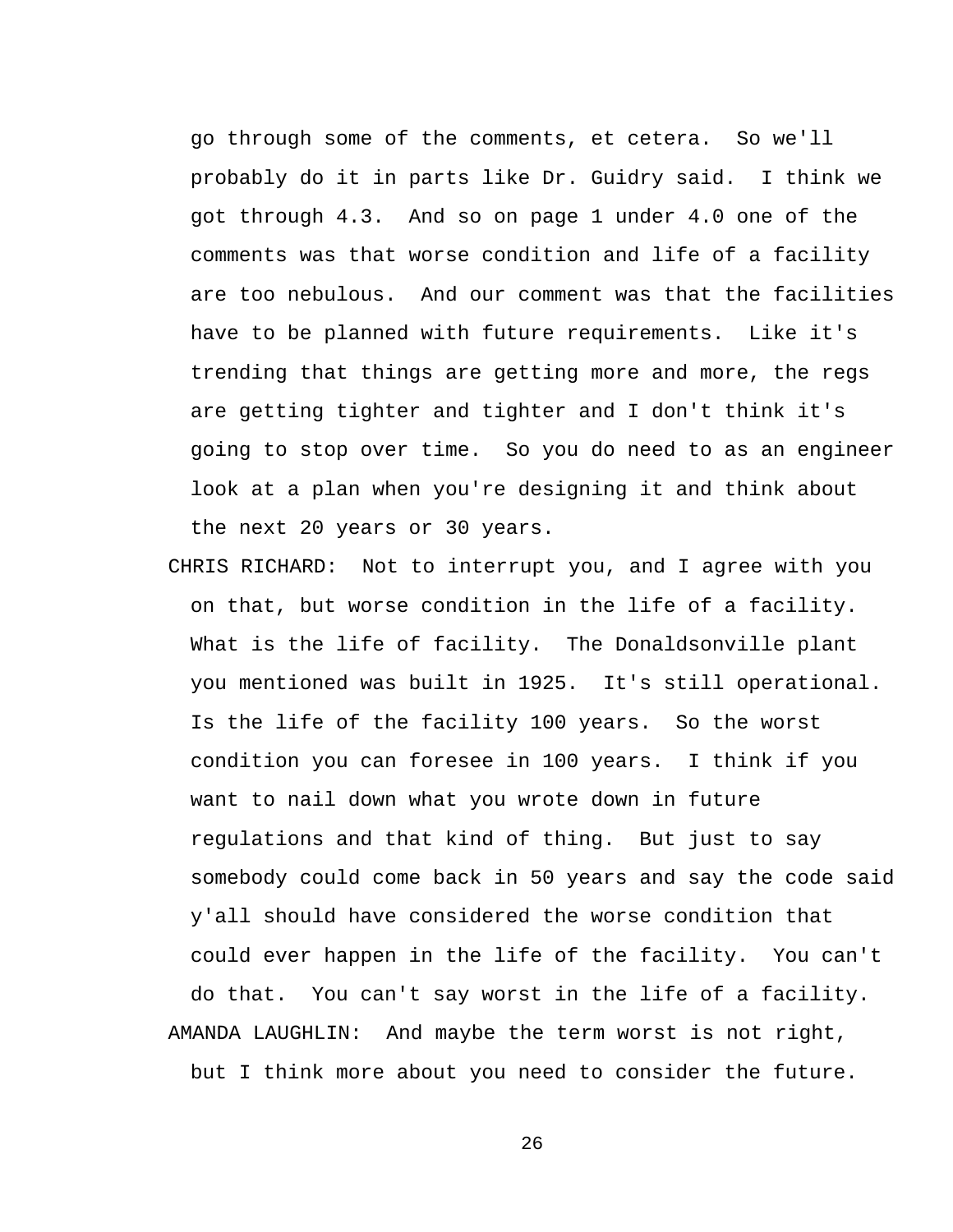go through some of the comments, et cetera. So we'll probably do it in parts like Dr. Guidry said. I think we got through 4.3. And so on page 1 under 4.0 one of the comments was that worse condition and life of a facility are too nebulous. And our comment was that the facilities have to be planned with future requirements. Like it's trending that things are getting more and more, the regs are getting tighter and tighter and I don't think it's going to stop over time. So you do need to as an engineer look at a plan when you're designing it and think about the next 20 years or 30 years.

CHRIS RICHARD: Not to interrupt you, and I agree with you on that, but worse condition in the life of a facility. What is the life of facility. The Donaldsonville plant you mentioned was built in 1925. It's still operational. Is the life of the facility 100 years. So the worst condition you can foresee in 100 years. I think if you want to nail down what you wrote down in future regulations and that kind of thing. But just to say somebody could come back in 50 years and say the code said y'all should have considered the worse condition that could ever happen in the life of the facility. You can't do that. You can't say worst in the life of a facility.

AMANDA LAUGHLIN: And maybe the term worst is not right, but I think more about you need to consider the future.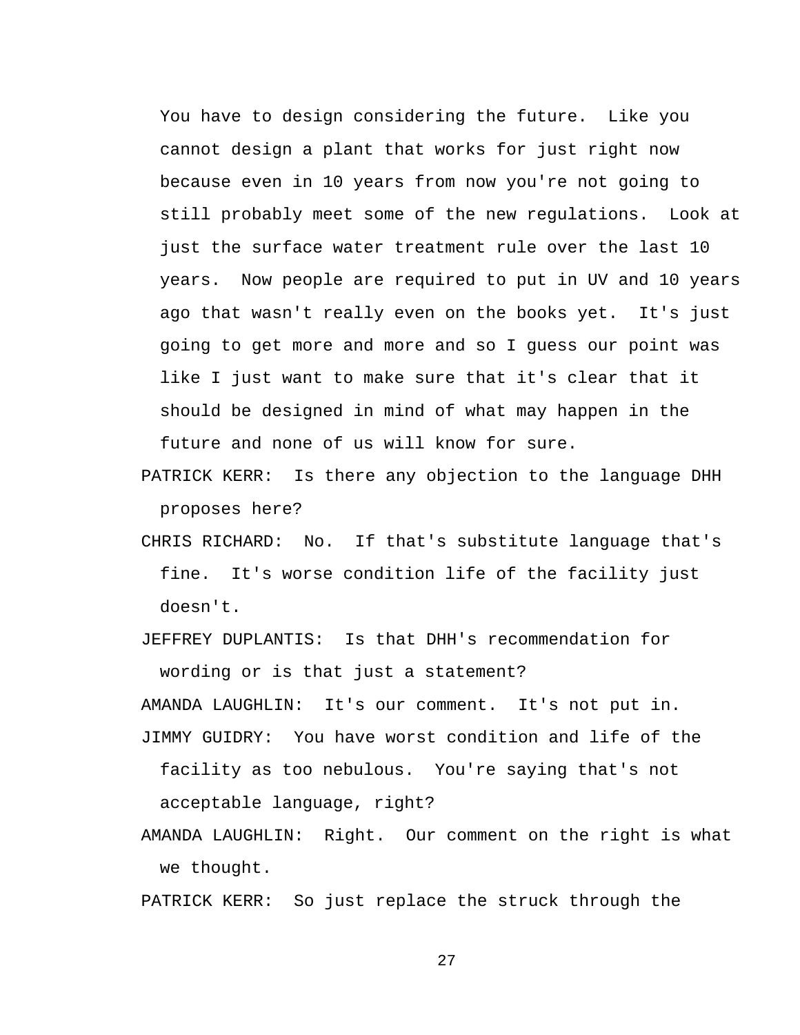You have to design considering the future. Like you cannot design a plant that works for just right now because even in 10 years from now you're not going to still probably meet some of the new regulations. Look at just the surface water treatment rule over the last 10 years. Now people are required to put in UV and 10 years ago that wasn't really even on the books yet. It's just going to get more and more and so I guess our point was like I just want to make sure that it's clear that it should be designed in mind of what may happen in the future and none of us will know for sure.

PATRICK KERR: Is there any objection to the language DHH proposes here?

CHRIS RICHARD: No. If that's substitute language that's fine. It's worse condition life of the facility just doesn't.

JEFFREY DUPLANTIS: Is that DHH's recommendation for wording or is that just a statement?

AMANDA LAUGHLIN: It's our comment. It's not put in.

JIMMY GUIDRY: You have worst condition and life of the facility as too nebulous. You're saying that's not acceptable language, right?

AMANDA LAUGHLIN: Right. Our comment on the right is what we thought.

PATRICK KERR: So just replace the struck through the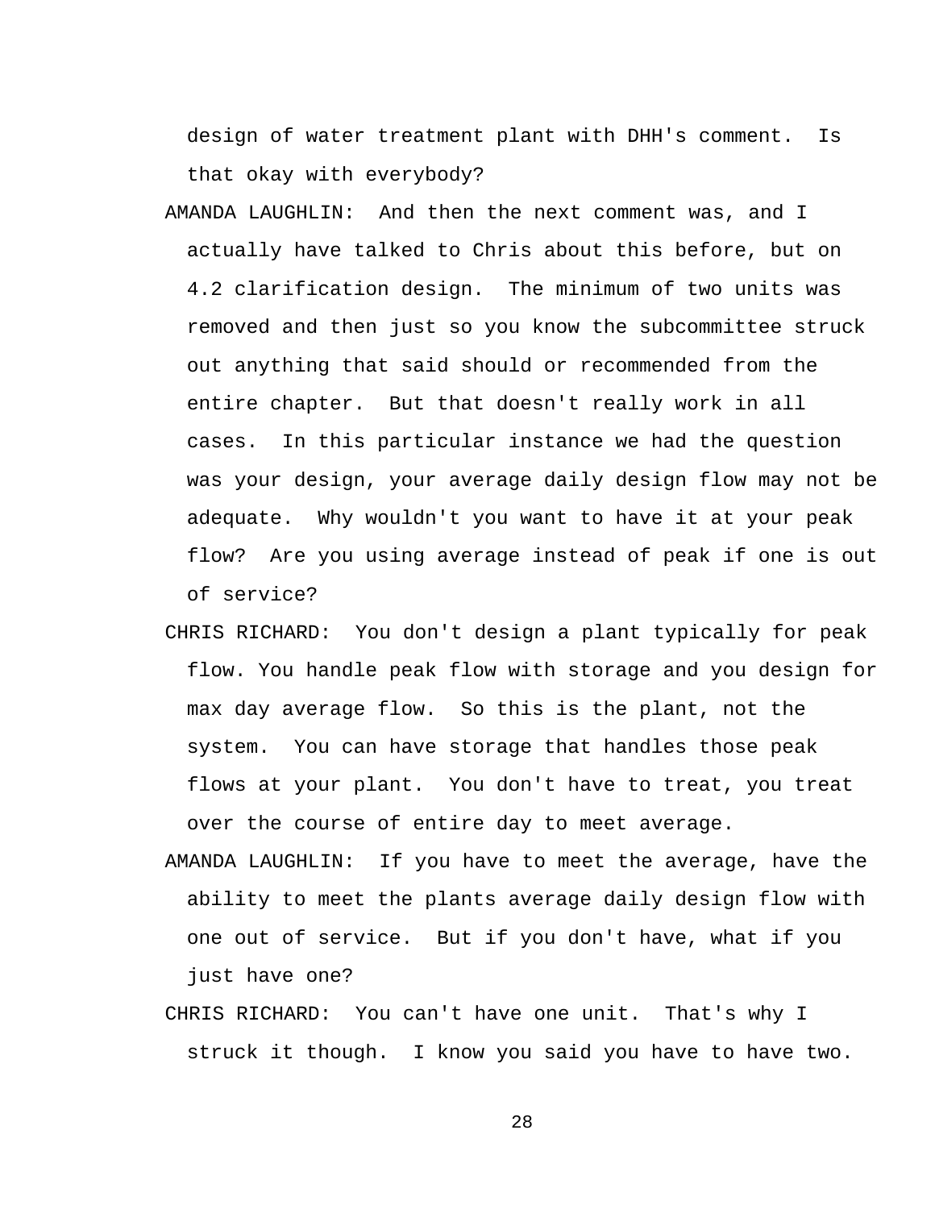design of water treatment plant with DHH's comment. Is that okay with everybody?

AMANDA LAUGHLIN: And then the next comment was, and I actually have talked to Chris about this before, but on 4.2 clarification design. The minimum of two units was removed and then just so you know the subcommittee struck out anything that said should or recommended from the entire chapter. But that doesn't really work in all cases. In this particular instance we had the question was your design, your average daily design flow may not be adequate. Why wouldn't you want to have it at your peak flow? Are you using average instead of peak if one is out of service?

CHRIS RICHARD: You don't design a plant typically for peak flow. You handle peak flow with storage and you design for max day average flow. So this is the plant, not the system. You can have storage that handles those peak flows at your plant. You don't have to treat, you treat over the course of entire day to meet average.

AMANDA LAUGHLIN: If you have to meet the average, have the ability to meet the plants average daily design flow with one out of service. But if you don't have, what if you just have one?

CHRIS RICHARD: You can't have one unit. That's why I struck it though. I know you said you have to have two.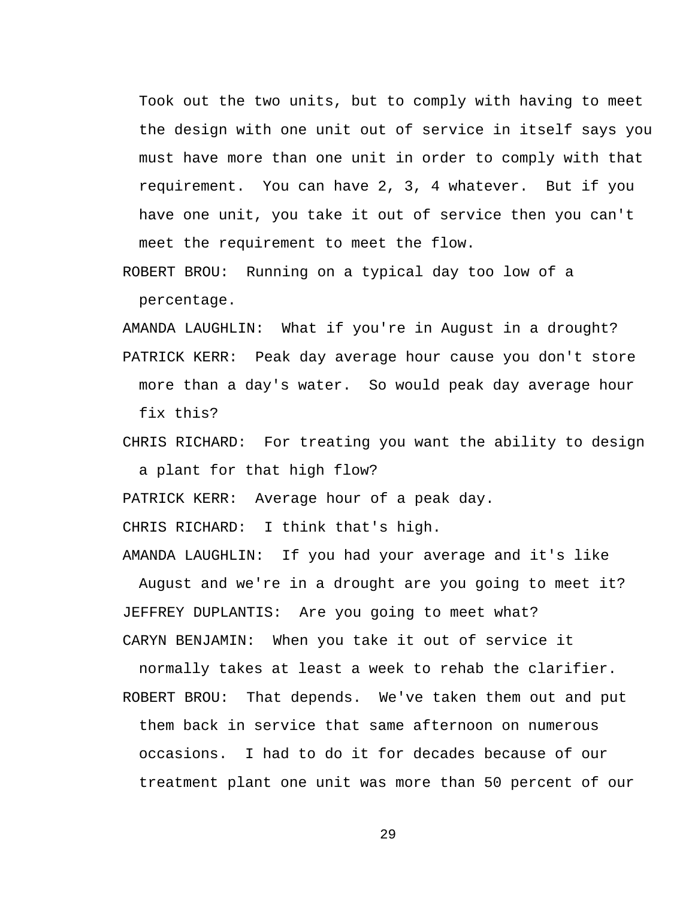Took out the two units, but to comply with having to meet the design with one unit out of service in itself says you must have more than one unit in order to comply with that requirement. You can have 2, 3, 4 whatever. But if you have one unit, you take it out of service then you can't meet the requirement to meet the flow.

ROBERT BROU: Running on a typical day too low of a percentage.

AMANDA LAUGHLIN: What if you're in August in a drought?

PATRICK KERR: Peak day average hour cause you don't store more than a day's water. So would peak day average hour fix this?

CHRIS RICHARD: For treating you want the ability to design a plant for that high flow?

PATRICK KERR: Average hour of a peak day.

CHRIS RICHARD: I think that's high.

AMANDA LAUGHLIN: If you had your average and it's like August and we're in a drought are you going to meet it?

JEFFREY DUPLANTIS: Are you going to meet what?

CARYN BENJAMIN: When you take it out of service it normally takes at least a week to rehab the clarifier.

ROBERT BROU: That depends. We've taken them out and put them back in service that same afternoon on numerous occasions. I had to do it for decades because of our treatment plant one unit was more than 50 percent of our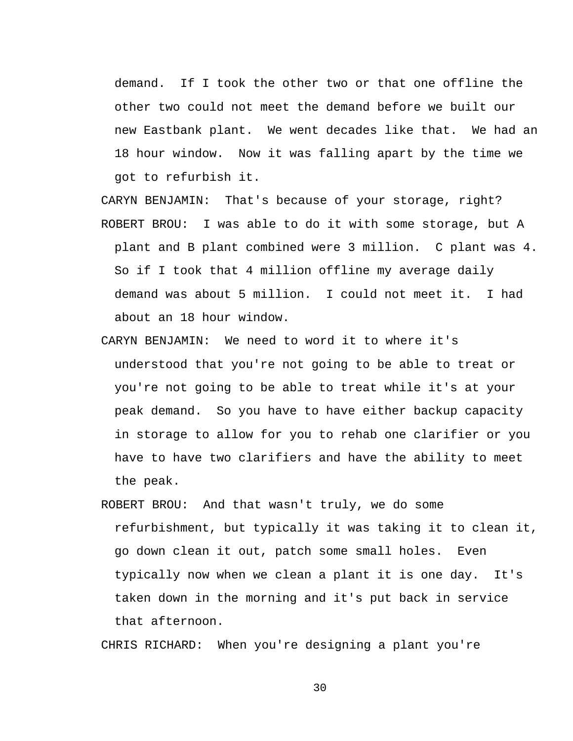demand. If I took the other two or that one offline the other two could not meet the demand before we built our new Eastbank plant. We went decades like that. We had an 18 hour window. Now it was falling apart by the time we got to refurbish it.

CARYN BENJAMIN: That's because of your storage, right?

ROBERT BROU: I was able to do it with some storage, but A plant and B plant combined were 3 million. C plant was 4. So if I took that 4 million offline my average daily demand was about 5 million. I could not meet it. I had about an 18 hour window.

CARYN BENJAMIN: We need to word it to where it's understood that you're not going to be able to treat or you're not going to be able to treat while it's at your peak demand. So you have to have either backup capacity in storage to allow for you to rehab one clarifier or you have to have two clarifiers and have the ability to meet the peak.

ROBERT BROU: And that wasn't truly, we do some refurbishment, but typically it was taking it to clean it, go down clean it out, patch some small holes. Even typically now when we clean a plant it is one day. It's taken down in the morning and it's put back in service that afternoon.

CHRIS RICHARD: When you're designing a plant you're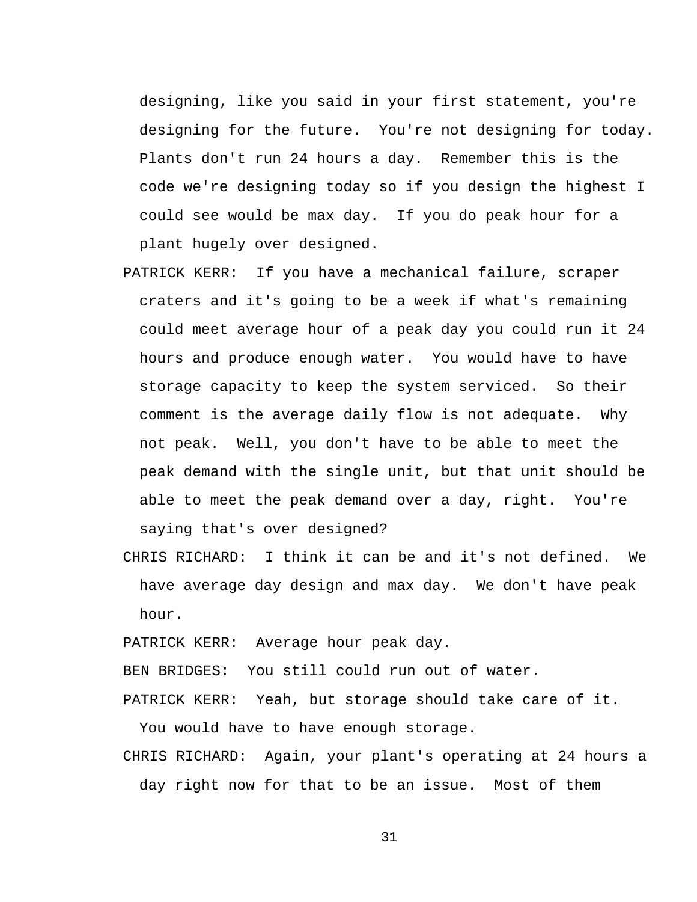designing, like you said in your first statement, you're designing for the future. You're not designing for today. Plants don't run 24 hours a day. Remember this is the code we're designing today so if you design the highest I could see would be max day. If you do peak hour for a plant hugely over designed.

PATRICK KERR: If you have a mechanical failure, scraper craters and it's going to be a week if what's remaining could meet average hour of a peak day you could run it 24 hours and produce enough water. You would have to have storage capacity to keep the system serviced. So their comment is the average daily flow is not adequate. Why not peak. Well, you don't have to be able to meet the peak demand with the single unit, but that unit should be able to meet the peak demand over a day, right. You're saying that's over designed?

CHRIS RICHARD: I think it can be and it's not defined. We have average day design and max day. We don't have peak hour.

PATRICK KERR: Average hour peak day.

BEN BRIDGES: You still could run out of water.

PATRICK KERR: Yeah, but storage should take care of it. You would have to have enough storage.

CHRIS RICHARD: Again, your plant's operating at 24 hours a day right now for that to be an issue. Most of them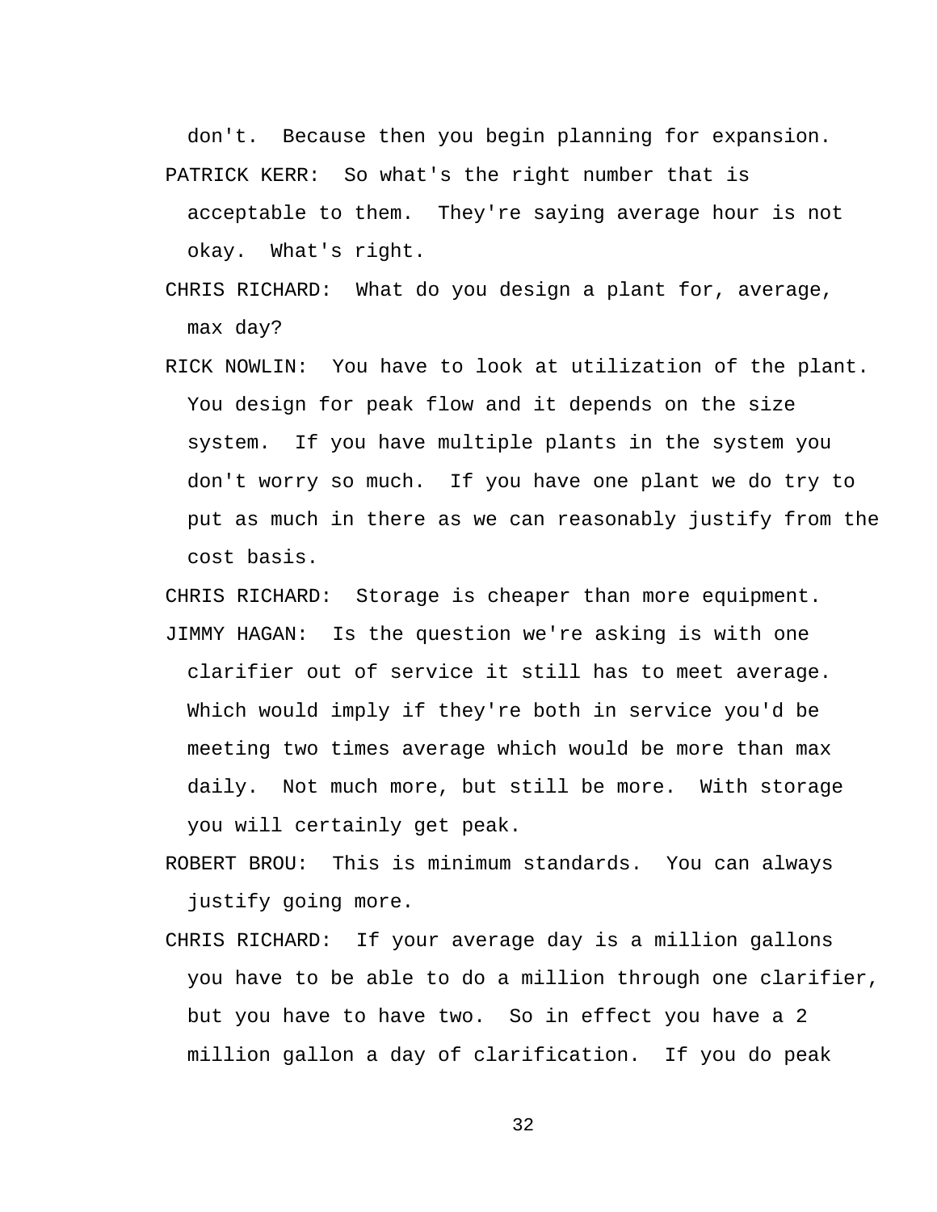don't. Because then you begin planning for expansion.

PATRICK KERR: So what's the right number that is acceptable to them. They're saying average hour is not okay. What's right.

CHRIS RICHARD: What do you design a plant for, average, max day?

RICK NOWLIN: You have to look at utilization of the plant. You design for peak flow and it depends on the size system. If you have multiple plants in the system you don't worry so much. If you have one plant we do try to put as much in there as we can reasonably justify from the cost basis.

CHRIS RICHARD: Storage is cheaper than more equipment.

JIMMY HAGAN: Is the question we're asking is with one clarifier out of service it still has to meet average. Which would imply if they're both in service you'd be meeting two times average which would be more than max daily. Not much more, but still be more. With storage you will certainly get peak.

ROBERT BROU: This is minimum standards. You can always justify going more.

CHRIS RICHARD: If your average day is a million gallons you have to be able to do a million through one clarifier, but you have to have two. So in effect you have a 2 million gallon a day of clarification. If you do peak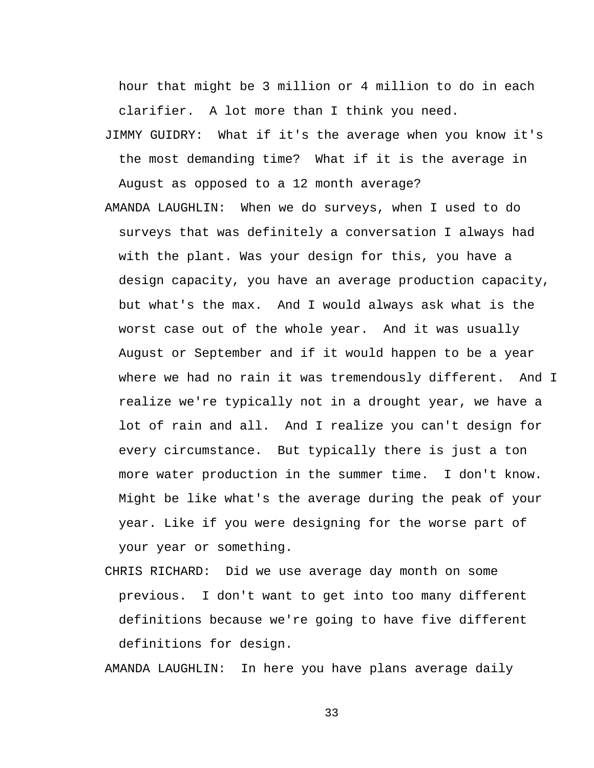hour that might be 3 million or 4 million to do in each clarifier. A lot more than I think you need.

JIMMY GUIDRY: What if it's the average when you know it's the most demanding time? What if it is the average in August as opposed to a 12 month average?

AMANDA LAUGHLIN: When we do surveys, when I used to do surveys that was definitely a conversation I always had with the plant. Was your design for this, you have a design capacity, you have an average production capacity, but what's the max. And I would always ask what is the worst case out of the whole year. And it was usually August or September and if it would happen to be a year where we had no rain it was tremendously different. And I realize we're typically not in a drought year, we have a lot of rain and all. And I realize you can't design for every circumstance. But typically there is just a ton more water production in the summer time. I don't know. Might be like what's the average during the peak of your year. Like if you were designing for the worse part of your year or something.

CHRIS RICHARD: Did we use average day month on some previous. I don't want to get into too many different definitions because we're going to have five different definitions for design.

AMANDA LAUGHLIN: In here you have plans average daily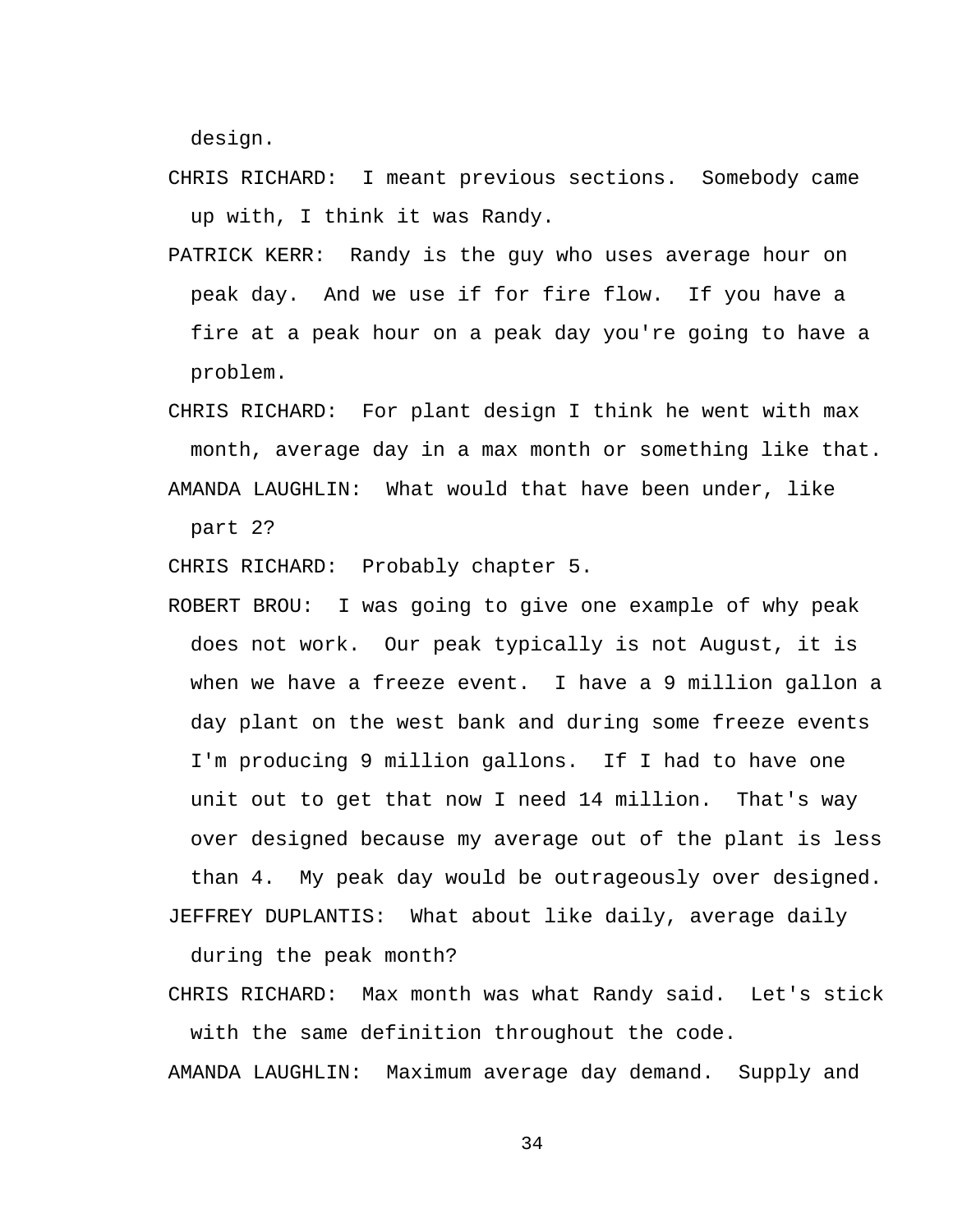design.

CHRIS RICHARD: I meant previous sections. Somebody came up with, I think it was Randy.

PATRICK KERR: Randy is the guy who uses average hour on peak day. And we use if for fire flow. If you have a fire at a peak hour on a peak day you're going to have a problem.

CHRIS RICHARD: For plant design I think he went with max month, average day in a max month or something like that.

AMANDA LAUGHLIN: What would that have been under, like part 2?

CHRIS RICHARD: Probably chapter 5.

ROBERT BROU: I was going to give one example of why peak does not work. Our peak typically is not August, it is when we have a freeze event. I have a 9 million gallon a day plant on the west bank and during some freeze events I'm producing 9 million gallons. If I had to have one unit out to get that now I need 14 million. That's way over designed because my average out of the plant is less than 4. My peak day would be outrageously over designed.

JEFFREY DUPLANTIS: What about like daily, average daily during the peak month?

CHRIS RICHARD: Max month was what Randy said. Let's stick with the same definition throughout the code.

AMANDA LAUGHLIN: Maximum average day demand. Supply and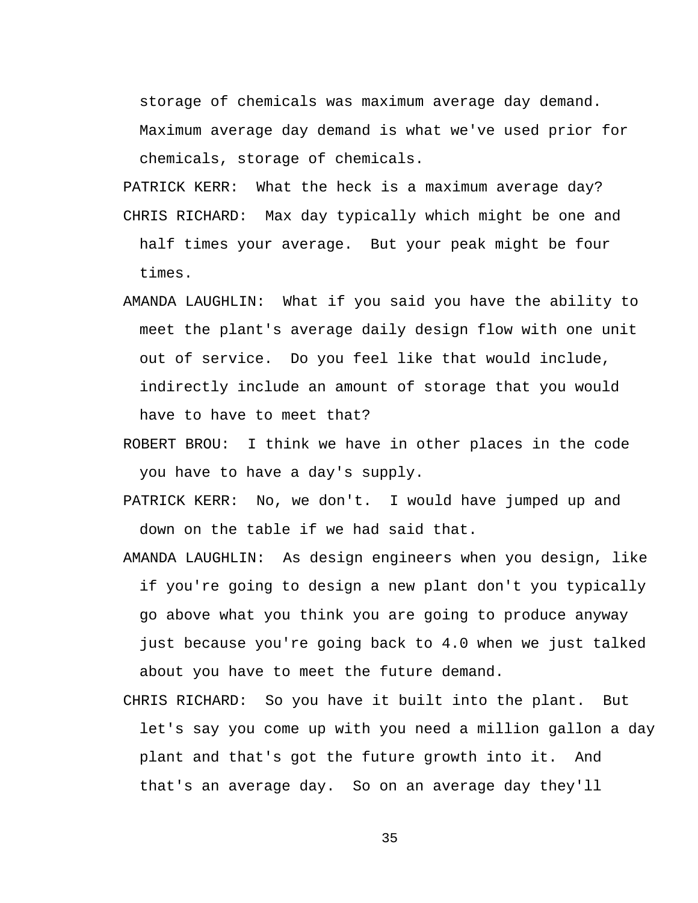storage of chemicals was maximum average day demand. Maximum average day demand is what we've used prior for chemicals, storage of chemicals.

PATRICK KERR: What the heck is a maximum average day?

CHRIS RICHARD: Max day typically which might be one and half times your average. But your peak might be four times.

AMANDA LAUGHLIN: What if you said you have the ability to meet the plant's average daily design flow with one unit out of service. Do you feel like that would include, indirectly include an amount of storage that you would have to have to meet that?

ROBERT BROU: I think we have in other places in the code you have to have a day's supply.

PATRICK KERR: No, we don't. I would have jumped up and down on the table if we had said that.

AMANDA LAUGHLIN: As design engineers when you design, like if you're going to design a new plant don't you typically go above what you think you are going to produce anyway just because you're going back to 4.0 when we just talked about you have to meet the future demand.

CHRIS RICHARD: So you have it built into the plant. But let's say you come up with you need a million gallon a day plant and that's got the future growth into it. And that's an average day. So on an average day they'll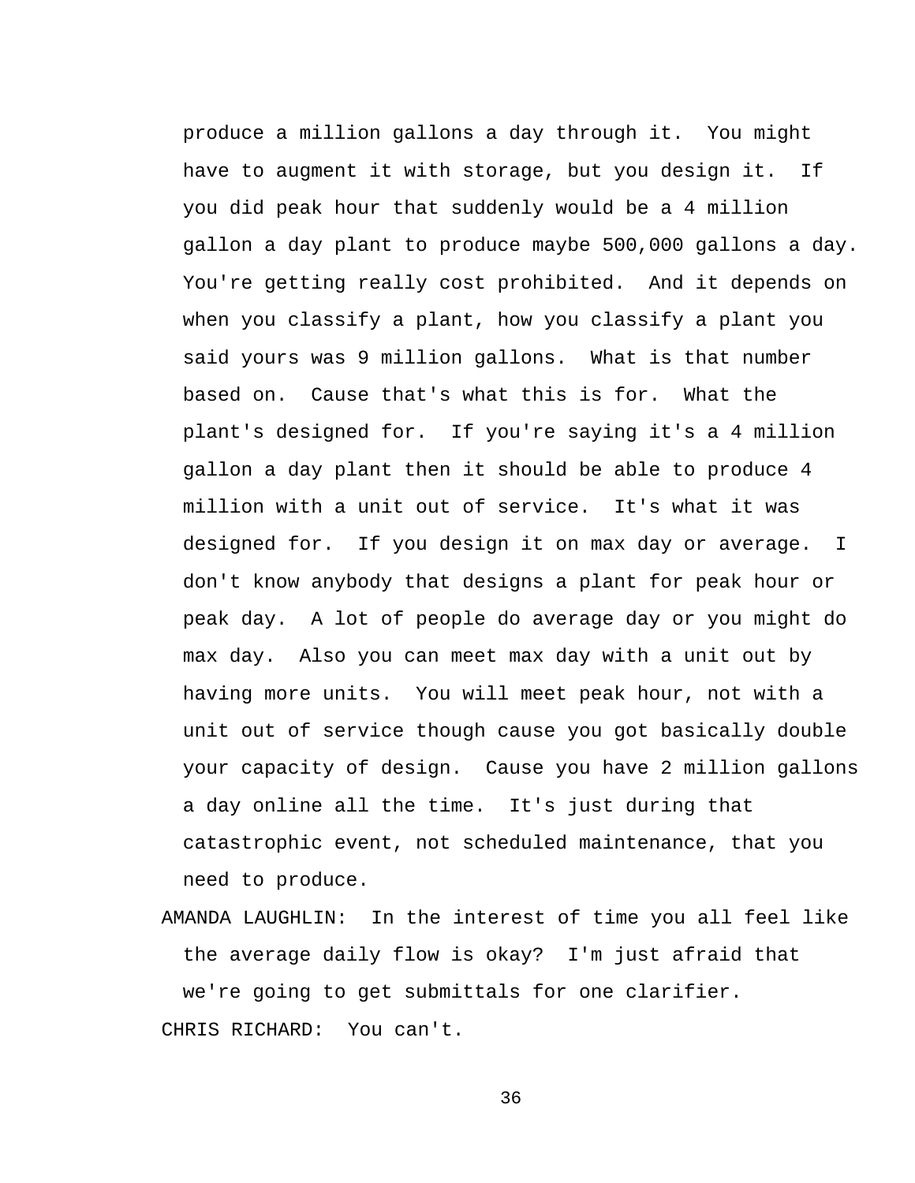produce a million gallons a day through it. You might have to augment it with storage, but you design it. If you did peak hour that suddenly would be a 4 million gallon a day plant to produce maybe 500,000 gallons a day. You're getting really cost prohibited. And it depends on when you classify a plant, how you classify a plant you said yours was 9 million gallons. What is that number based on. Cause that's what this is for. What the plant's designed for. If you're saying it's a 4 million gallon a day plant then it should be able to produce 4 million with a unit out of service. It's what it was designed for. If you design it on max day or average. I don't know anybody that designs a plant for peak hour or peak day. A lot of people do average day or you might do max day. Also you can meet max day with a unit out by having more units. You will meet peak hour, not with a unit out of service though cause you got basically double your capacity of design. Cause you have 2 million gallons a day online all the time. It's just during that catastrophic event, not scheduled maintenance, that you need to produce.

AMANDA LAUGHLIN: In the interest of time you all feel like the average daily flow is okay? I'm just afraid that we're going to get submittals for one clarifier.

CHRIS RICHARD: You can't.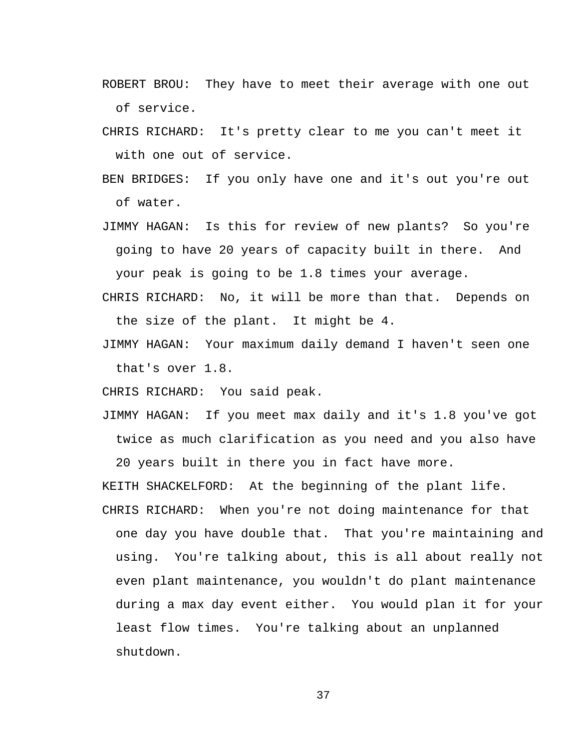ROBERT BROU: They have to meet their average with one out of service.

CHRIS RICHARD: It's pretty clear to me you can't meet it with one out of service.

BEN BRIDGES: If you only have one and it's out you're out of water.

JIMMY HAGAN: Is this for review of new plants? So you're going to have 20 years of capacity built in there. And your peak is going to be 1.8 times your average.

CHRIS RICHARD: No, it will be more than that. Depends on the size of the plant. It might be 4.

JIMMY HAGAN: Your maximum daily demand I haven't seen one that's over 1.8.

CHRIS RICHARD: You said peak.

JIMMY HAGAN: If you meet max daily and it's 1.8 you've got twice as much clarification as you need and you also have 20 years built in there you in fact have more.

KEITH SHACKELFORD: At the beginning of the plant life.

CHRIS RICHARD: When you're not doing maintenance for that one day you have double that. That you're maintaining and using. You're talking about, this is all about really not even plant maintenance, you wouldn't do plant maintenance during a max day event either. You would plan it for your least flow times. You're talking about an unplanned shutdown.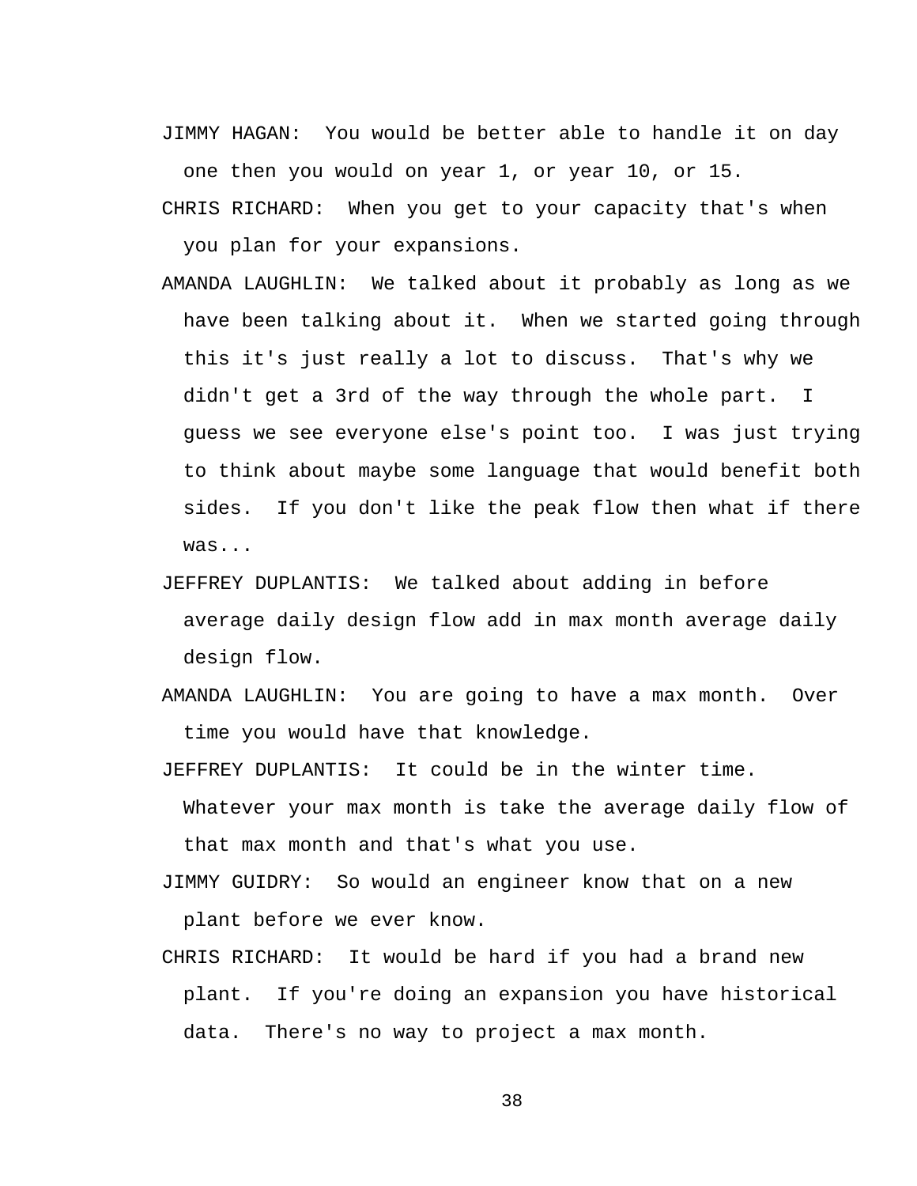JIMMY HAGAN: You would be better able to handle it on day one then you would on year 1, or year 10, or 15.

CHRIS RICHARD: When you get to your capacity that's when you plan for your expansions.

AMANDA LAUGHLIN: We talked about it probably as long as we have been talking about it. When we started going through this it's just really a lot to discuss. That's why we didn't get a 3rd of the way through the whole part. I guess we see everyone else's point too. I was just trying to think about maybe some language that would benefit both sides. If you don't like the peak flow then what if there was...

JEFFREY DUPLANTIS: We talked about adding in before average daily design flow add in max month average daily design flow.

AMANDA LAUGHLIN: You are going to have a max month. Over time you would have that knowledge.

JEFFREY DUPLANTIS: It could be in the winter time. Whatever your max month is take the average daily flow of that max month and that's what you use.

JIMMY GUIDRY: So would an engineer know that on a new plant before we ever know.

CHRIS RICHARD: It would be hard if you had a brand new plant. If you're doing an expansion you have historical data. There's no way to project a max month.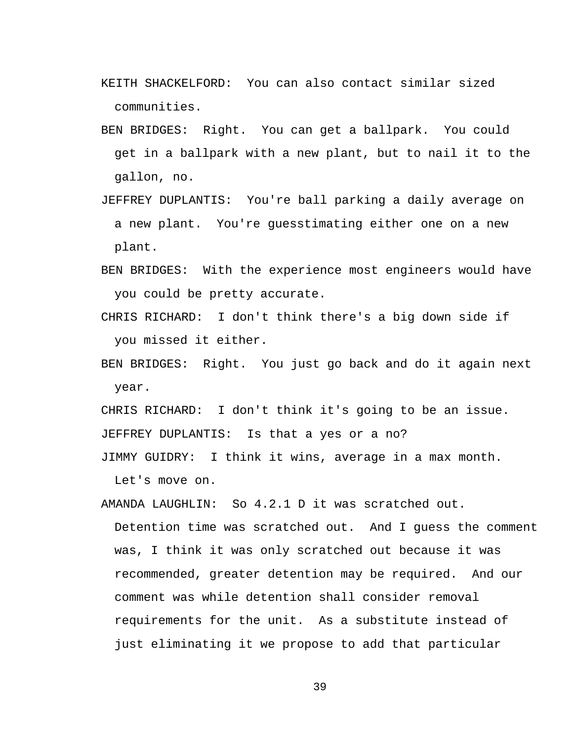KEITH SHACKELFORD: You can also contact similar sized communities.

BEN BRIDGES: Right. You can get a ballpark. You could get in a ballpark with a new plant, but to nail it to the gallon, no.

JEFFREY DUPLANTIS: You're ball parking a daily average on a new plant. You're guesstimating either one on a new plant.

BEN BRIDGES: With the experience most engineers would have you could be pretty accurate.

CHRIS RICHARD: I don't think there's a big down side if you missed it either.

BEN BRIDGES: Right. You just go back and do it again next year.

CHRIS RICHARD: I don't think it's going to be an issue.

JEFFREY DUPLANTIS: Is that a yes or a no?

JIMMY GUIDRY: I think it wins, average in a max month. Let's move on.

AMANDA LAUGHLIN: So 4.2.1 D it was scratched out. Detention time was scratched out. And I guess the comment was, I think it was only scratched out because it was recommended, greater detention may be required. And our comment was while detention shall consider removal requirements for the unit. As a substitute instead of just eliminating it we propose to add that particular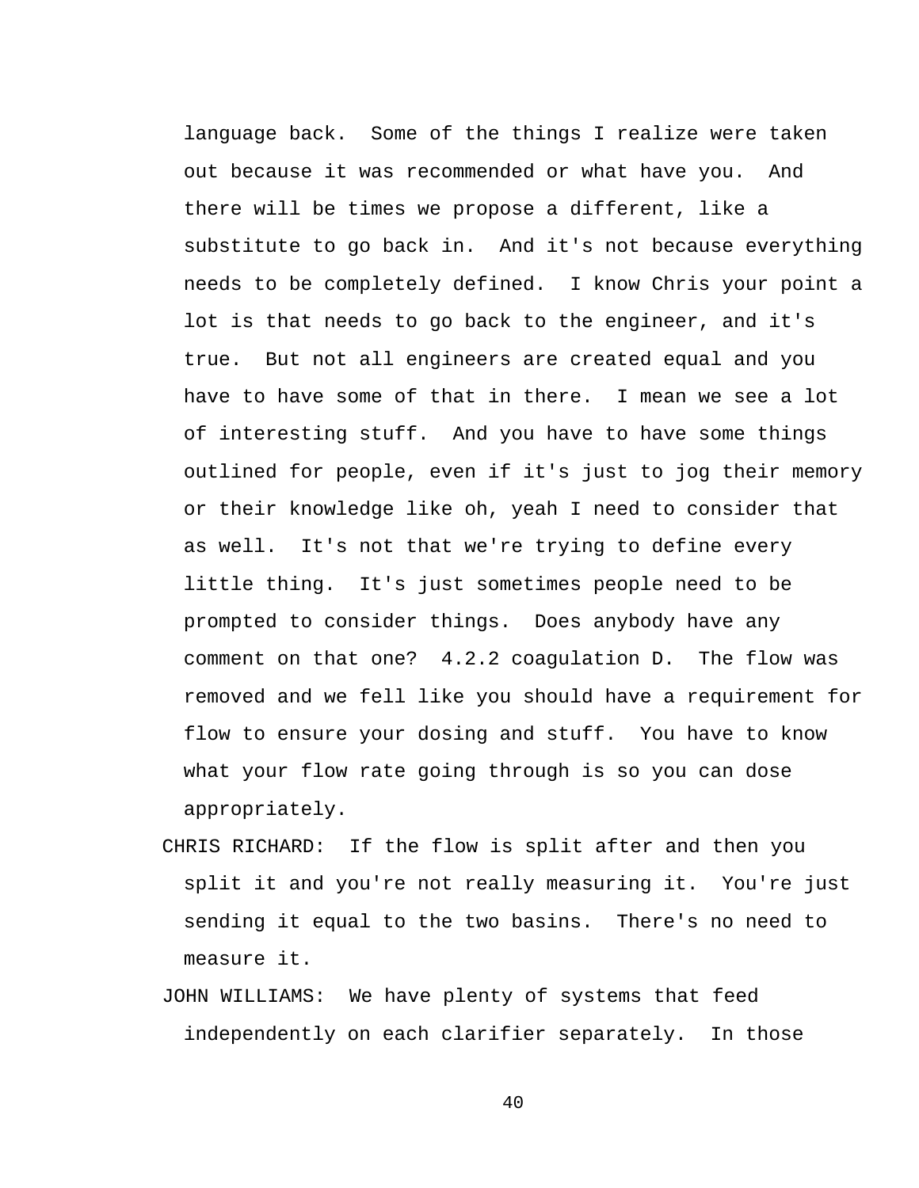language back. Some of the things I realize were taken out because it was recommended or what have you. And there will be times we propose a different, like a substitute to go back in. And it's not because everything needs to be completely defined. I know Chris your point a lot is that needs to go back to the engineer, and it's true. But not all engineers are created equal and you have to have some of that in there. I mean we see a lot of interesting stuff. And you have to have some things outlined for people, even if it's just to jog their memory or their knowledge like oh, yeah I need to consider that as well. It's not that we're trying to define every little thing. It's just sometimes people need to be prompted to consider things. Does anybody have any comment on that one? 4.2.2 coagulation D. The flow was removed and we fell like you should have a requirement for flow to ensure your dosing and stuff. You have to know what your flow rate going through is so you can dose appropriately.

CHRIS RICHARD: If the flow is split after and then you split it and you're not really measuring it. You're just sending it equal to the two basins. There's no need to measure it.

JOHN WILLIAMS: We have plenty of systems that feed independently on each clarifier separately. In those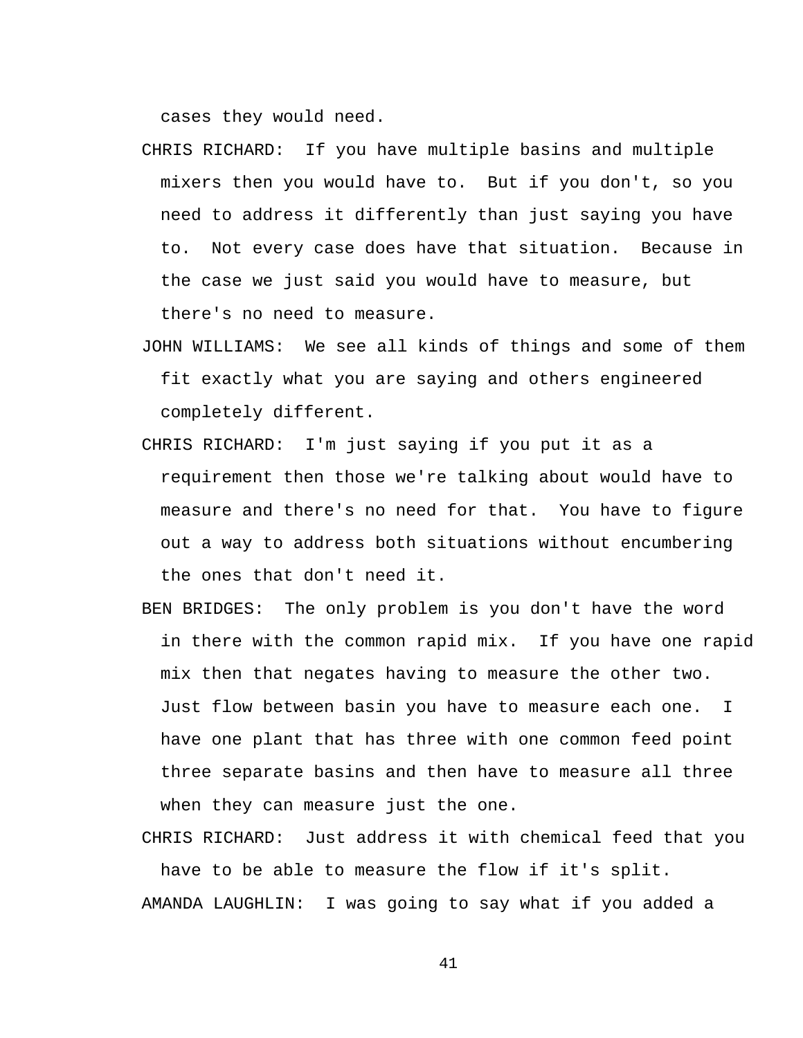cases they would need.

CHRIS RICHARD: If you have multiple basins and multiple mixers then you would have to. But if you don't, so you need to address it differently than just saying you have to. Not every case does have that situation. Because in the case we just said you would have to measure, but there's no need to measure.

JOHN WILLIAMS: We see all kinds of things and some of them fit exactly what you are saying and others engineered completely different.

CHRIS RICHARD: I'm just saying if you put it as a requirement then those we're talking about would have to measure and there's no need for that. You have to figure out a way to address both situations without encumbering the ones that don't need it.

BEN BRIDGES: The only problem is you don't have the word in there with the common rapid mix. If you have one rapid mix then that negates having to measure the other two. Just flow between basin you have to measure each one. I have one plant that has three with one common feed point three separate basins and then have to measure all three when they can measure just the one.

CHRIS RICHARD: Just address it with chemical feed that you have to be able to measure the flow if it's split.

AMANDA LAUGHLIN: I was going to say what if you added a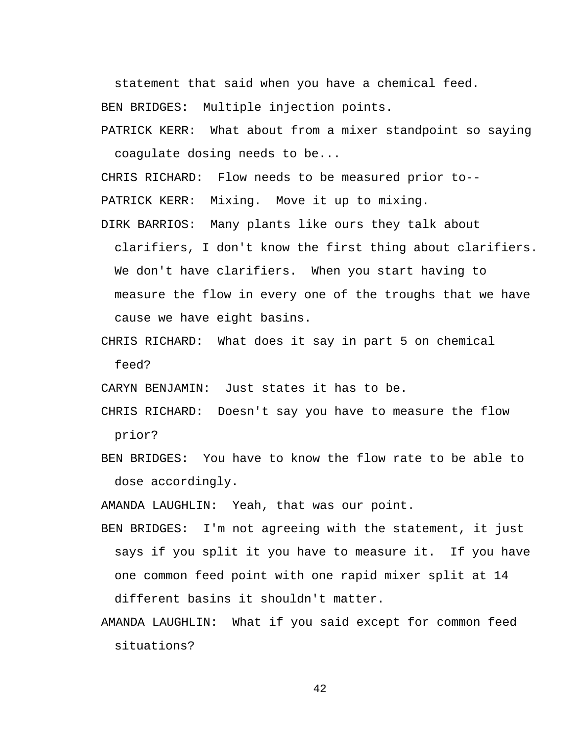statement that said when you have a chemical feed.

BEN BRIDGES: Multiple injection points.

PATRICK KERR: What about from a mixer standpoint so saying coagulate dosing needs to be...

CHRIS RICHARD: Flow needs to be measured prior to--

PATRICK KERR: Mixing. Move it up to mixing.

DIRK BARRIOS: Many plants like ours they talk about clarifiers, I don't know the first thing about clarifiers. We don't have clarifiers. When you start having to measure the flow in every one of the troughs that we have cause we have eight basins.

CHRIS RICHARD: What does it say in part 5 on chemical feed?

CARYN BENJAMIN: Just states it has to be.

CHRIS RICHARD: Doesn't say you have to measure the flow prior?

BEN BRIDGES: You have to know the flow rate to be able to dose accordingly.

AMANDA LAUGHLIN: Yeah, that was our point.

BEN BRIDGES: I'm not agreeing with the statement, it just says if you split it you have to measure it. If you have one common feed point with one rapid mixer split at 14 different basins it shouldn't matter.

AMANDA LAUGHLIN: What if you said except for common feed situations?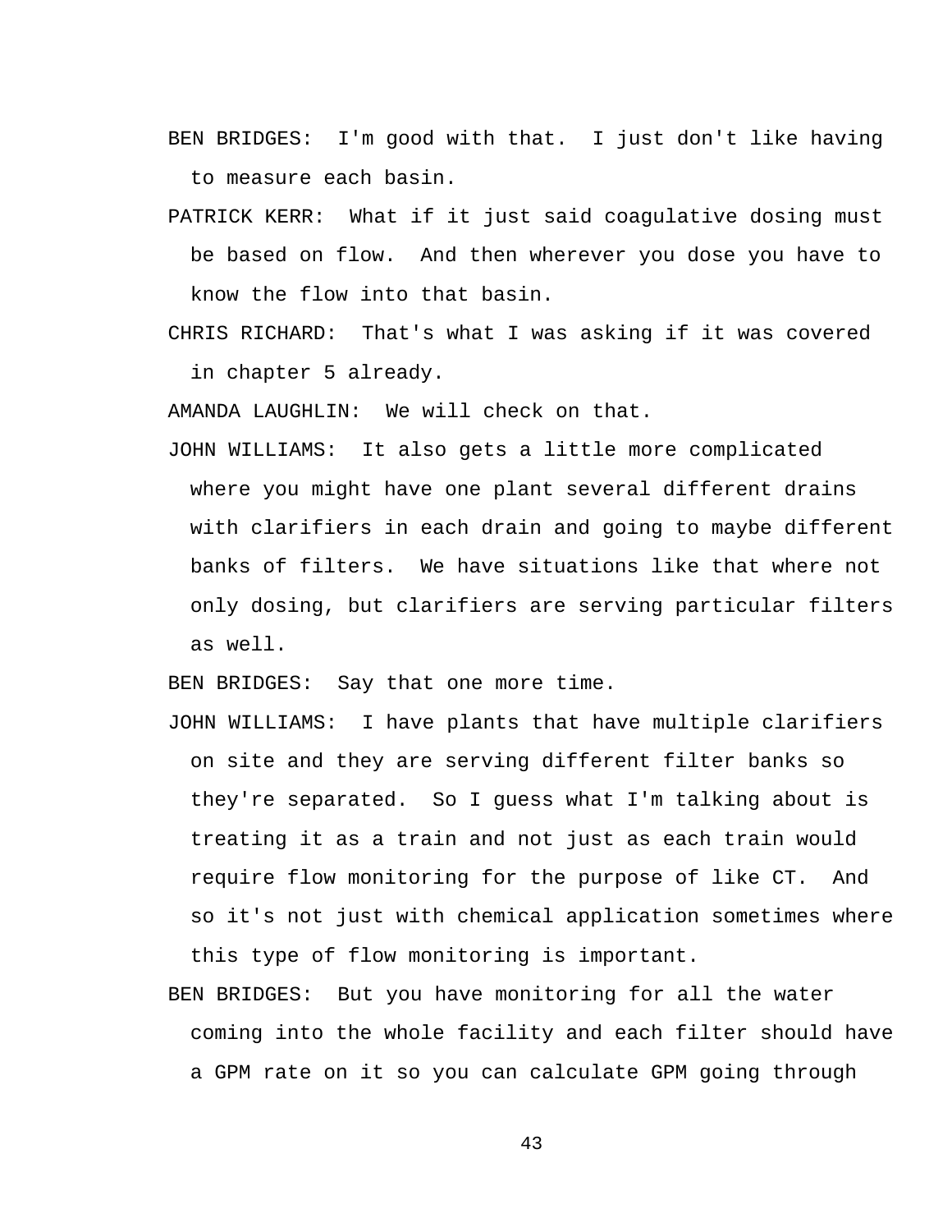BEN BRIDGES: I'm good with that. I just don't like having to measure each basin.

PATRICK KERR: What if it just said coagulative dosing must be based on flow. And then wherever you dose you have to know the flow into that basin.

CHRIS RICHARD: That's what I was asking if it was covered in chapter 5 already.

AMANDA LAUGHLIN: We will check on that.

JOHN WILLIAMS: It also gets a little more complicated where you might have one plant several different drains with clarifiers in each drain and going to maybe different banks of filters. We have situations like that where not only dosing, but clarifiers are serving particular filters as well.

BEN BRIDGES: Say that one more time.

JOHN WILLIAMS: I have plants that have multiple clarifiers on site and they are serving different filter banks so they're separated. So I guess what I'm talking about is treating it as a train and not just as each train would require flow monitoring for the purpose of like CT. And so it's not just with chemical application sometimes where this type of flow monitoring is important.

BEN BRIDGES: But you have monitoring for all the water coming into the whole facility and each filter should have a GPM rate on it so you can calculate GPM going through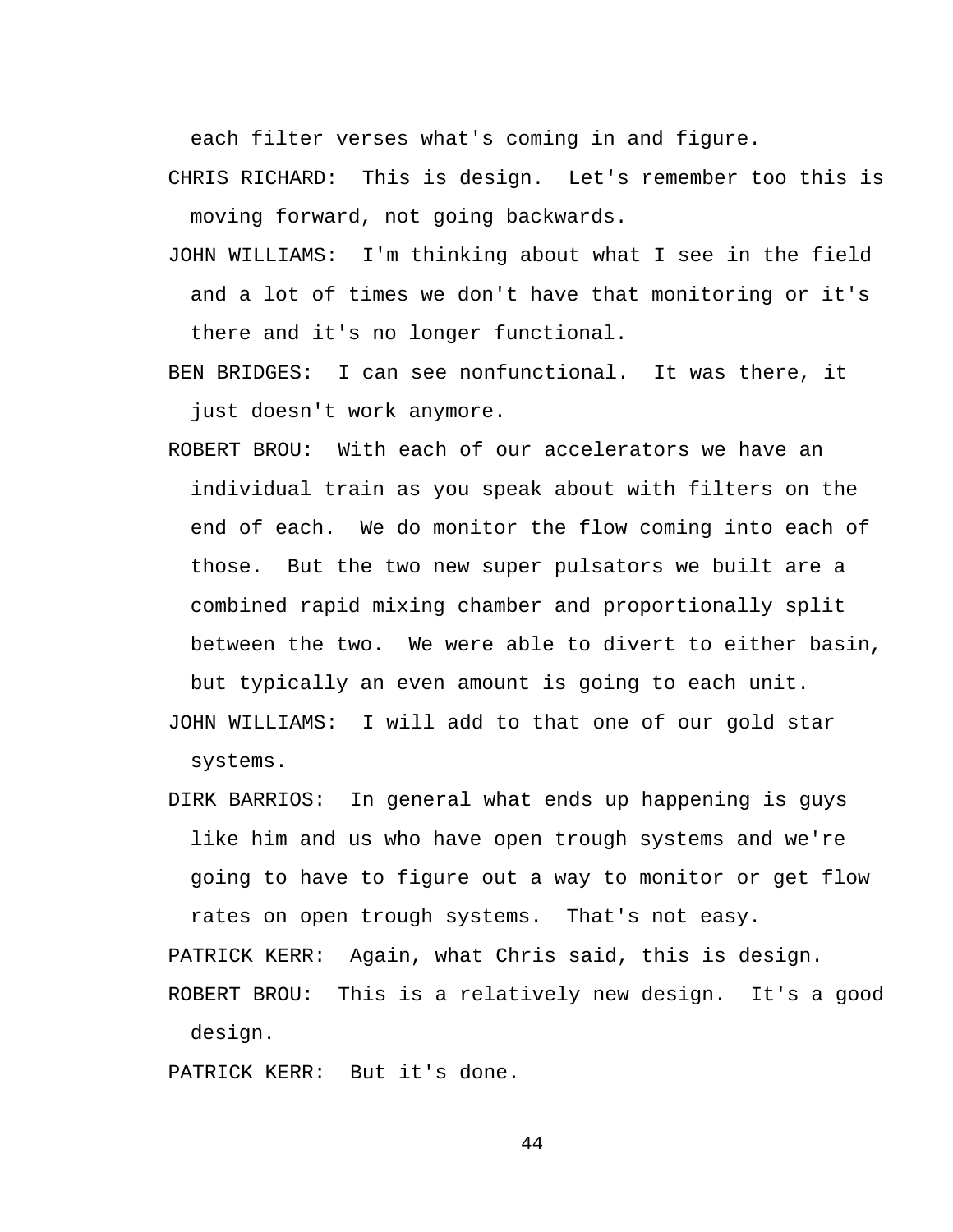each filter verses what's coming in and figure.

CHRIS RICHARD: This is design. Let's remember too this is moving forward, not going backwards.

JOHN WILLIAMS: I'm thinking about what I see in the field and a lot of times we don't have that monitoring or it's there and it's no longer functional.

BEN BRIDGES: I can see nonfunctional. It was there, it just doesn't work anymore.

ROBERT BROU: With each of our accelerators we have an individual train as you speak about with filters on the end of each. We do monitor the flow coming into each of those. But the two new super pulsators we built are a combined rapid mixing chamber and proportionally split between the two. We were able to divert to either basin, but typically an even amount is going to each unit.

JOHN WILLIAMS: I will add to that one of our gold star systems.

DIRK BARRIOS: In general what ends up happening is guys like him and us who have open trough systems and we're going to have to figure out a way to monitor or get flow rates on open trough systems. That's not easy.

PATRICK KERR: Again, what Chris said, this is design.

ROBERT BROU: This is a relatively new design. It's a good design.

PATRICK KERR: But it's done.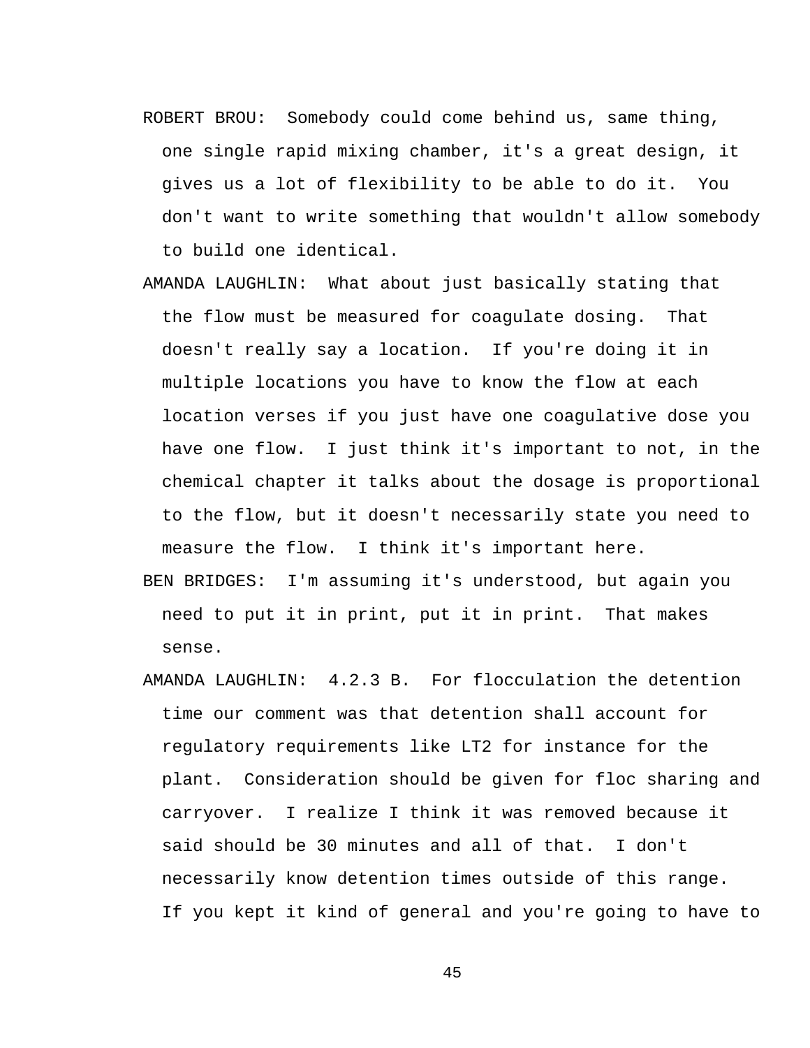ROBERT BROU: Somebody could come behind us, same thing, one single rapid mixing chamber, it's a great design, it gives us a lot of flexibility to be able to do it. You don't want to write something that wouldn't allow somebody to build one identical.

AMANDA LAUGHLIN: What about just basically stating that the flow must be measured for coagulate dosing. That doesn't really say a location. If you're doing it in multiple locations you have to know the flow at each location verses if you just have one coagulative dose you have one flow. I just think it's important to not, in the chemical chapter it talks about the dosage is proportional to the flow, but it doesn't necessarily state you need to measure the flow. I think it's important here.

BEN BRIDGES: I'm assuming it's understood, but again you need to put it in print, put it in print. That makes sense.

AMANDA LAUGHLIN: 4.2.3 B. For flocculation the detention time our comment was that detention shall account for regulatory requirements like LT2 for instance for the plant. Consideration should be given for floc sharing and carryover. I realize I think it was removed because it said should be 30 minutes and all of that. I don't necessarily know detention times outside of this range. If you kept it kind of general and you're going to have to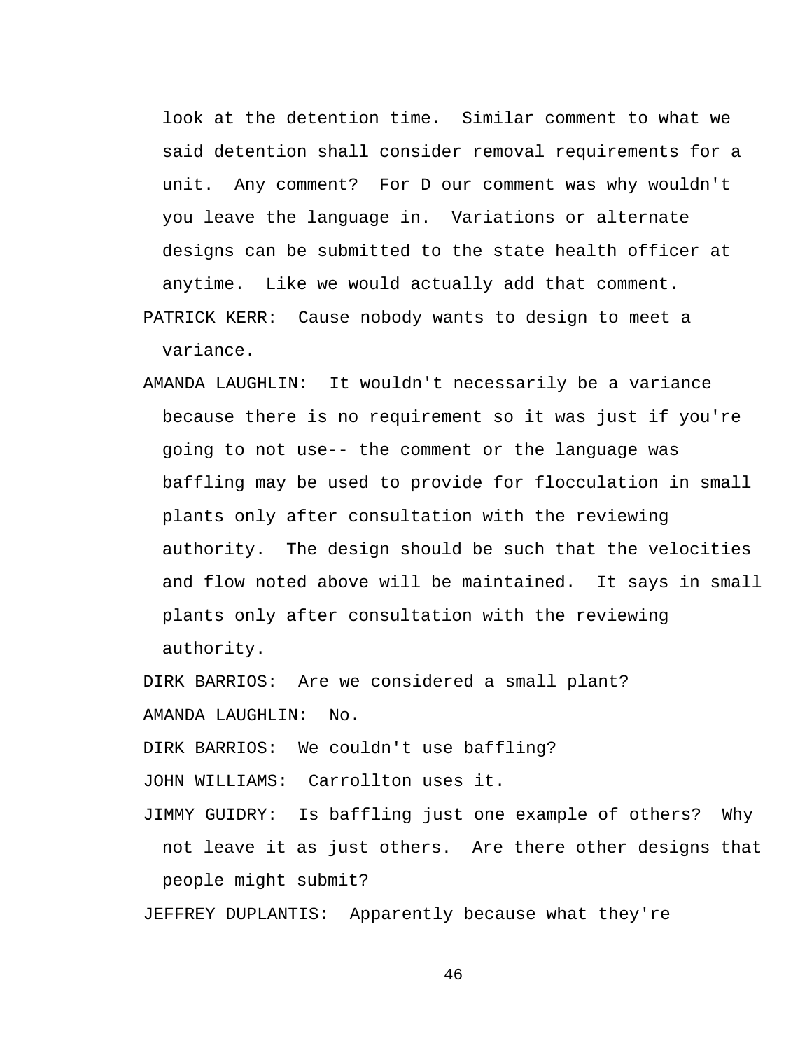look at the detention time. Similar comment to what we said detention shall consider removal requirements for a unit. Any comment? For D our comment was why wouldn't you leave the language in. Variations or alternate designs can be submitted to the state health officer at anytime. Like we would actually add that comment.

PATRICK KERR: Cause nobody wants to design to meet a variance.

AMANDA LAUGHLIN: It wouldn't necessarily be a variance because there is no requirement so it was just if you're going to not use-- the comment or the language was baffling may be used to provide for flocculation in small plants only after consultation with the reviewing authority. The design should be such that the velocities and flow noted above will be maintained. It says in small plants only after consultation with the reviewing authority.

DIRK BARRIOS: Are we considered a small plant?

AMANDA LAUGHLIN: No.

DIRK BARRIOS: We couldn't use baffling?

JOHN WILLIAMS: Carrollton uses it.

JIMMY GUIDRY: Is baffling just one example of others? Why not leave it as just others. Are there other designs that people might submit?

JEFFREY DUPLANTIS: Apparently because what they're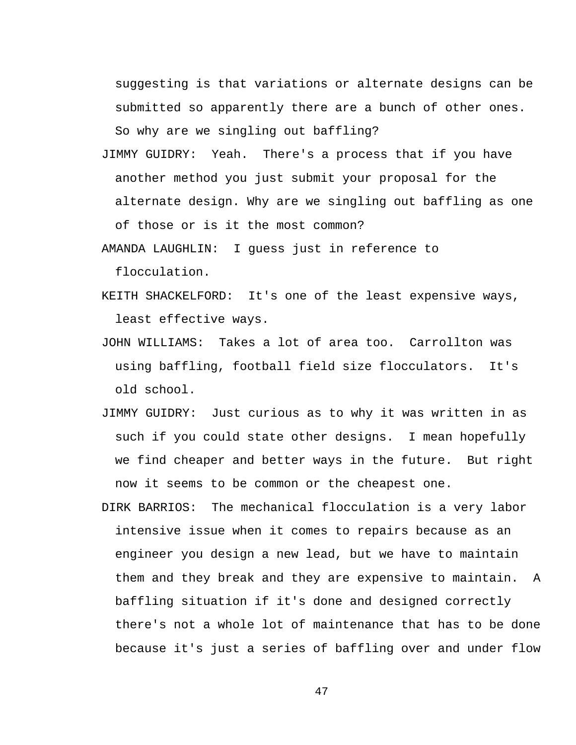suggesting is that variations or alternate designs can be submitted so apparently there are a bunch of other ones. So why are we singling out baffling?

JIMMY GUIDRY: Yeah. There's a process that if you have another method you just submit your proposal for the alternate design. Why are we singling out baffling as one of those or is it the most common?

AMANDA LAUGHLIN: I guess just in reference to flocculation.

KEITH SHACKELFORD: It's one of the least expensive ways, least effective ways.

JOHN WILLIAMS: Takes a lot of area too. Carrollton was using baffling, football field size flocculators. It's old school.

JIMMY GUIDRY: Just curious as to why it was written in as such if you could state other designs. I mean hopefully we find cheaper and better ways in the future. But right now it seems to be common or the cheapest one.

DIRK BARRIOS: The mechanical flocculation is a very labor intensive issue when it comes to repairs because as an engineer you design a new lead, but we have to maintain them and they break and they are expensive to maintain. A baffling situation if it's done and designed correctly there's not a whole lot of maintenance that has to be done because it's just a series of baffling over and under flow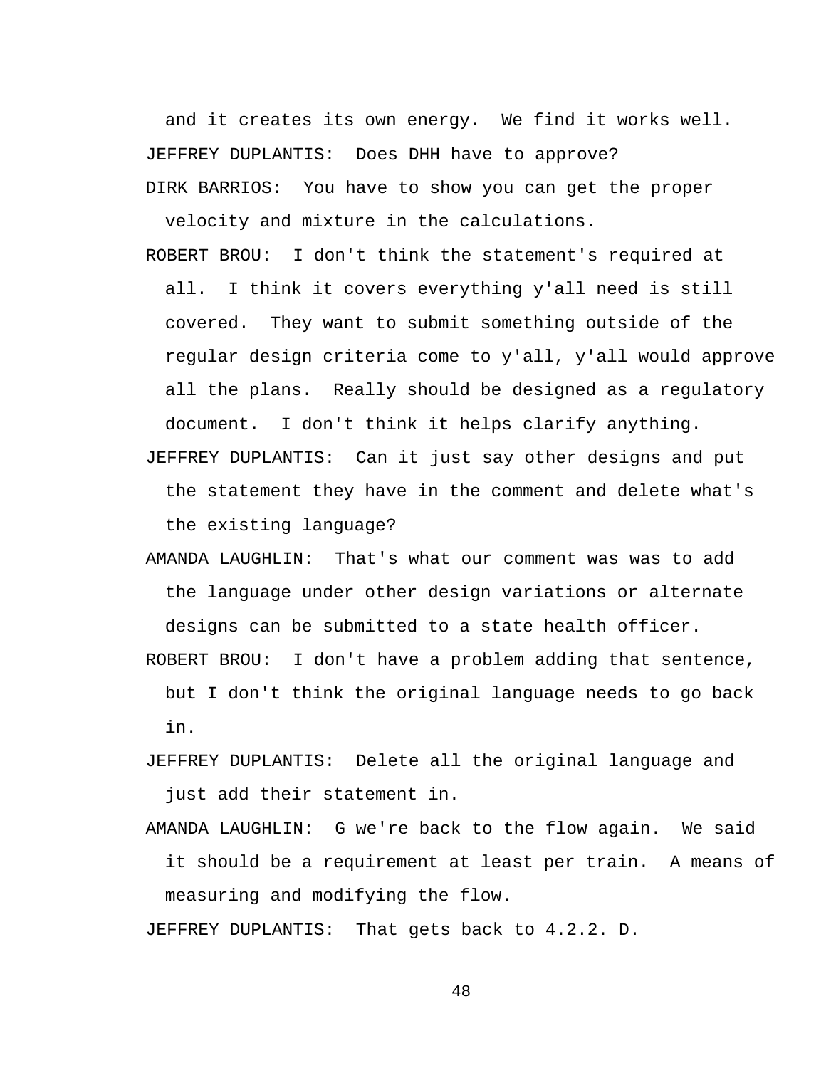and it creates its own energy. We find it works well.

JEFFREY DUPLANTIS: Does DHH have to approve?

DIRK BARRIOS: You have to show you can get the proper velocity and mixture in the calculations.

ROBERT BROU: I don't think the statement's required at all. I think it covers everything y'all need is still covered. They want to submit something outside of the regular design criteria come to y'all, y'all would approve all the plans. Really should be designed as a regulatory document. I don't think it helps clarify anything.

JEFFREY DUPLANTIS: Can it just say other designs and put the statement they have in the comment and delete what's the existing language?

AMANDA LAUGHLIN: That's what our comment was was to add the language under other design variations or alternate designs can be submitted to a state health officer.

ROBERT BROU: I don't have a problem adding that sentence, but I don't think the original language needs to go back in.

JEFFREY DUPLANTIS: Delete all the original language and just add their statement in.

AMANDA LAUGHLIN: G we're back to the flow again. We said it should be a requirement at least per train. A means of measuring and modifying the flow.

JEFFREY DUPLANTIS: That gets back to 4.2.2. D.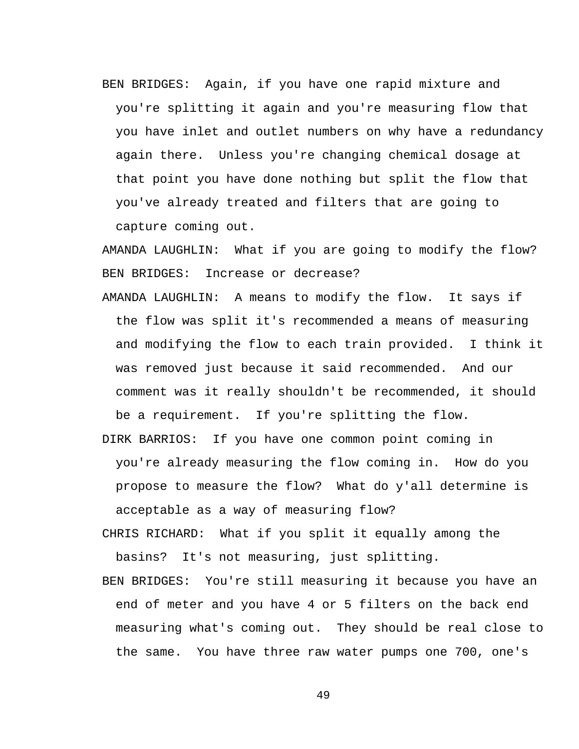BEN BRIDGES: Again, if you have one rapid mixture and you're splitting it again and you're measuring flow that you have inlet and outlet numbers on why have a redundancy again there. Unless you're changing chemical dosage at that point you have done nothing but split the flow that you've already treated and filters that are going to capture coming out.

AMANDA LAUGHLIN: What if you are going to modify the flow?

BEN BRIDGES: Increase or decrease?

AMANDA LAUGHLIN: A means to modify the flow. It says if the flow was split it's recommended a means of measuring and modifying the flow to each train provided. I think it was removed just because it said recommended. And our comment was it really shouldn't be recommended, it should be a requirement. If you're splitting the flow.

DIRK BARRIOS: If you have one common point coming in you're already measuring the flow coming in. How do you propose to measure the flow? What do y'all determine is acceptable as a way of measuring flow?

CHRIS RICHARD: What if you split it equally among the basins? It's not measuring, just splitting.

BEN BRIDGES: You're still measuring it because you have an end of meter and you have 4 or 5 filters on the back end measuring what's coming out. They should be real close to the same. You have three raw water pumps one 700, one's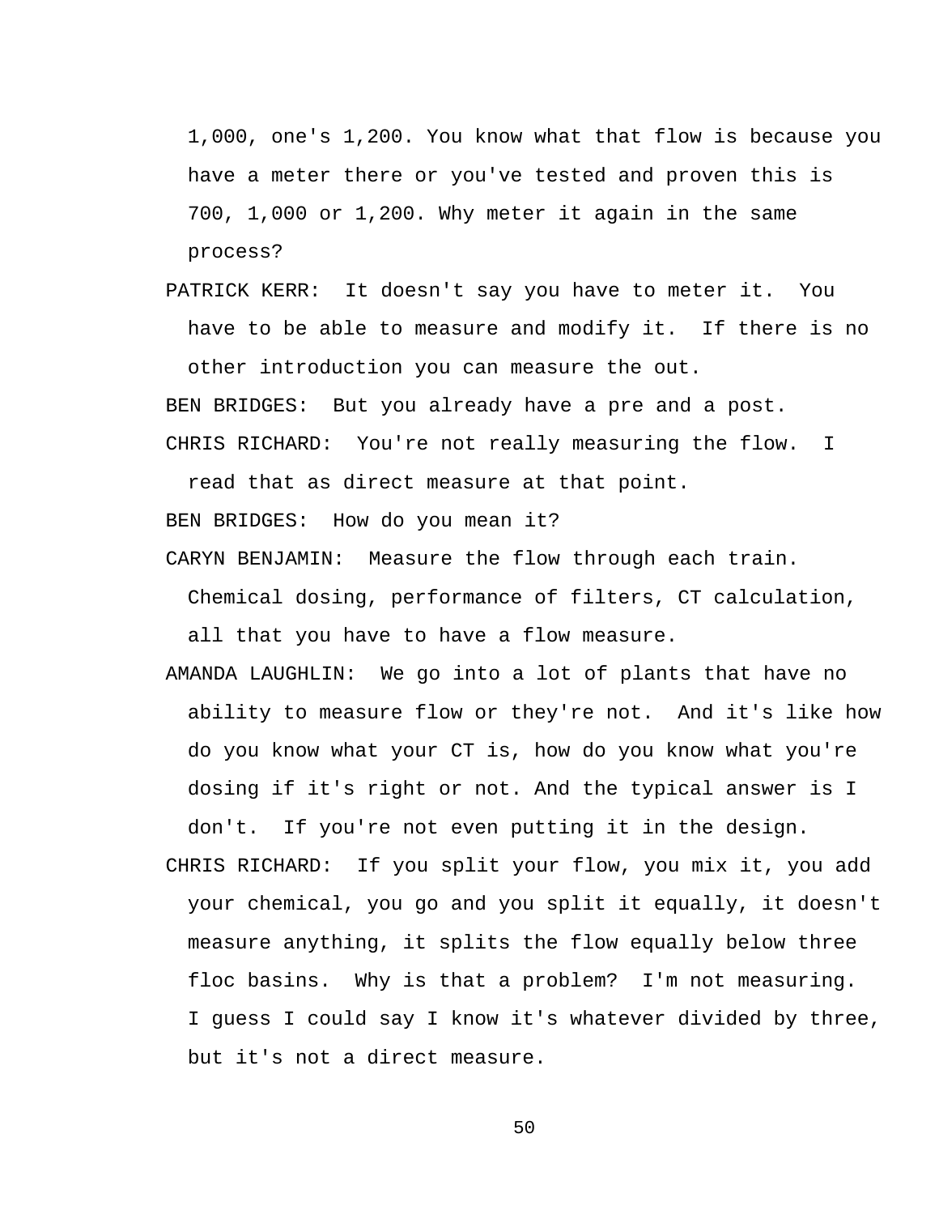1,000, one's 1,200. You know what that flow is because you have a meter there or you've tested and proven this is 700, 1,000 or 1,200. Why meter it again in the same process?

PATRICK KERR: It doesn't say you have to meter it. You have to be able to measure and modify it. If there is no other introduction you can measure the out.

BEN BRIDGES: But you already have a pre and a post.

CHRIS RICHARD: You're not really measuring the flow. I read that as direct measure at that point.

BEN BRIDGES: How do you mean it?

CARYN BENJAMIN: Measure the flow through each train. Chemical dosing, performance of filters, CT calculation, all that you have to have a flow measure.

AMANDA LAUGHLIN: We go into a lot of plants that have no ability to measure flow or they're not. And it's like how do you know what your CT is, how do you know what you're dosing if it's right or not. And the typical answer is I don't. If you're not even putting it in the design.

CHRIS RICHARD: If you split your flow, you mix it, you add your chemical, you go and you split it equally, it doesn't measure anything, it splits the flow equally below three floc basins. Why is that a problem? I'm not measuring. I guess I could say I know it's whatever divided by three, but it's not a direct measure.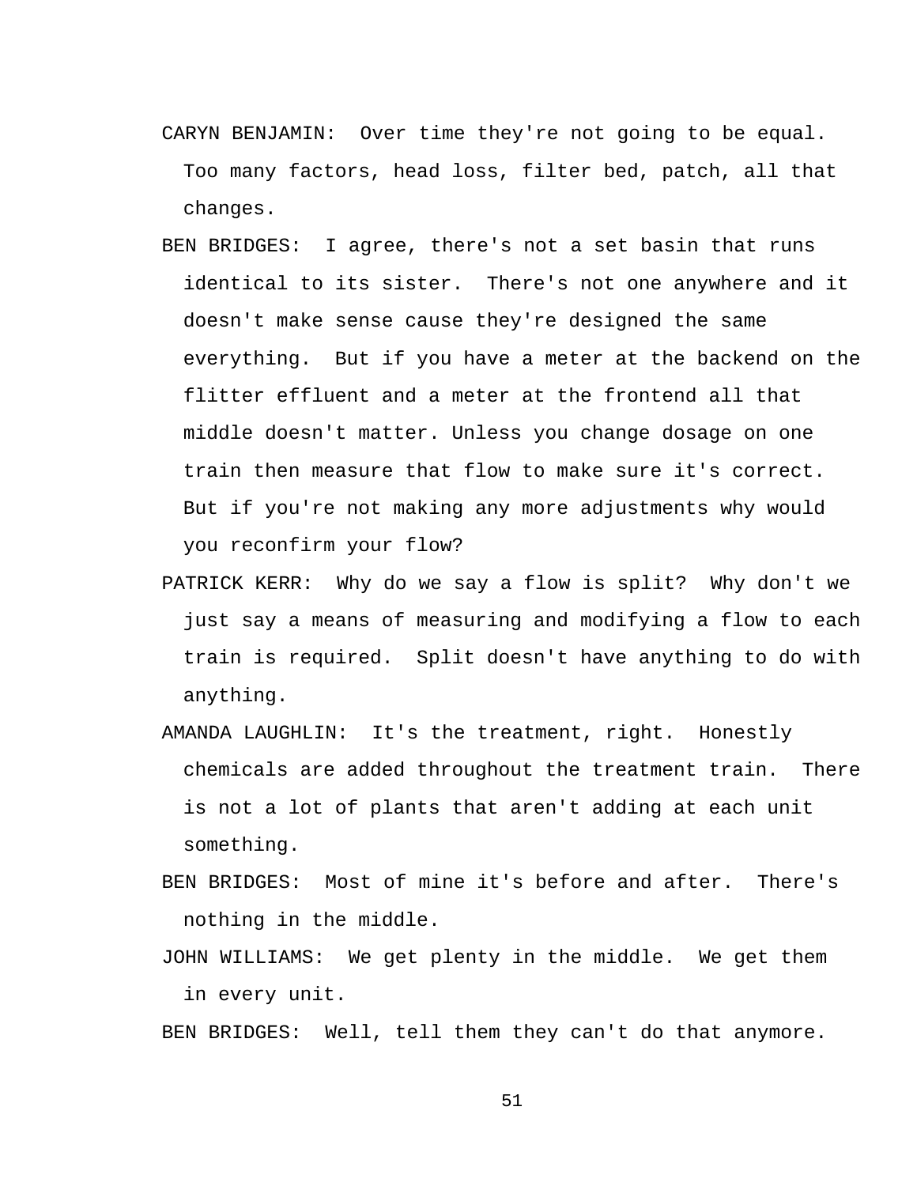CARYN BENJAMIN:  Over time they're not going to be equal. Too many factors, head loss, filter bed, patch, all that changes.

BEN BRIDGES:  I agree, there's not a set basin that runs identical to its sister.  There's not one anywhere and it doesn't make sense cause they're designed the same everything.  But if you have a meter at the backend on the flitter effluent and a meter at the frontend all that middle doesn't matter. Unless you change dosage on one train then measure that flow to make sure it's correct. But if you're not making any more adjustments why would you reconfirm your flow?

PATRICK KERR:  Why do we say a flow is split?  Why don't we just say a means of measuring and modifying a flow to each train is required.  Split doesn't have anything to do with anything.

AMANDA LAUGHLIN:  It's the treatment, right.  Honestly chemicals are added throughout the treatment train.  There is not a lot of plants that aren't adding at each unit something.

BEN BRIDGES:  Most of mine it's before and after.  There's nothing in the middle.

JOHN WILLIAMS:  We get plenty in the middle.  We get them in every unit.

BEN BRIDGES:  Well, tell them they can't do that anymore.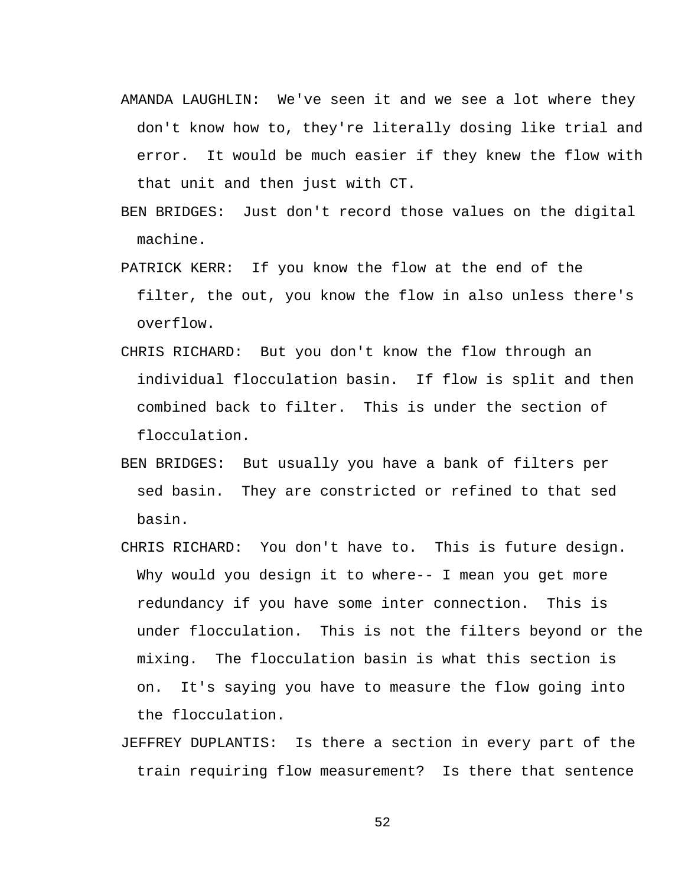AMANDA LAUGHLIN: We've seen it and we see a lot where they don't know how to, they're literally dosing like trial and error. It would be much easier if they knew the flow with that unit and then just with CT.

BEN BRIDGES: Just don't record those values on the digital machine.

PATRICK KERR: If you know the flow at the end of the filter, the out, you know the flow in also unless there's overflow.

CHRIS RICHARD: But you don't know the flow through an individual flocculation basin. If flow is split and then combined back to filter. This is under the section of flocculation.

BEN BRIDGES: But usually you have a bank of filters per sed basin. They are constricted or refined to that sed basin.

CHRIS RICHARD: You don't have to. This is future design. Why would you design it to where-- I mean you get more redundancy if you have some inter connection. This is under flocculation. This is not the filters beyond or the mixing. The flocculation basin is what this section is on. It's saying you have to measure the flow going into the flocculation.

JEFFREY DUPLANTIS: Is there a section in every part of the train requiring flow measurement? Is there that sentence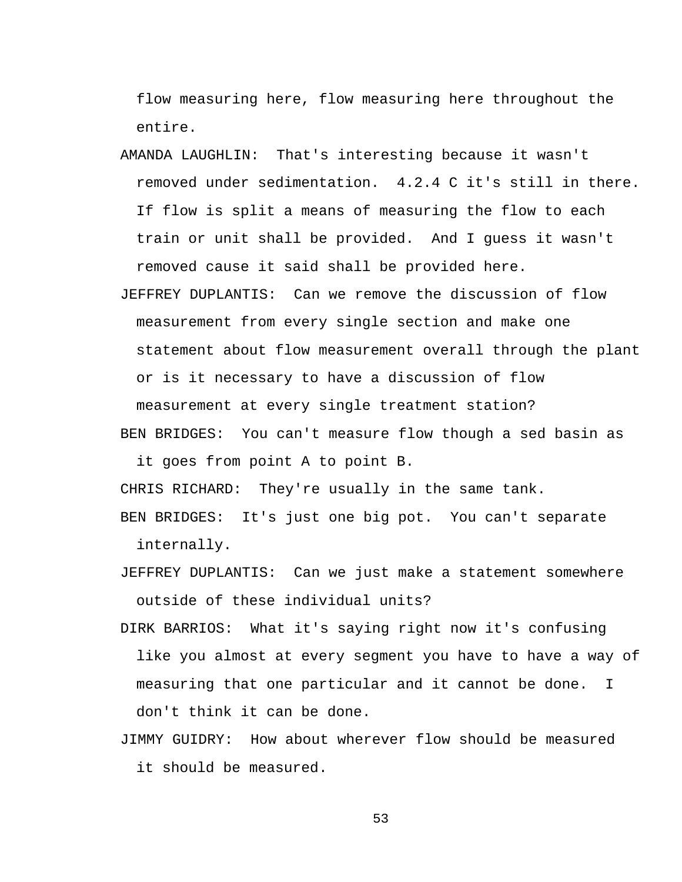flow measuring here, flow measuring here throughout the entire.

AMANDA LAUGHLIN: That's interesting because it wasn't removed under sedimentation. 4.2.4 C it's still in there. If flow is split a means of measuring the flow to each train or unit shall be provided. And I guess it wasn't removed cause it said shall be provided here.

JEFFREY DUPLANTIS: Can we remove the discussion of flow measurement from every single section and make one statement about flow measurement overall through the plant or is it necessary to have a discussion of flow measurement at every single treatment station?

BEN BRIDGES: You can't measure flow though a sed basin as it goes from point A to point B.

CHRIS RICHARD: They're usually in the same tank.

BEN BRIDGES: It's just one big pot. You can't separate internally.

JEFFREY DUPLANTIS: Can we just make a statement somewhere outside of these individual units?

DIRK BARRIOS: What it's saying right now it's confusing like you almost at every segment you have to have a way of measuring that one particular and it cannot be done. I don't think it can be done.

JIMMY GUIDRY: How about wherever flow should be measured it should be measured.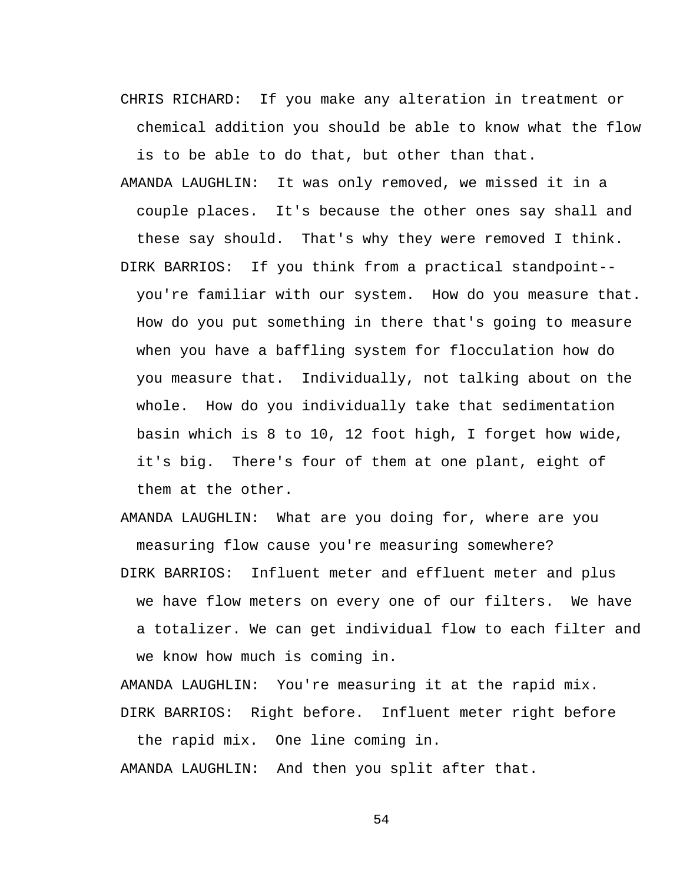CHRIS RICHARD: If you make any alteration in treatment or chemical addition you should be able to know what the flow is to be able to do that, but other than that.

AMANDA LAUGHLIN: It was only removed, we missed it in a couple places. It's because the other ones say shall and these say should. That's why they were removed I think.

DIRK BARRIOS: If you think from a practical standpoint-- you're familiar with our system. How do you measure that. How do you put something in there that's going to measure when you have a baffling system for flocculation how do you measure that. Individually, not talking about on the whole. How do you individually take that sedimentation basin which is 8 to 10, 12 foot high, I forget how wide, it's big. There's four of them at one plant, eight of them at the other.

AMANDA LAUGHLIN: What are you doing for, where are you measuring flow cause you're measuring somewhere?

DIRK BARRIOS: Influent meter and effluent meter and plus we have flow meters on every one of our filters. We have a totalizer. We can get individual flow to each filter and we know how much is coming in.

AMANDA LAUGHLIN: You're measuring it at the rapid mix.

DIRK BARRIOS: Right before. Influent meter right before the rapid mix. One line coming in.

AMANDA LAUGHLIN: And then you split after that.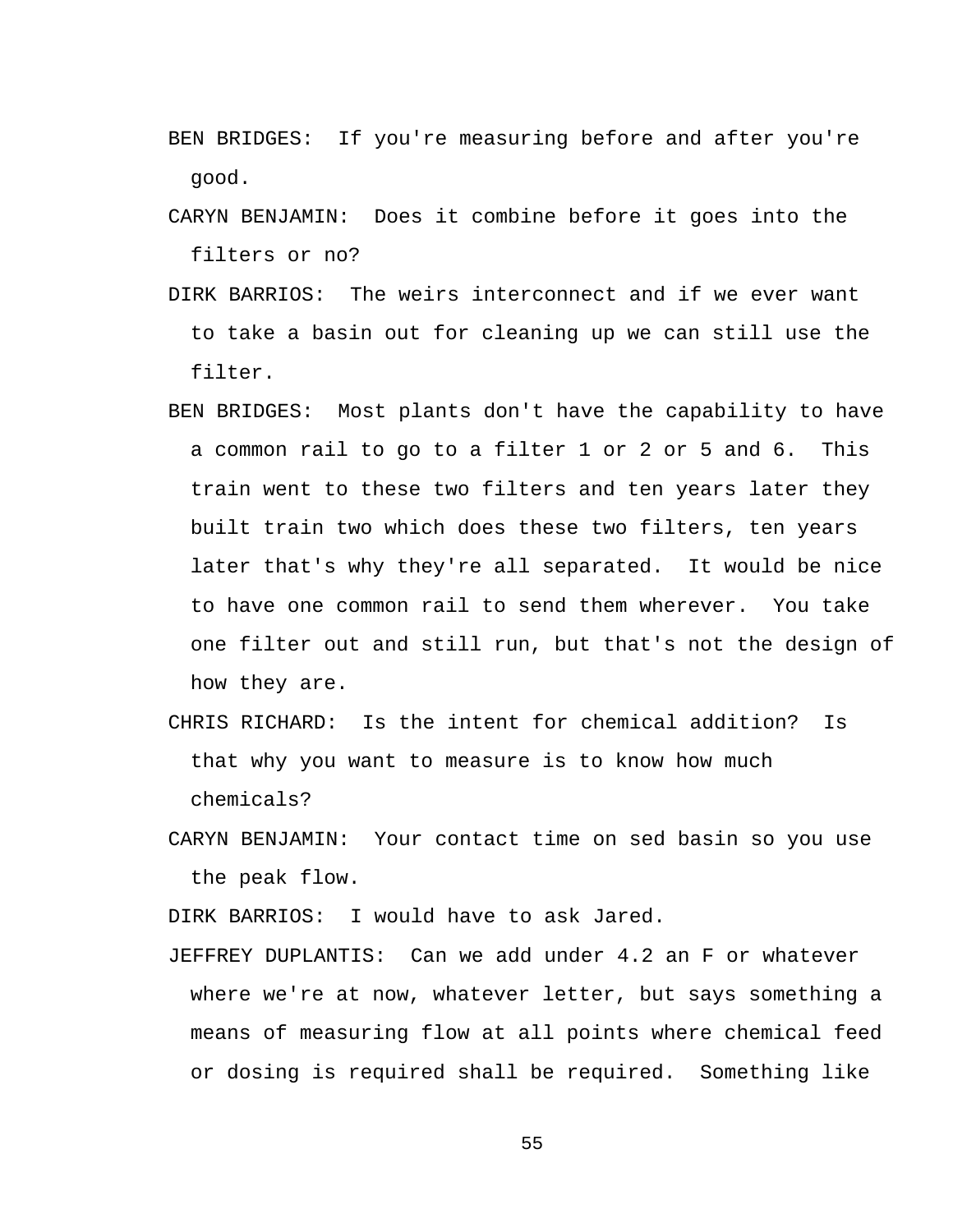BEN BRIDGES: If you're measuring before and after you're good.

CARYN BENJAMIN: Does it combine before it goes into the filters or no?

DIRK BARRIOS: The weirs interconnect and if we ever want to take a basin out for cleaning up we can still use the filter.

BEN BRIDGES: Most plants don't have the capability to have a common rail to go to a filter 1 or 2 or 5 and 6. This train went to these two filters and ten years later they built train two which does these two filters, ten years later that's why they're all separated. It would be nice to have one common rail to send them wherever. You take one filter out and still run, but that's not the design of how they are.

CHRIS RICHARD: Is the intent for chemical addition? Is that why you want to measure is to know how much chemicals?

CARYN BENJAMIN: Your contact time on sed basin so you use the peak flow.

DIRK BARRIOS: I would have to ask Jared.

JEFFREY DUPLANTIS: Can we add under 4.2 an F or whatever where we're at now, whatever letter, but says something a means of measuring flow at all points where chemical feed or dosing is required shall be required. Something like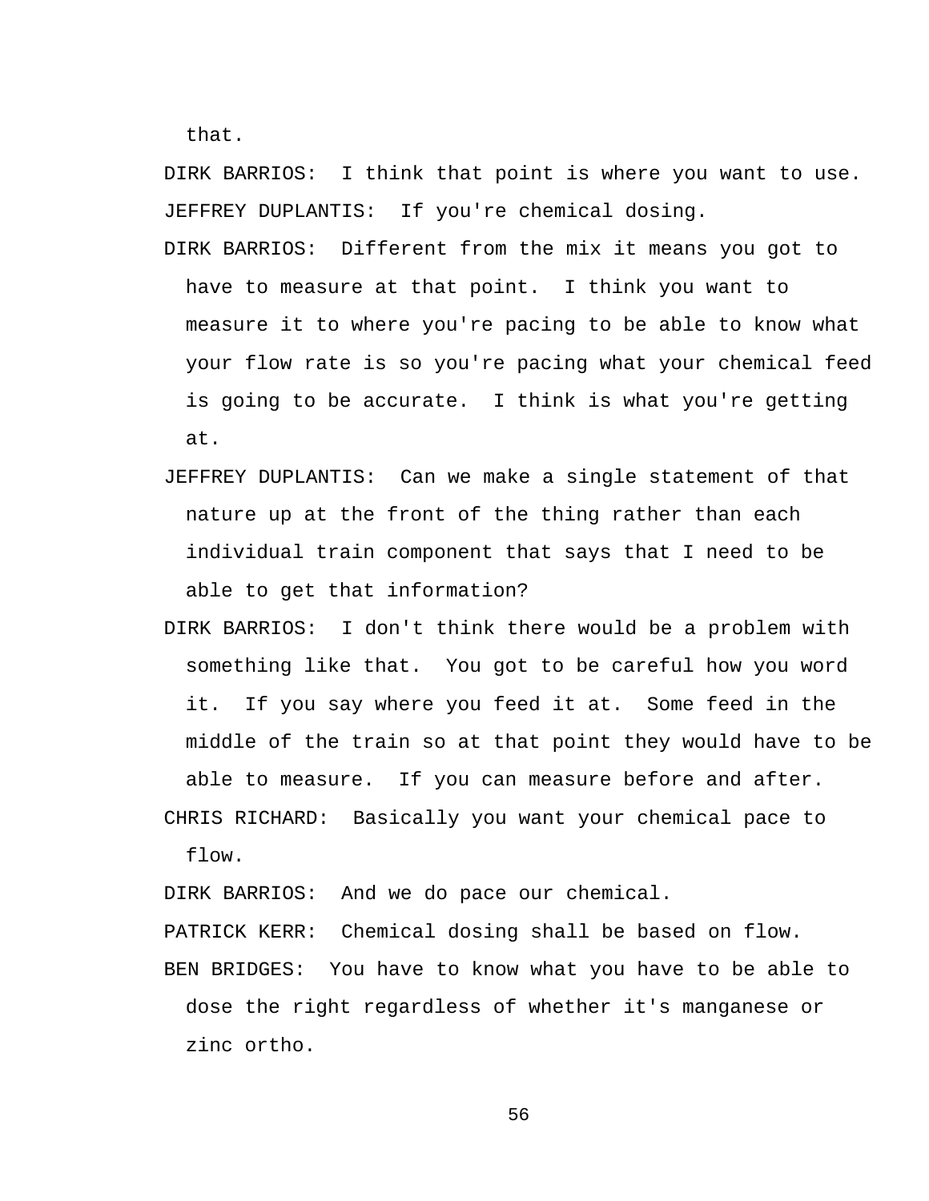that.

DIRK BARRIOS: I think that point is where you want to use.

JEFFREY DUPLANTIS: If you're chemical dosing.

DIRK BARRIOS: Different from the mix it means you got to have to measure at that point. I think you want to measure it to where you're pacing to be able to know what your flow rate is so you're pacing what your chemical feed is going to be accurate. I think is what you're getting at.

JEFFREY DUPLANTIS: Can we make a single statement of that nature up at the front of the thing rather than each individual train component that says that I need to be able to get that information?

DIRK BARRIOS: I don't think there would be a problem with something like that. You got to be careful how you word it. If you say where you feed it at. Some feed in the middle of the train so at that point they would have to be able to measure. If you can measure before and after.

CHRIS RICHARD: Basically you want your chemical pace to flow.

DIRK BARRIOS: And we do pace our chemical.

PATRICK KERR: Chemical dosing shall be based on flow.

BEN BRIDGES: You have to know what you have to be able to dose the right regardless of whether it's manganese or zinc ortho.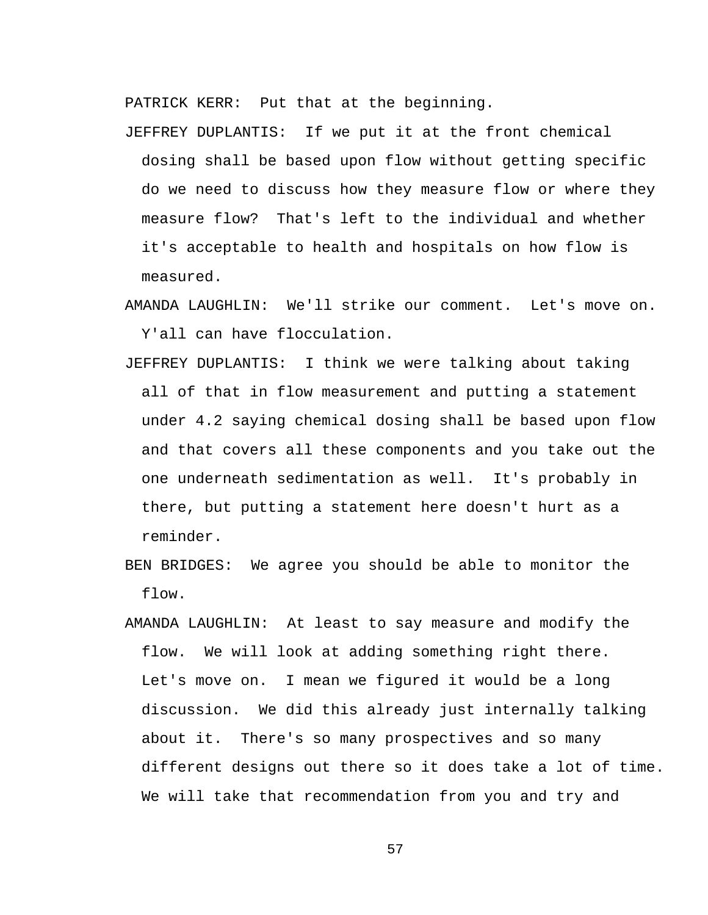PATRICK KERR: Put that at the beginning.

JEFFREY DUPLANTIS: If we put it at the front chemical dosing shall be based upon flow without getting specific do we need to discuss how they measure flow or where they measure flow? That's left to the individual and whether it's acceptable to health and hospitals on how flow is measured.

AMANDA LAUGHLIN: We'll strike our comment. Let's move on. Y'all can have flocculation.

JEFFREY DUPLANTIS: I think we were talking about taking all of that in flow measurement and putting a statement under 4.2 saying chemical dosing shall be based upon flow and that covers all these components and you take out the one underneath sedimentation as well. It's probably in there, but putting a statement here doesn't hurt as a reminder.

BEN BRIDGES: We agree you should be able to monitor the flow.

AMANDA LAUGHLIN: At least to say measure and modify the flow. We will look at adding something right there. Let's move on. I mean we figured it would be a long discussion. We did this already just internally talking about it. There's so many prospectives and so many different designs out there so it does take a lot of time. We will take that recommendation from you and try and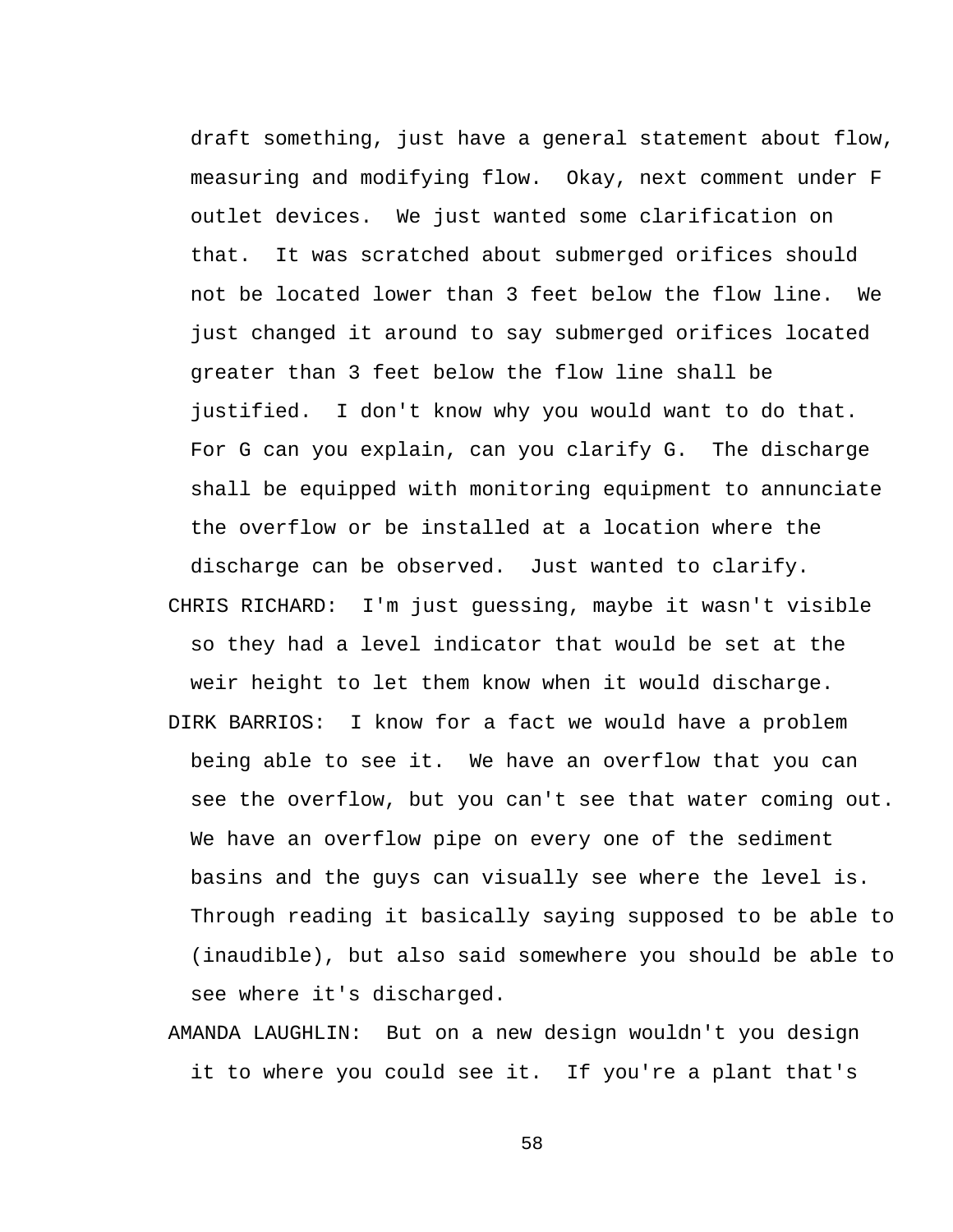draft something, just have a general statement about flow, measuring and modifying flow. Okay, next comment under F outlet devices. We just wanted some clarification on that. It was scratched about submerged orifices should not be located lower than 3 feet below the flow line. We just changed it around to say submerged orifices located greater than 3 feet below the flow line shall be justified. I don't know why you would want to do that. For G can you explain, can you clarify G. The discharge shall be equipped with monitoring equipment to annunciate the overflow or be installed at a location where the discharge can be observed. Just wanted to clarify.

CHRIS RICHARD: I'm just guessing, maybe it wasn't visible so they had a level indicator that would be set at the weir height to let them know when it would discharge.

DIRK BARRIOS: I know for a fact we would have a problem being able to see it. We have an overflow that you can see the overflow, but you can't see that water coming out. We have an overflow pipe on every one of the sediment basins and the guys can visually see where the level is. Through reading it basically saying supposed to be able to (inaudible), but also said somewhere you should be able to see where it's discharged.

AMANDA LAUGHLIN: But on a new design wouldn't you design it to where you could see it. If you're a plant that's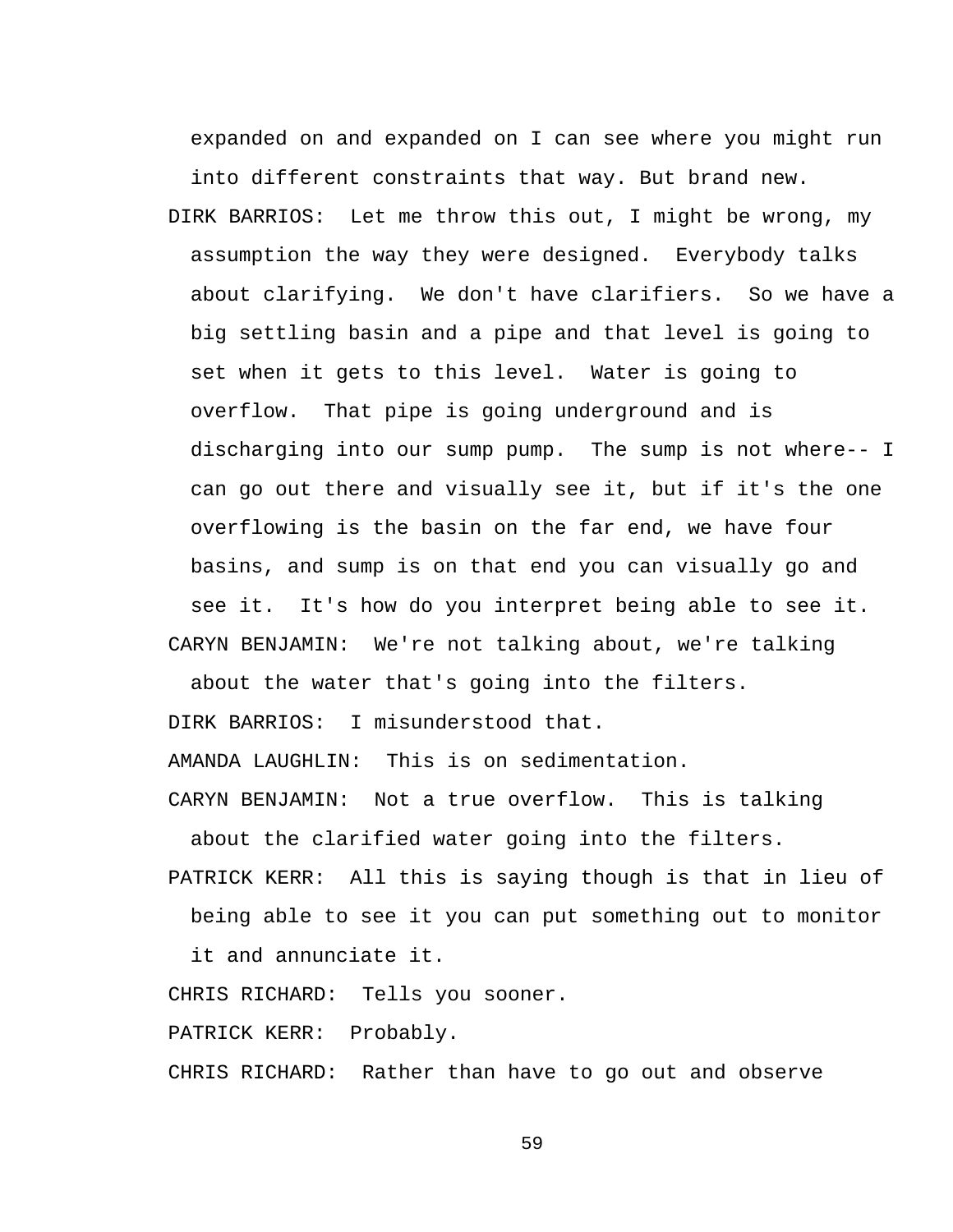expanded on and expanded on I can see where you might run into different constraints that way. But brand new.

DIRK BARRIOS: Let me throw this out, I might be wrong, my assumption the way they were designed. Everybody talks about clarifying. We don't have clarifiers. So we have a big settling basin and a pipe and that level is going to set when it gets to this level. Water is going to overflow. That pipe is going underground and is discharging into our sump pump. The sump is not where-- I can go out there and visually see it, but if it's the one overflowing is the basin on the far end, we have four basins, and sump is on that end you can visually go and see it. It's how do you interpret being able to see it.

CARYN BENJAMIN: We're not talking about, we're talking about the water that's going into the filters.

DIRK BARRIOS: I misunderstood that.

AMANDA LAUGHLIN: This is on sedimentation.

CARYN BENJAMIN: Not a true overflow. This is talking about the clarified water going into the filters.

PATRICK KERR: All this is saying though is that in lieu of being able to see it you can put something out to monitor it and annunciate it.

CHRIS RICHARD: Tells you sooner.

PATRICK KERR: Probably.

CHRIS RICHARD: Rather than have to go out and observe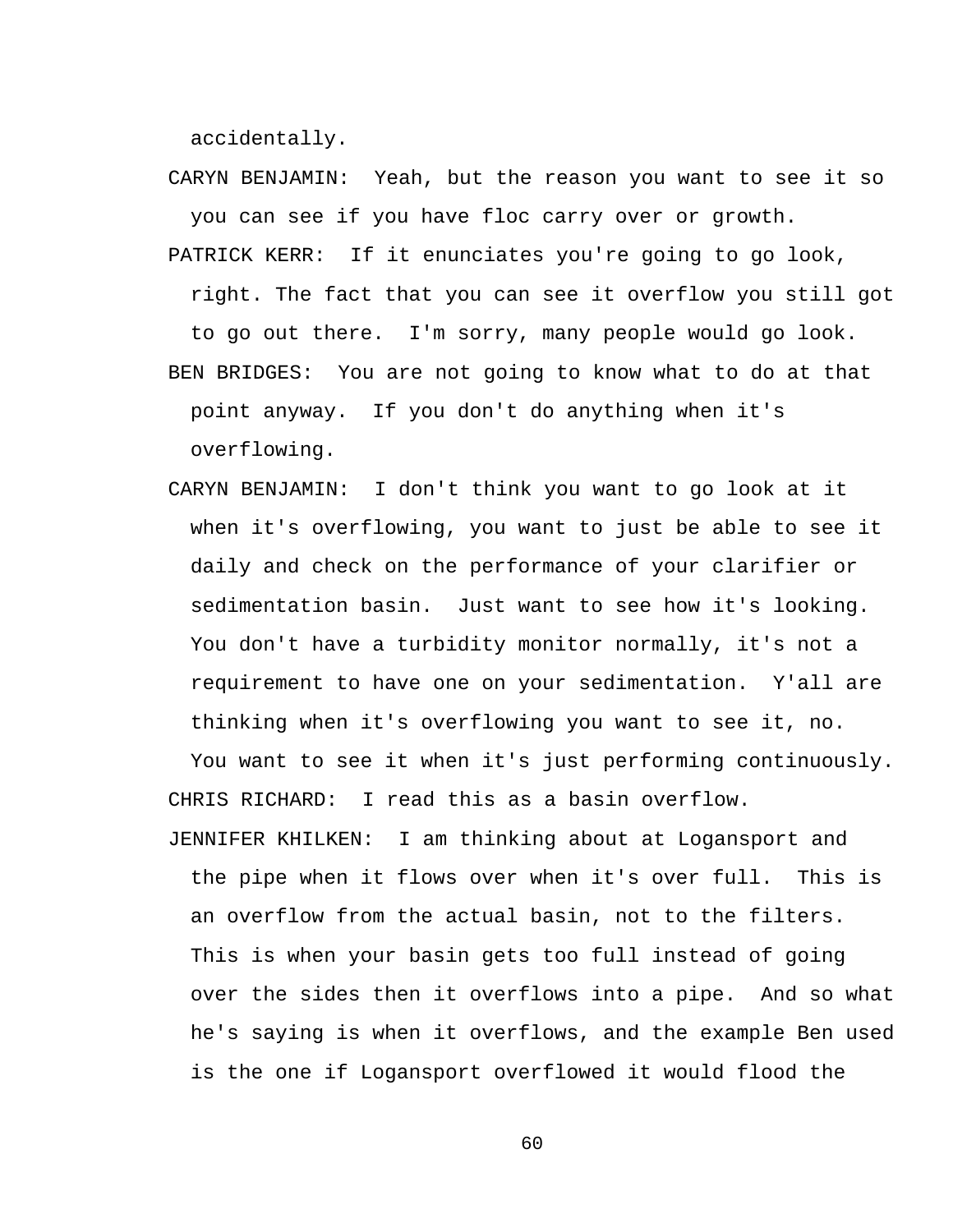accidentally.

CARYN BENJAMIN: Yeah, but the reason you want to see it so you can see if you have floc carry over or growth.

PATRICK KERR: If it enunciates you're going to go look, right. The fact that you can see it overflow you still got to go out there. I'm sorry, many people would go look.

BEN BRIDGES: You are not going to know what to do at that point anyway. If you don't do anything when it's overflowing.

CARYN BENJAMIN: I don't think you want to go look at it when it's overflowing, you want to just be able to see it daily and check on the performance of your clarifier or sedimentation basin. Just want to see how it's looking. You don't have a turbidity monitor normally, it's not a requirement to have one on your sedimentation. Y'all are thinking when it's overflowing you want to see it, no. You want to see it when it's just performing continuously.

CHRIS RICHARD: I read this as a basin overflow.

JENNIFER KHILKEN: I am thinking about at Logansport and the pipe when it flows over when it's over full. This is an overflow from the actual basin, not to the filters. This is when your basin gets too full instead of going over the sides then it overflows into a pipe. And so what he's saying is when it overflows, and the example Ben used is the one if Logansport overflowed it would flood the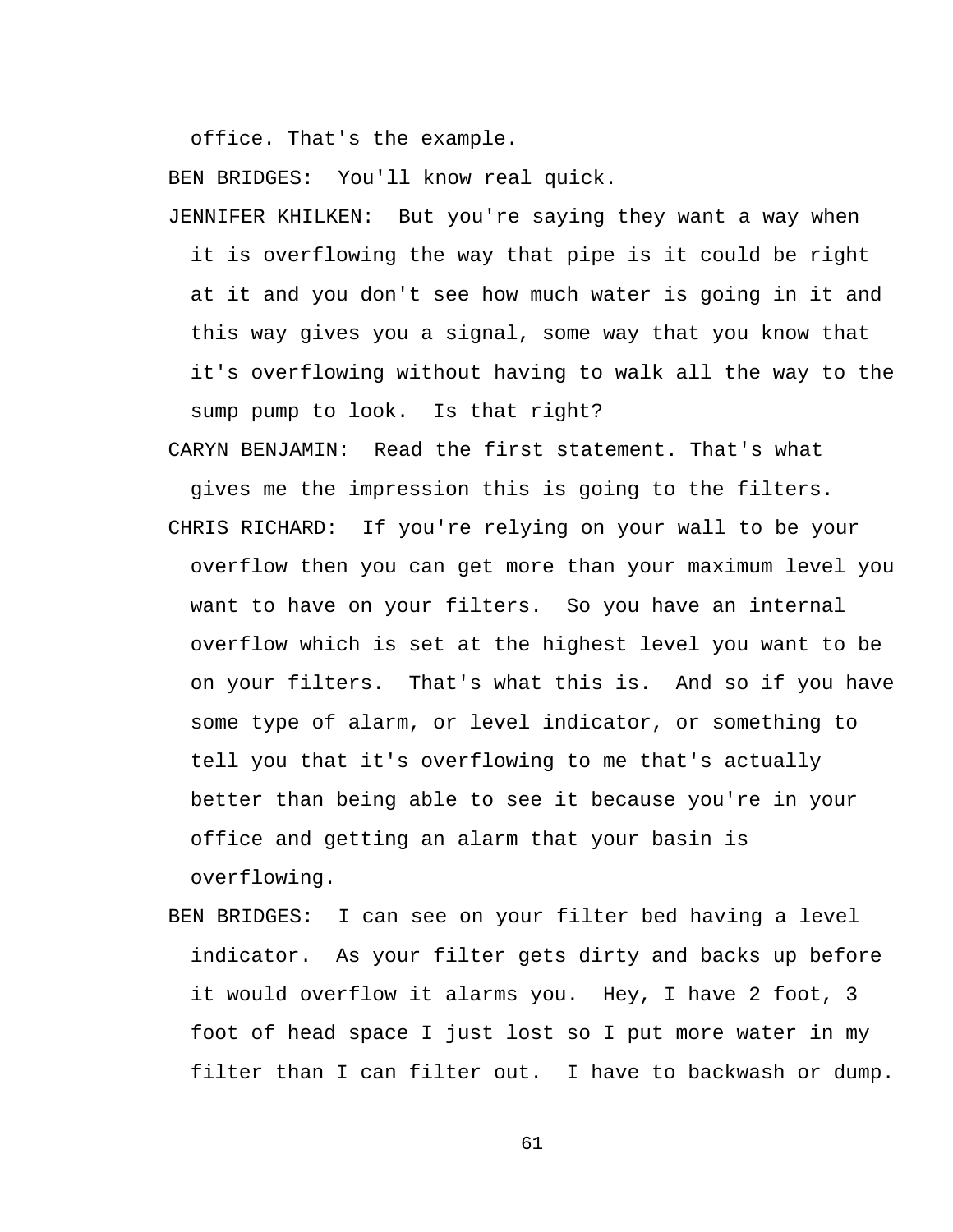office. That's the example.

BEN BRIDGES:  You'll know real quick.

JENNIFER KHILKEN:  But you're saying they want a way when it is overflowing the way that pipe is it could be right at it and you don't see how much water is going in it and this way gives you a signal, some way that you know that it's overflowing without having to walk all the way to the sump pump to look.  Is that right?

CARYN BENJAMIN:  Read the first statement. That's what gives me the impression this is going to the filters.

CHRIS RICHARD:  If you're relying on your wall to be your overflow then you can get more than your maximum level you want to have on your filters.  So you have an internal overflow which is set at the highest level you want to be on your filters.  That's what this is.  And so if you have some type of alarm, or level indicator, or something to tell you that it's overflowing to me that's actually better than being able to see it because you're in your office and getting an alarm that your basin is overflowing.

BEN BRIDGES:  I can see on your filter bed having a level indicator.  As your filter gets dirty and backs up before it would overflow it alarms you.  Hey, I have 2 foot, 3 foot of head space I just lost so I put more water in my filter than I can filter out.  I have to backwash or dump.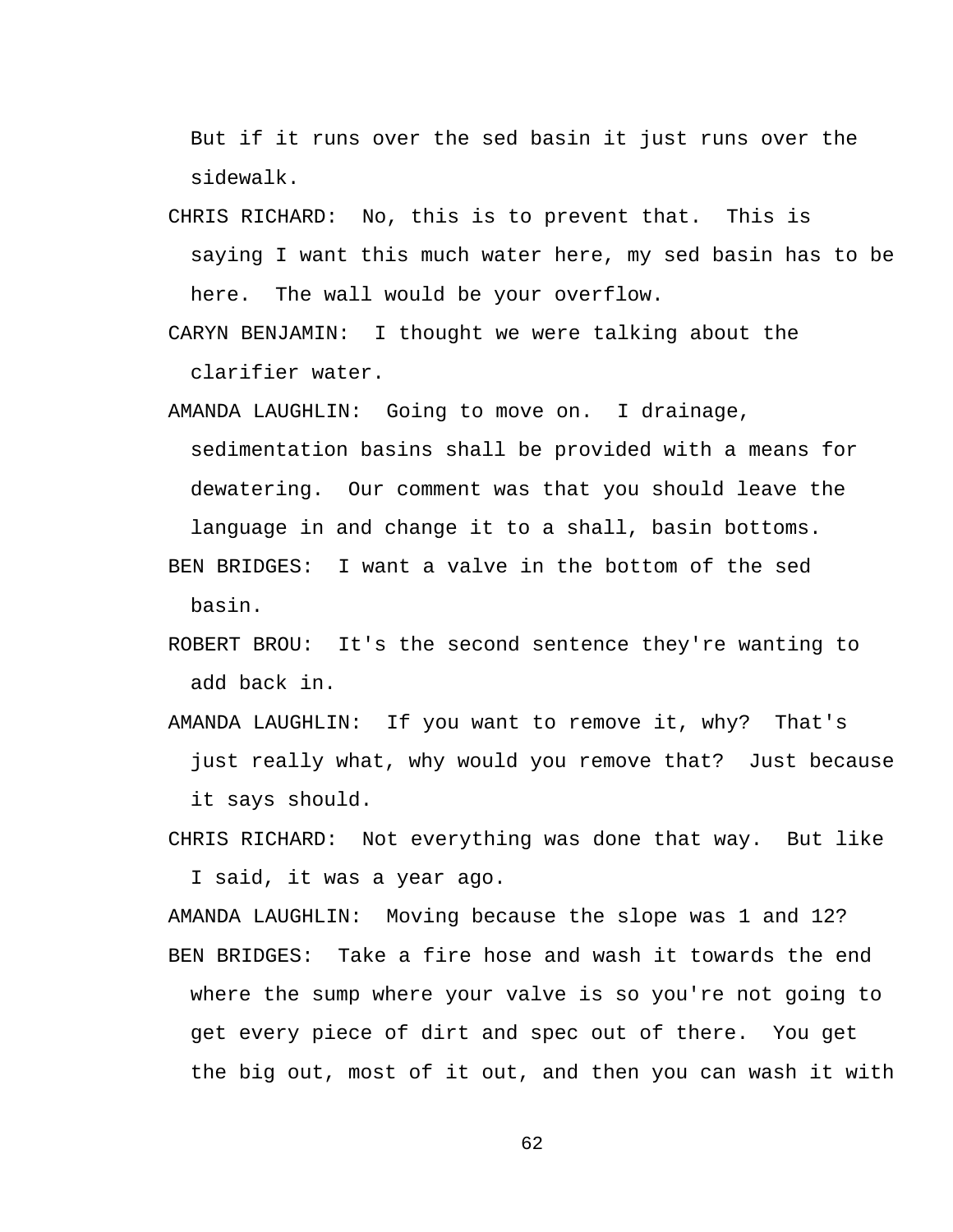But if it runs over the sed basin it just runs over the sidewalk.

CHRIS RICHARD: No, this is to prevent that. This is saying I want this much water here, my sed basin has to be here. The wall would be your overflow.

CARYN BENJAMIN: I thought we were talking about the clarifier water.

AMANDA LAUGHLIN: Going to move on. I drainage, sedimentation basins shall be provided with a means for dewatering. Our comment was that you should leave the language in and change it to a shall, basin bottoms.

BEN BRIDGES: I want a valve in the bottom of the sed basin.

ROBERT BROU: It's the second sentence they're wanting to add back in.

AMANDA LAUGHLIN: If you want to remove it, why? That's just really what, why would you remove that? Just because it says should.

CHRIS RICHARD: Not everything was done that way. But like I said, it was a year ago.

AMANDA LAUGHLIN: Moving because the slope was 1 and 12?

BEN BRIDGES: Take a fire hose and wash it towards the end where the sump where your valve is so you're not going to get every piece of dirt and spec out of there. You get the big out, most of it out, and then you can wash it with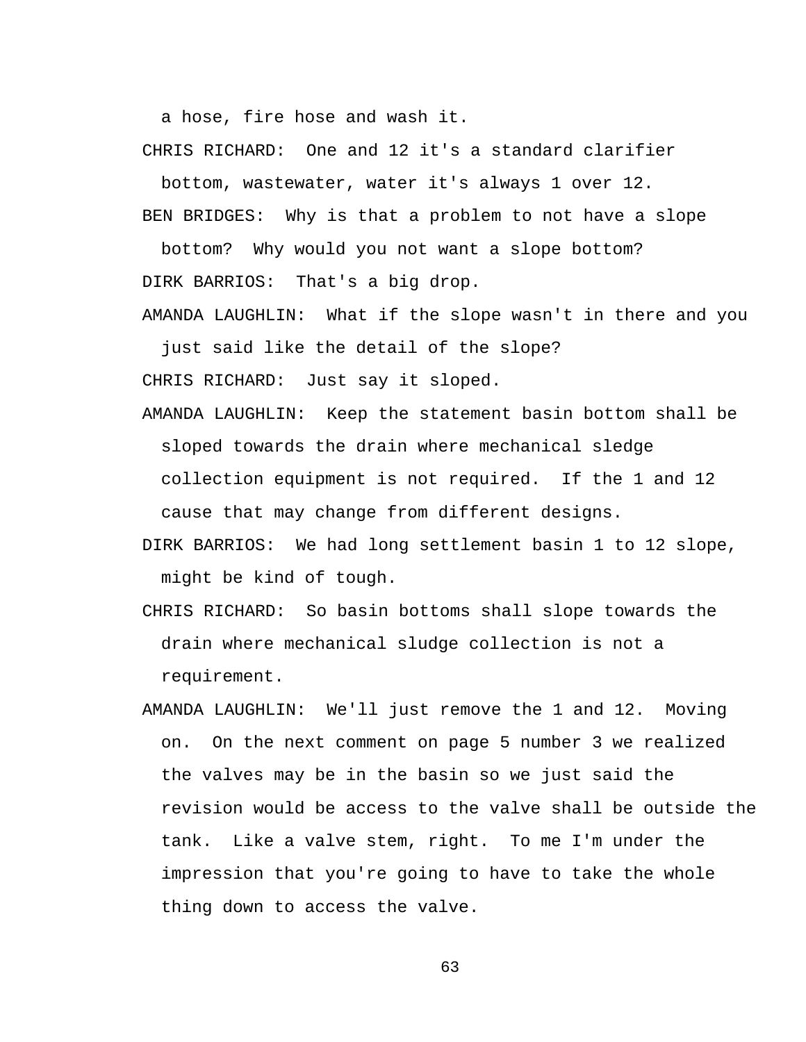a hose, fire hose and wash it.

CHRIS RICHARD: One and 12 it's a standard clarifier bottom, wastewater, water it's always 1 over 12.

BEN BRIDGES: Why is that a problem to not have a slope bottom? Why would you not want a slope bottom?

DIRK BARRIOS: That's a big drop.

AMANDA LAUGHLIN: What if the slope wasn't in there and you just said like the detail of the slope?

CHRIS RICHARD: Just say it sloped.

AMANDA LAUGHLIN: Keep the statement basin bottom shall be sloped towards the drain where mechanical sledge collection equipment is not required. If the 1 and 12 cause that may change from different designs.

DIRK BARRIOS: We had long settlement basin 1 to 12 slope, might be kind of tough.

CHRIS RICHARD: So basin bottoms shall slope towards the drain where mechanical sludge collection is not a requirement.

AMANDA LAUGHLIN: We'll just remove the 1 and 12. Moving on. On the next comment on page 5 number 3 we realized the valves may be in the basin so we just said the revision would be access to the valve shall be outside the tank. Like a valve stem, right. To me I'm under the impression that you're going to have to take the whole thing down to access the valve.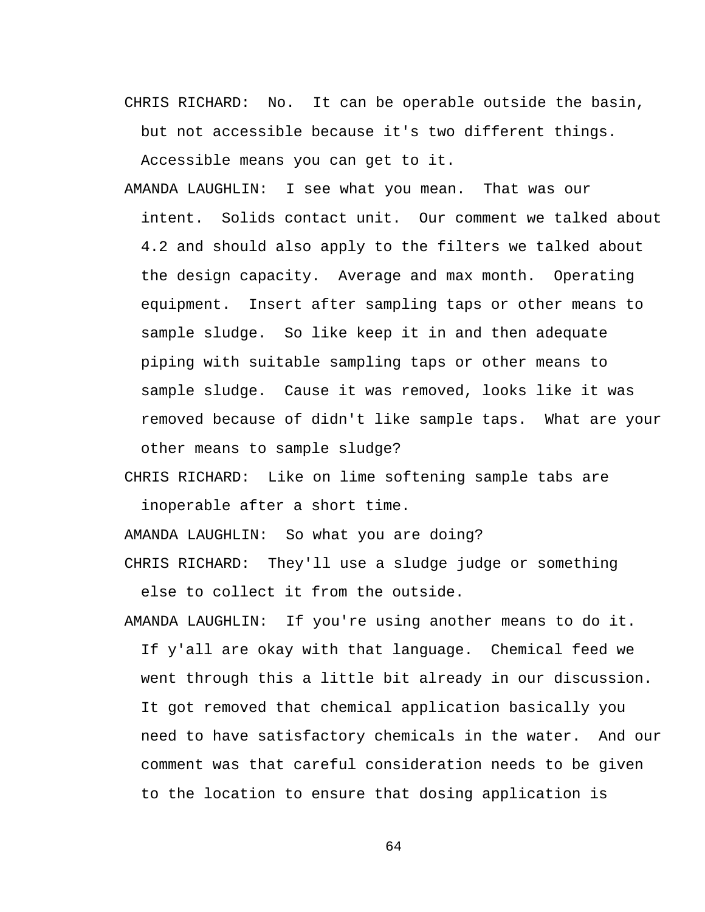CHRIS RICHARD: No. It can be operable outside the basin, but not accessible because it's two different things. Accessible means you can get to it.

AMANDA LAUGHLIN: I see what you mean. That was our intent. Solids contact unit. Our comment we talked about 4.2 and should also apply to the filters we talked about the design capacity. Average and max month. Operating equipment. Insert after sampling taps or other means to sample sludge. So like keep it in and then adequate piping with suitable sampling taps or other means to sample sludge. Cause it was removed, looks like it was removed because of didn't like sample taps. What are your other means to sample sludge?

CHRIS RICHARD: Like on lime softening sample tabs are inoperable after a short time.

AMANDA LAUGHLIN: So what you are doing?

CHRIS RICHARD: They'll use a sludge judge or something else to collect it from the outside.

AMANDA LAUGHLIN: If you're using another means to do it. If y'all are okay with that language. Chemical feed we went through this a little bit already in our discussion. It got removed that chemical application basically you need to have satisfactory chemicals in the water. And our comment was that careful consideration needs to be given to the location to ensure that dosing application is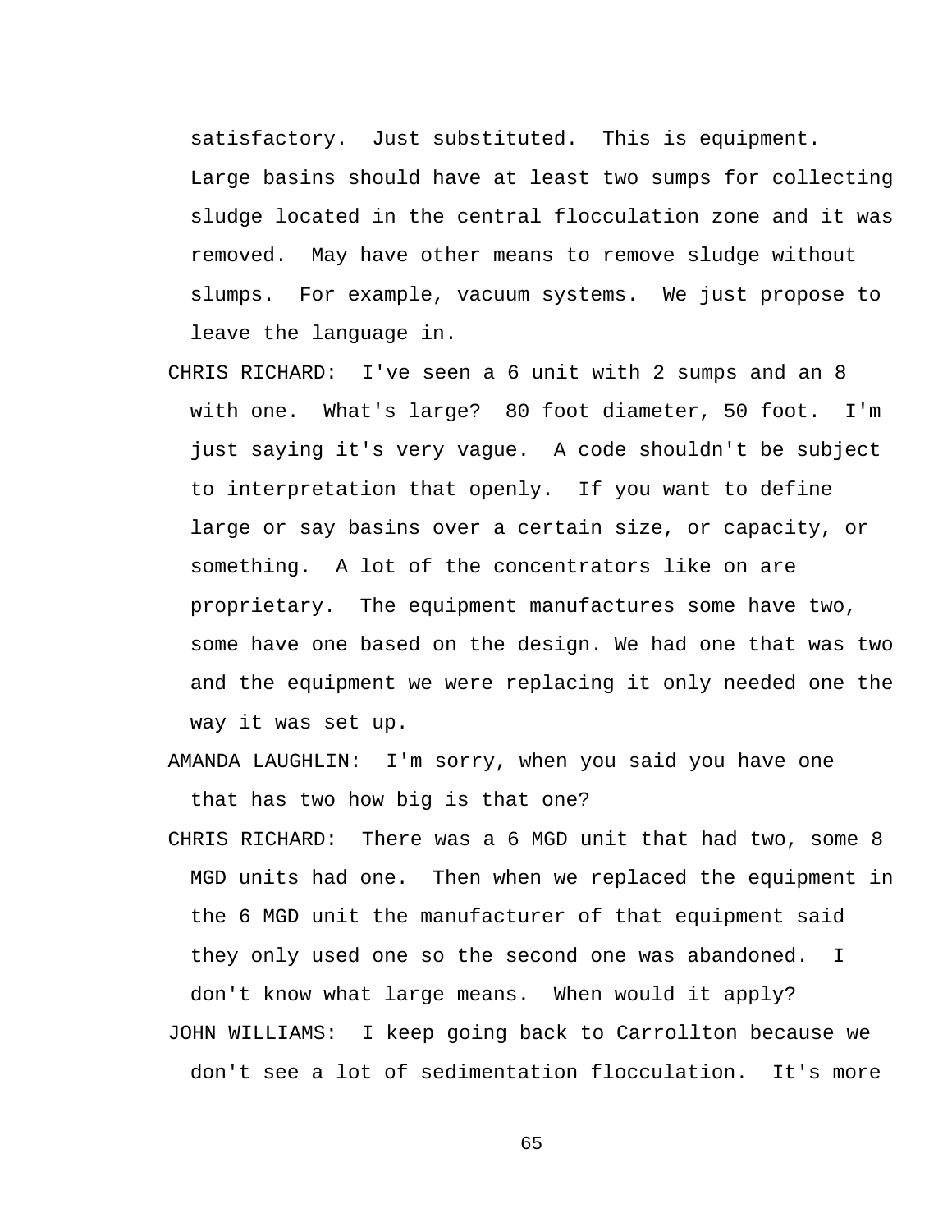satisfactory. Just substituted. This is equipment. Large basins should have at least two sumps for collecting sludge located in the central flocculation zone and it was removed. May have other means to remove sludge without slumps. For example, vacuum systems. We just propose to leave the language in.

CHRIS RICHARD: I've seen a 6 unit with 2 sumps and an 8 with one. What's large? 80 foot diameter, 50 foot. I'm just saying it's very vague. A code shouldn't be subject to interpretation that openly. If you want to define large or say basins over a certain size, or capacity, or something. A lot of the concentrators like on are proprietary. The equipment manufactures some have two, some have one based on the design. We had one that was two and the equipment we were replacing it only needed one the way it was set up.

AMANDA LAUGHLIN: I'm sorry, when you said you have one that has two how big is that one?

CHRIS RICHARD: There was a 6 MGD unit that had two, some 8 MGD units had one. Then when we replaced the equipment in the 6 MGD unit the manufacturer of that equipment said they only used one so the second one was abandoned. I don't know what large means. When would it apply?

JOHN WILLIAMS: I keep going back to Carrollton because we don't see a lot of sedimentation flocculation. It's more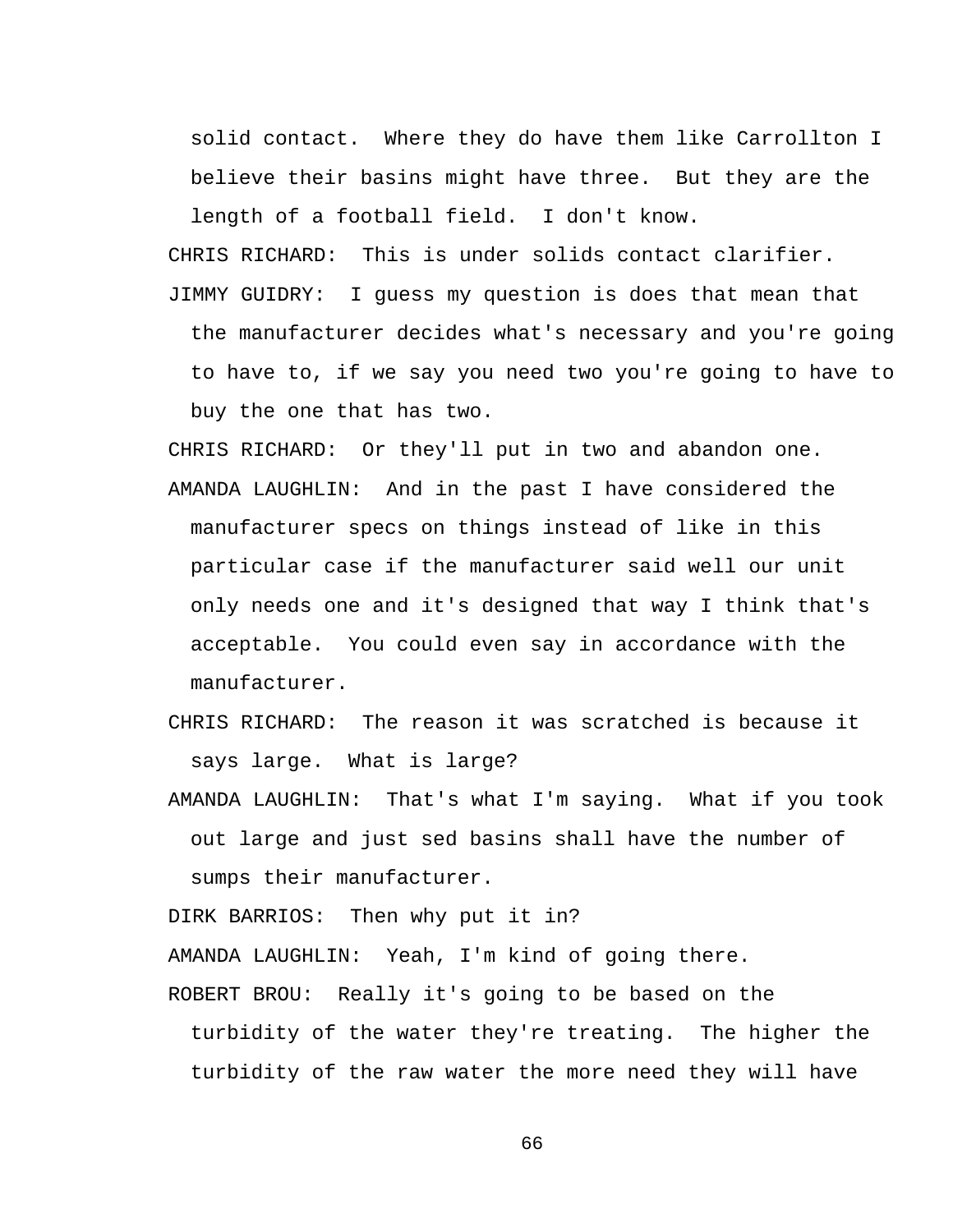solid contact. Where they do have them like Carrollton I believe their basins might have three. But they are the length of a football field. I don't know.

CHRIS RICHARD: This is under solids contact clarifier.

JIMMY GUIDRY: I guess my question is does that mean that the manufacturer decides what's necessary and you're going to have to, if we say you need two you're going to have to buy the one that has two.

CHRIS RICHARD: Or they'll put in two and abandon one.

AMANDA LAUGHLIN: And in the past I have considered the manufacturer specs on things instead of like in this particular case if the manufacturer said well our unit only needs one and it's designed that way I think that's acceptable. You could even say in accordance with the manufacturer.

CHRIS RICHARD: The reason it was scratched is because it says large. What is large?

AMANDA LAUGHLIN: That's what I'm saying. What if you took out large and just sed basins shall have the number of sumps their manufacturer.

DIRK BARRIOS: Then why put it in?

AMANDA LAUGHLIN: Yeah, I'm kind of going there.

ROBERT BROU: Really it's going to be based on the turbidity of the water they're treating. The higher the turbidity of the raw water the more need they will have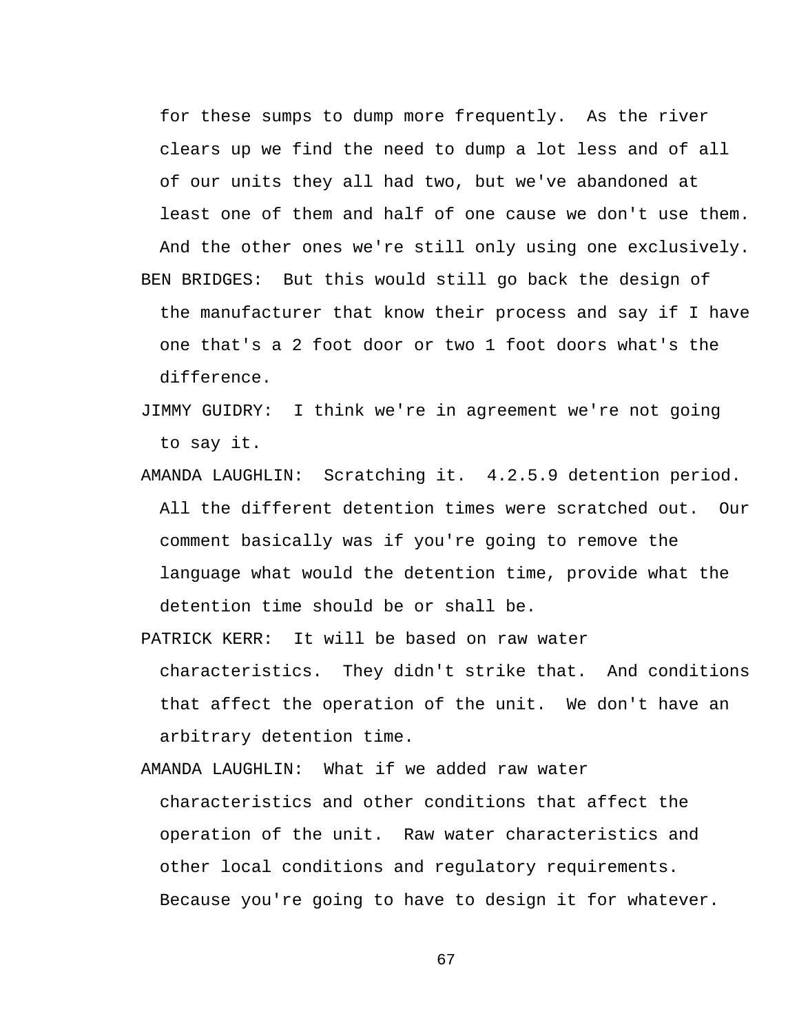for these sumps to dump more frequently. As the river clears up we find the need to dump a lot less and of all of our units they all had two, but we've abandoned at least one of them and half of one cause we don't use them. And the other ones we're still only using one exclusively.

BEN BRIDGES: But this would still go back the design of the manufacturer that know their process and say if I have one that's a 2 foot door or two 1 foot doors what's the difference.

JIMMY GUIDRY: I think we're in agreement we're not going to say it.

AMANDA LAUGHLIN: Scratching it. 4.2.5.9 detention period. All the different detention times were scratched out. Our comment basically was if you're going to remove the language what would the detention time, provide what the detention time should be or shall be.

PATRICK KERR: It will be based on raw water characteristics. They didn't strike that. And conditions that affect the operation of the unit. We don't have an arbitrary detention time.

AMANDA LAUGHLIN: What if we added raw water characteristics and other conditions that affect the operation of the unit. Raw water characteristics and other local conditions and regulatory requirements. Because you're going to have to design it for whatever.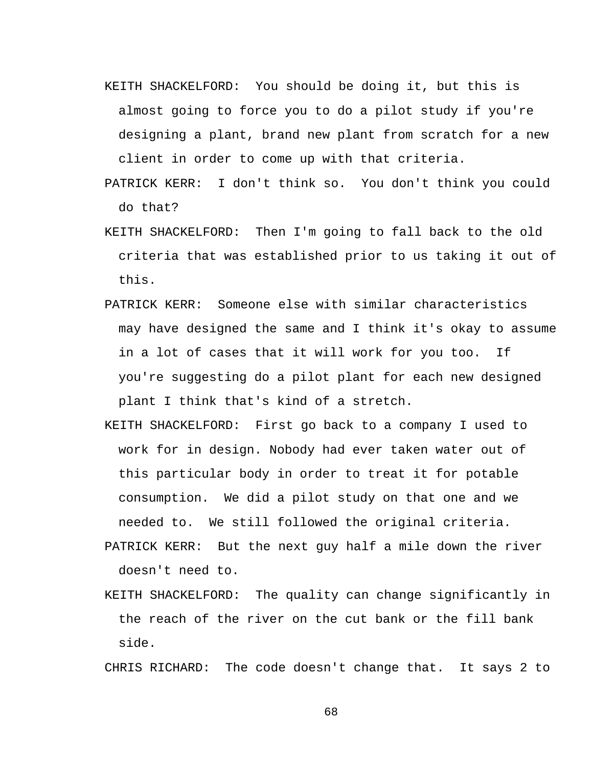KEITH SHACKELFORD: You should be doing it, but this is almost going to force you to do a pilot study if you're designing a plant, brand new plant from scratch for a new client in order to come up with that criteria.

PATRICK KERR: I don't think so. You don't think you could do that?

KEITH SHACKELFORD: Then I'm going to fall back to the old criteria that was established prior to us taking it out of this.

PATRICK KERR: Someone else with similar characteristics may have designed the same and I think it's okay to assume in a lot of cases that it will work for you too. If you're suggesting do a pilot plant for each new designed plant I think that's kind of a stretch.

KEITH SHACKELFORD: First go back to a company I used to work for in design. Nobody had ever taken water out of this particular body in order to treat it for potable consumption. We did a pilot study on that one and we needed to. We still followed the original criteria.

PATRICK KERR: But the next guy half a mile down the river doesn't need to.

KEITH SHACKELFORD: The quality can change significantly in the reach of the river on the cut bank or the fill bank side.

CHRIS RICHARD: The code doesn't change that. It says 2 to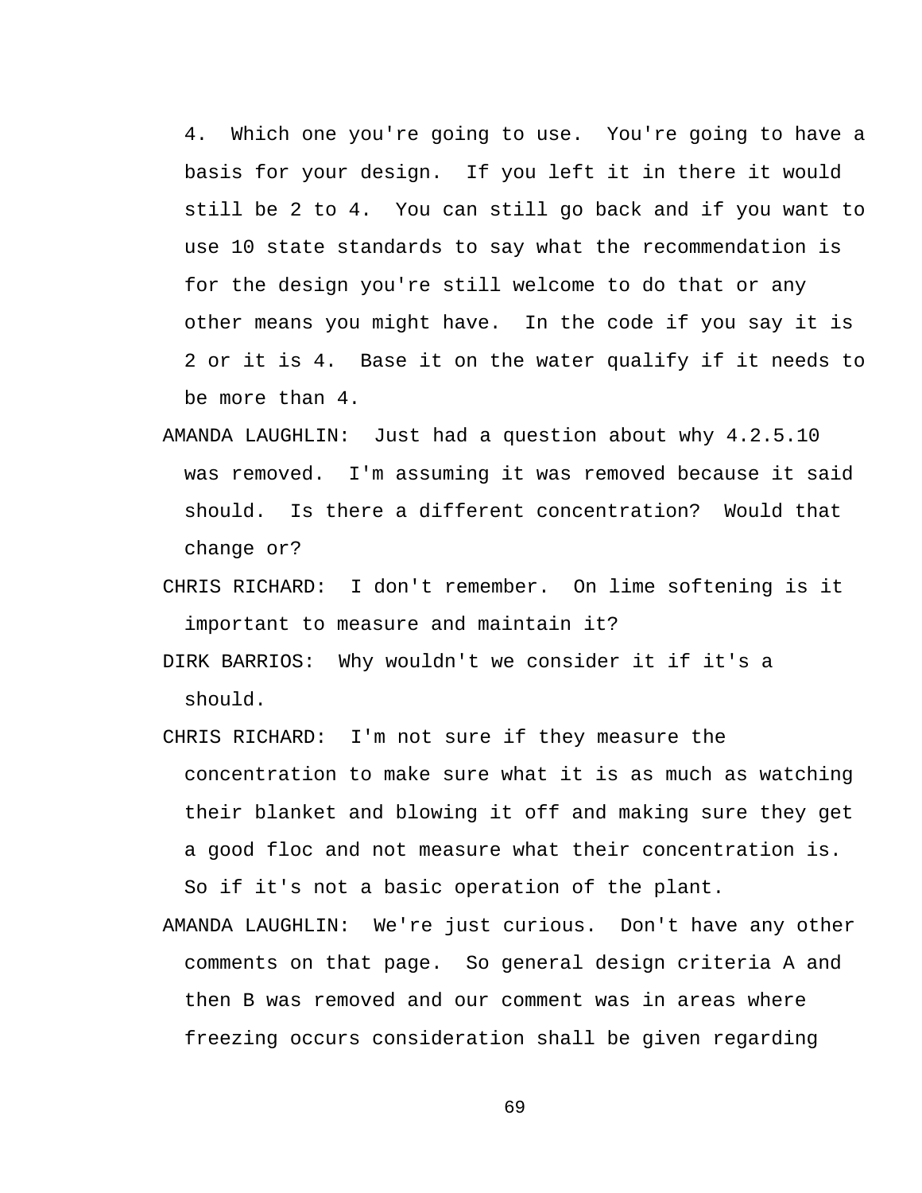4. Which one you're going to use. You're going to have a basis for your design. If you left it in there it would still be 2 to 4. You can still go back and if you want to use 10 state standards to say what the recommendation is for the design you're still welcome to do that or any other means you might have. In the code if you say it is 2 or it is 4. Base it on the water qualify if it needs to be more than 4.

AMANDA LAUGHLIN: Just had a question about why 4.2.5.10 was removed. I'm assuming it was removed because it said should. Is there a different concentration? Would that change or?

CHRIS RICHARD: I don't remember. On lime softening is it important to measure and maintain it?

DIRK BARRIOS: Why wouldn't we consider it if it's a should.

CHRIS RICHARD: I'm not sure if they measure the concentration to make sure what it is as much as watching their blanket and blowing it off and making sure they get a good floc and not measure what their concentration is. So if it's not a basic operation of the plant.

AMANDA LAUGHLIN: We're just curious. Don't have any other comments on that page. So general design criteria A and then B was removed and our comment was in areas where freezing occurs consideration shall be given regarding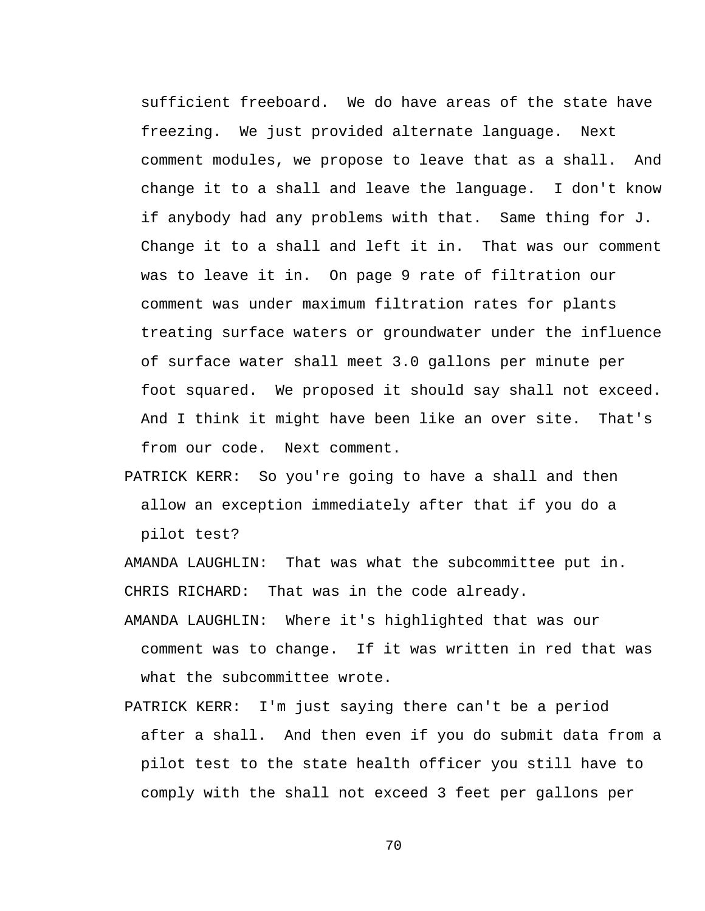sufficient freeboard. We do have areas of the state have freezing. We just provided alternate language. Next comment modules, we propose to leave that as a shall. And change it to a shall and leave the language. I don't know if anybody had any problems with that. Same thing for J. Change it to a shall and left it in. That was our comment was to leave it in. On page 9 rate of filtration our comment was under maximum filtration rates for plants treating surface waters or groundwater under the influence of surface water shall meet 3.0 gallons per minute per foot squared. We proposed it should say shall not exceed. And I think it might have been like an over site. That's from our code. Next comment.

PATRICK KERR: So you're going to have a shall and then allow an exception immediately after that if you do a pilot test?

AMANDA LAUGHLIN: That was what the subcommittee put in.

CHRIS RICHARD: That was in the code already.

AMANDA LAUGHLIN: Where it's highlighted that was our comment was to change. If it was written in red that was what the subcommittee wrote.

PATRICK KERR: I'm just saying there can't be a period after a shall. And then even if you do submit data from a pilot test to the state health officer you still have to comply with the shall not exceed 3 feet per gallons per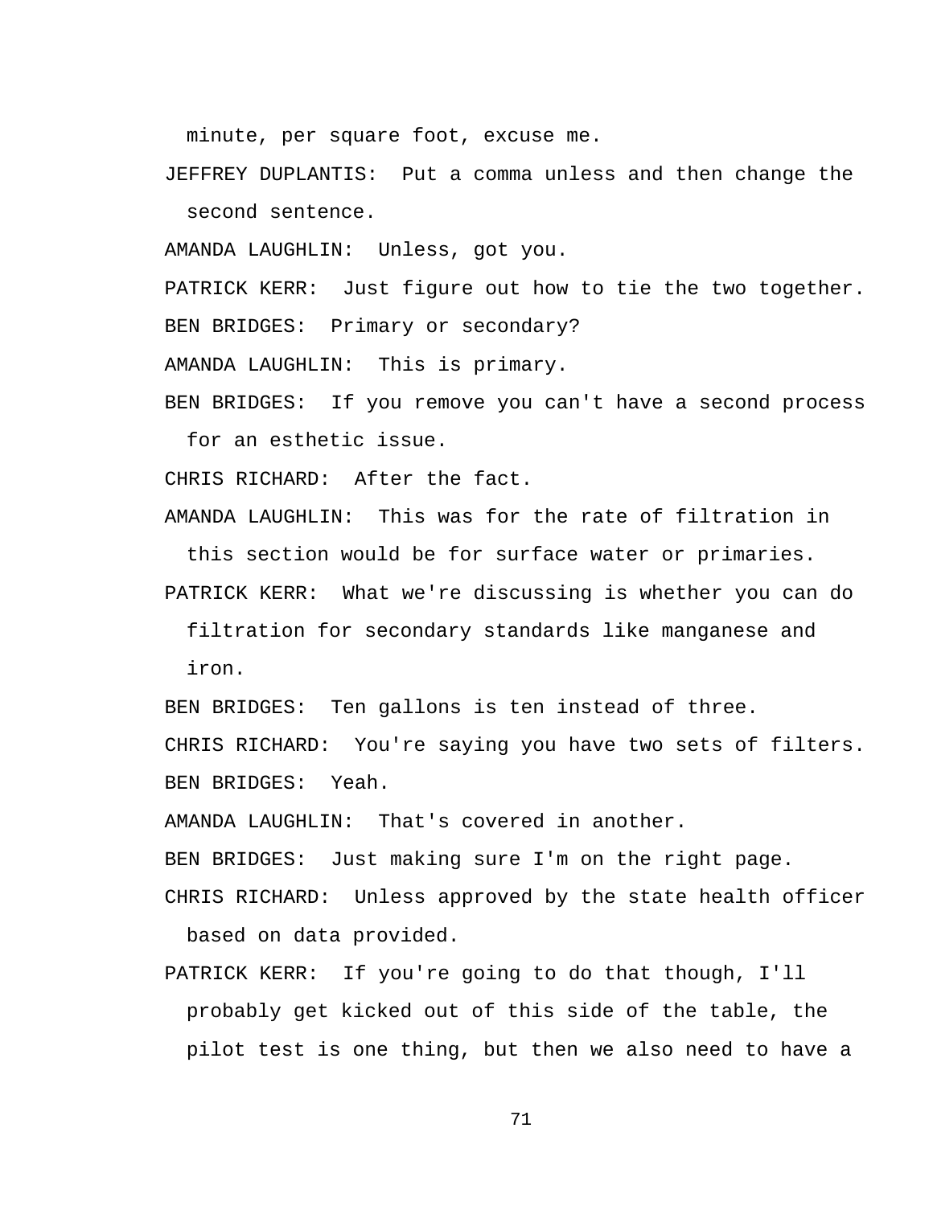minute, per square foot, excuse me.

JEFFREY DUPLANTIS: Put a comma unless and then change the second sentence.

AMANDA LAUGHLIN: Unless, got you.

PATRICK KERR: Just figure out how to tie the two together.

BEN BRIDGES: Primary or secondary?

AMANDA LAUGHLIN: This is primary.

BEN BRIDGES: If you remove you can't have a second process for an esthetic issue.

CHRIS RICHARD: After the fact.

AMANDA LAUGHLIN: This was for the rate of filtration in this section would be for surface water or primaries.

PATRICK KERR: What we're discussing is whether you can do filtration for secondary standards like manganese and iron.

BEN BRIDGES: Ten gallons is ten instead of three.

CHRIS RICHARD: You're saying you have two sets of filters.

BEN BRIDGES: Yeah.

AMANDA LAUGHLIN: That's covered in another.

BEN BRIDGES: Just making sure I'm on the right page.

CHRIS RICHARD: Unless approved by the state health officer based on data provided.

PATRICK KERR: If you're going to do that though, I'll probably get kicked out of this side of the table, the pilot test is one thing, but then we also need to have a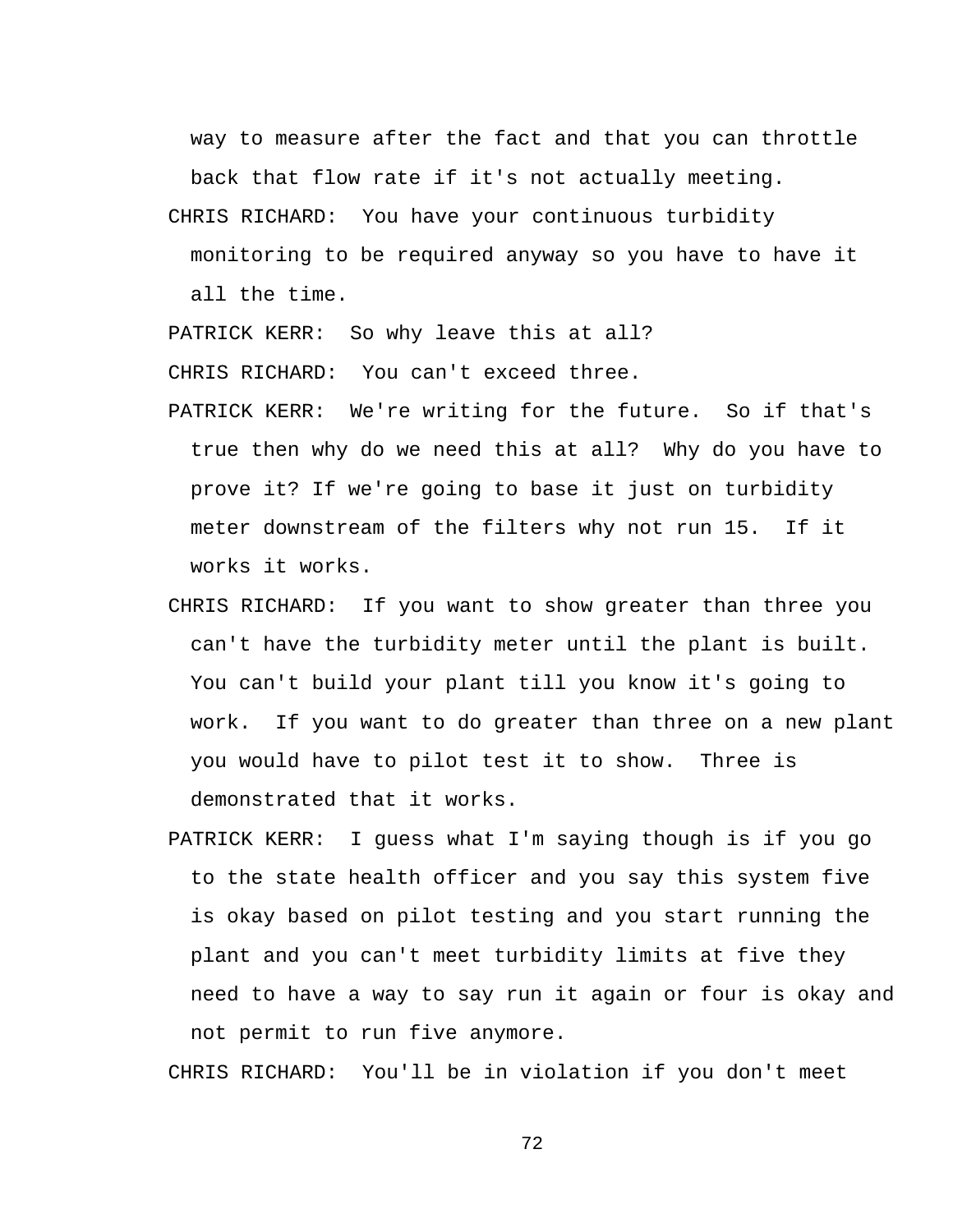way to measure after the fact and that you can throttle back that flow rate if it's not actually meeting.

CHRIS RICHARD: You have your continuous turbidity monitoring to be required anyway so you have to have it all the time.

PATRICK KERR: So why leave this at all?

CHRIS RICHARD: You can't exceed three.

PATRICK KERR: We're writing for the future. So if that's true then why do we need this at all? Why do you have to prove it? If we're going to base it just on turbidity meter downstream of the filters why not run 15. If it works it works.

CHRIS RICHARD: If you want to show greater than three you can't have the turbidity meter until the plant is built. You can't build your plant till you know it's going to work. If you want to do greater than three on a new plant you would have to pilot test it to show. Three is demonstrated that it works.

PATRICK KERR: I guess what I'm saying though is if you go to the state health officer and you say this system five is okay based on pilot testing and you start running the plant and you can't meet turbidity limits at five they need to have a way to say run it again or four is okay and not permit to run five anymore.

CHRIS RICHARD: You'll be in violation if you don't meet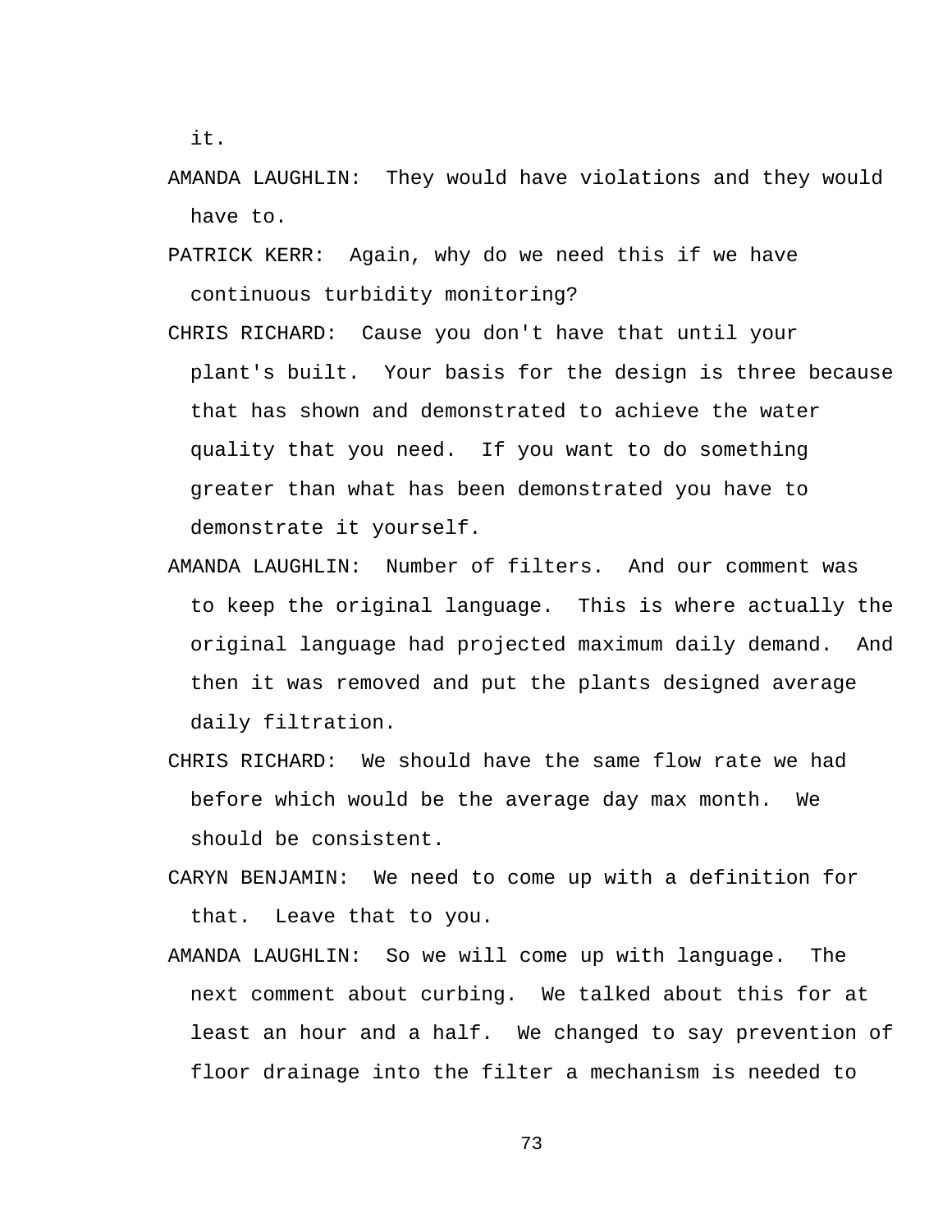it.

AMANDA LAUGHLIN: They would have violations and they would have to.

PATRICK KERR: Again, why do we need this if we have continuous turbidity monitoring?

CHRIS RICHARD: Cause you don't have that until your plant's built. Your basis for the design is three because that has shown and demonstrated to achieve the water quality that you need. If you want to do something greater than what has been demonstrated you have to demonstrate it yourself.

AMANDA LAUGHLIN: Number of filters. And our comment was to keep the original language. This is where actually the original language had projected maximum daily demand. And then it was removed and put the plants designed average daily filtration.

CHRIS RICHARD: We should have the same flow rate we had before which would be the average day max month. We should be consistent.

CARYN BENJAMIN: We need to come up with a definition for that. Leave that to you.

AMANDA LAUGHLIN: So we will come up with language. The next comment about curbing. We talked about this for at least an hour and a half. We changed to say prevention of floor drainage into the filter a mechanism is needed to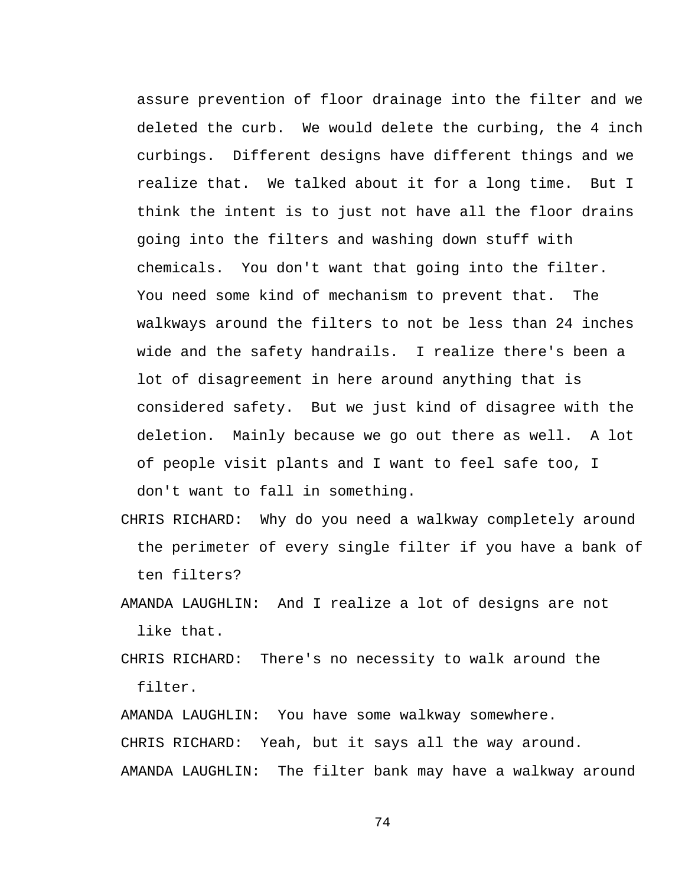assure prevention of floor drainage into the filter and we deleted the curb. We would delete the curbing, the 4 inch curbings. Different designs have different things and we realize that. We talked about it for a long time. But I think the intent is to just not have all the floor drains going into the filters and washing down stuff with chemicals. You don't want that going into the filter. You need some kind of mechanism to prevent that. The walkways around the filters to not be less than 24 inches wide and the safety handrails. I realize there's been a lot of disagreement in here around anything that is considered safety. But we just kind of disagree with the deletion. Mainly because we go out there as well. A lot of people visit plants and I want to feel safe too, I don't want to fall in something.

CHRIS RICHARD: Why do you need a walkway completely around the perimeter of every single filter if you have a bank of ten filters?

AMANDA LAUGHLIN: And I realize a lot of designs are not like that.

CHRIS RICHARD: There's no necessity to walk around the filter.

AMANDA LAUGHLIN: You have some walkway somewhere.

CHRIS RICHARD: Yeah, but it says all the way around.

AMANDA LAUGHLIN: The filter bank may have a walkway around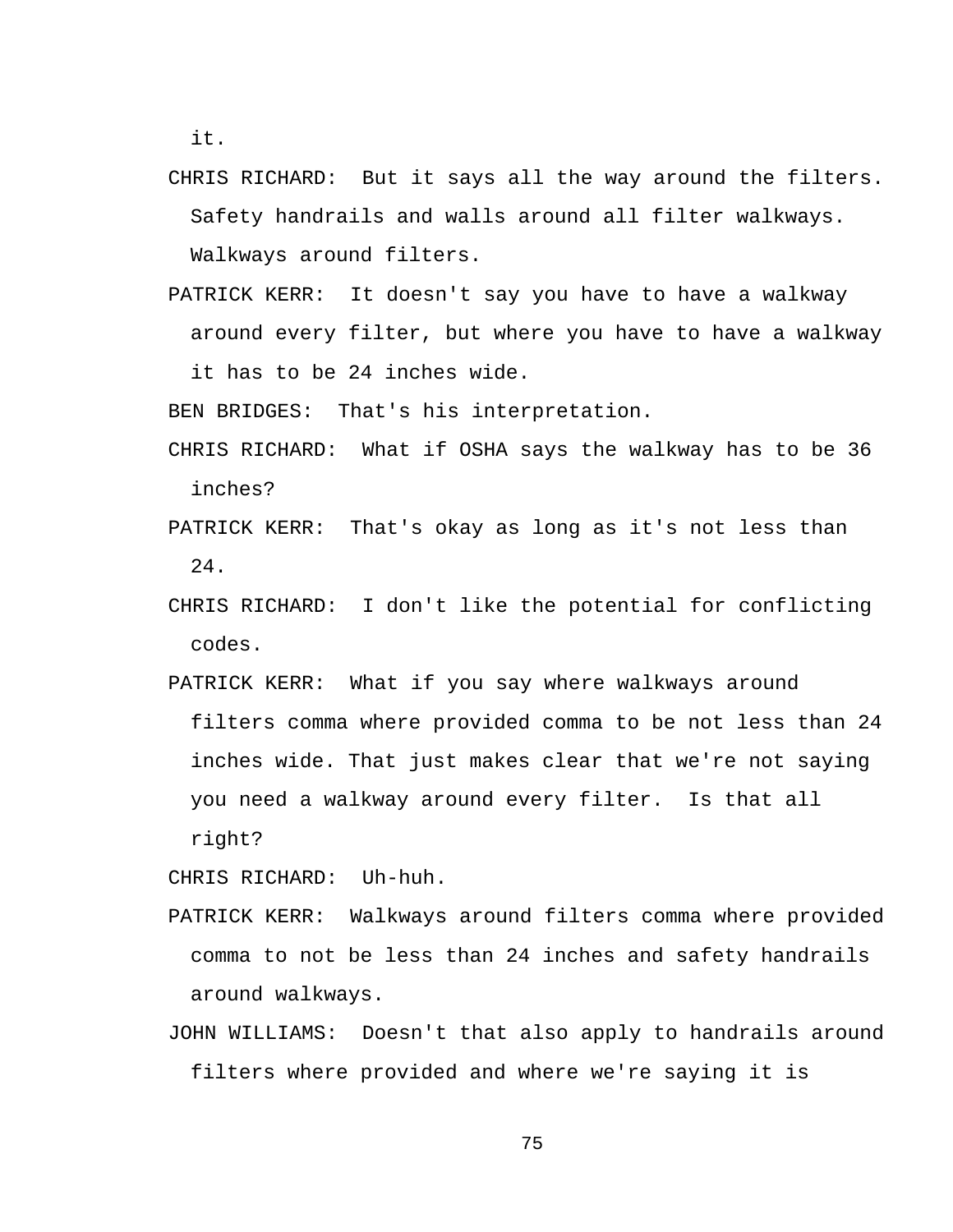it.

CHRIS RICHARD: But it says all the way around the filters. Safety handrails and walls around all filter walkways. Walkways around filters.

PATRICK KERR: It doesn't say you have to have a walkway around every filter, but where you have to have a walkway it has to be 24 inches wide.

BEN BRIDGES: That's his interpretation.

CHRIS RICHARD: What if OSHA says the walkway has to be 36 inches?

PATRICK KERR: That's okay as long as it's not less than 24.

CHRIS RICHARD: I don't like the potential for conflicting codes.

PATRICK KERR: What if you say where walkways around filters comma where provided comma to be not less than 24 inches wide. That just makes clear that we're not saying you need a walkway around every filter. Is that all right?

CHRIS RICHARD: Uh-huh.

PATRICK KERR: Walkways around filters comma where provided comma to not be less than 24 inches and safety handrails around walkways.

JOHN WILLIAMS: Doesn't that also apply to handrails around filters where provided and where we're saying it is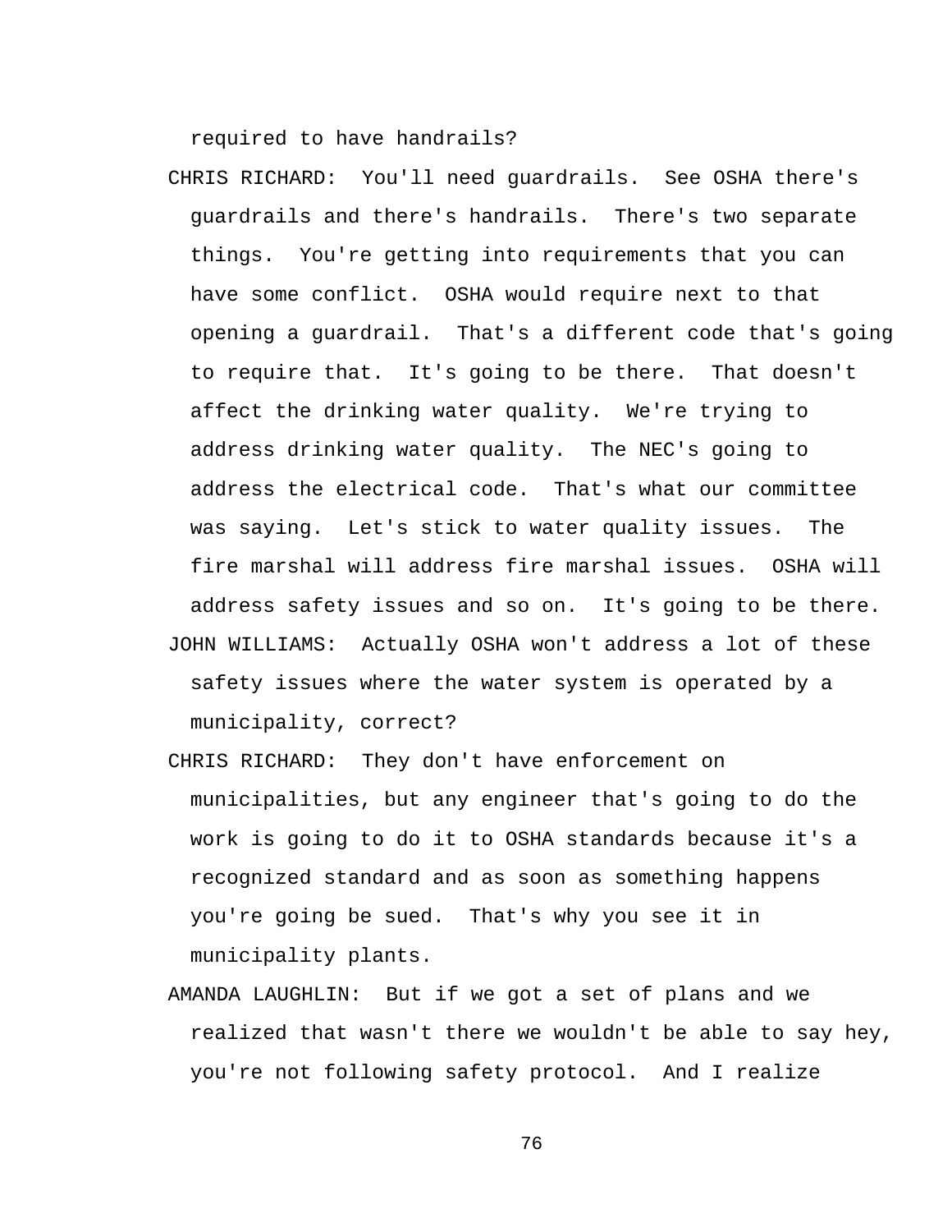required to have handrails?

CHRIS RICHARD: You'll need guardrails. See OSHA there's guardrails and there's handrails. There's two separate things. You're getting into requirements that you can have some conflict. OSHA would require next to that opening a guardrail. That's a different code that's going to require that. It's going to be there. That doesn't affect the drinking water quality. We're trying to address drinking water quality. The NEC's going to address the electrical code. That's what our committee was saying. Let's stick to water quality issues. The fire marshal will address fire marshal issues. OSHA will address safety issues and so on. It's going to be there.

JOHN WILLIAMS: Actually OSHA won't address a lot of these safety issues where the water system is operated by a municipality, correct?

CHRIS RICHARD: They don't have enforcement on municipalities, but any engineer that's going to do the work is going to do it to OSHA standards because it's a recognized standard and as soon as something happens you're going be sued. That's why you see it in municipality plants.

AMANDA LAUGHLIN: But if we got a set of plans and we realized that wasn't there we wouldn't be able to say hey, you're not following safety protocol. And I realize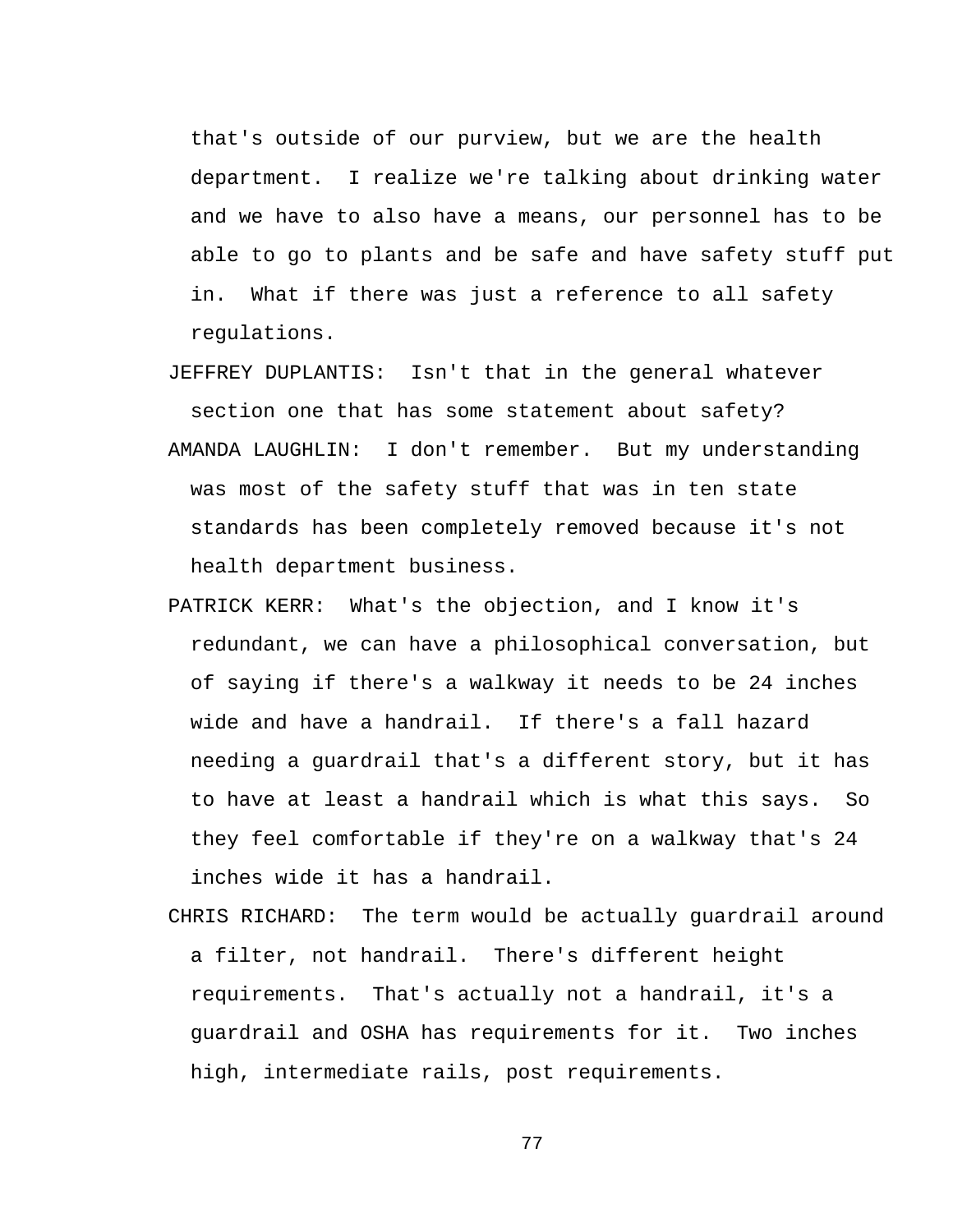that's outside of our purview, but we are the health department. I realize we're talking about drinking water and we have to also have a means, our personnel has to be able to go to plants and be safe and have safety stuff put in. What if there was just a reference to all safety regulations.

JEFFREY DUPLANTIS: Isn't that in the general whatever section one that has some statement about safety?

AMANDA LAUGHLIN: I don't remember. But my understanding was most of the safety stuff that was in ten state standards has been completely removed because it's not health department business.

PATRICK KERR: What's the objection, and I know it's redundant, we can have a philosophical conversation, but of saying if there's a walkway it needs to be 24 inches wide and have a handrail. If there's a fall hazard needing a guardrail that's a different story, but it has to have at least a handrail which is what this says. So they feel comfortable if they're on a walkway that's 24 inches wide it has a handrail.

CHRIS RICHARD: The term would be actually guardrail around a filter, not handrail. There's different height requirements. That's actually not a handrail, it's a guardrail and OSHA has requirements for it. Two inches high, intermediate rails, post requirements.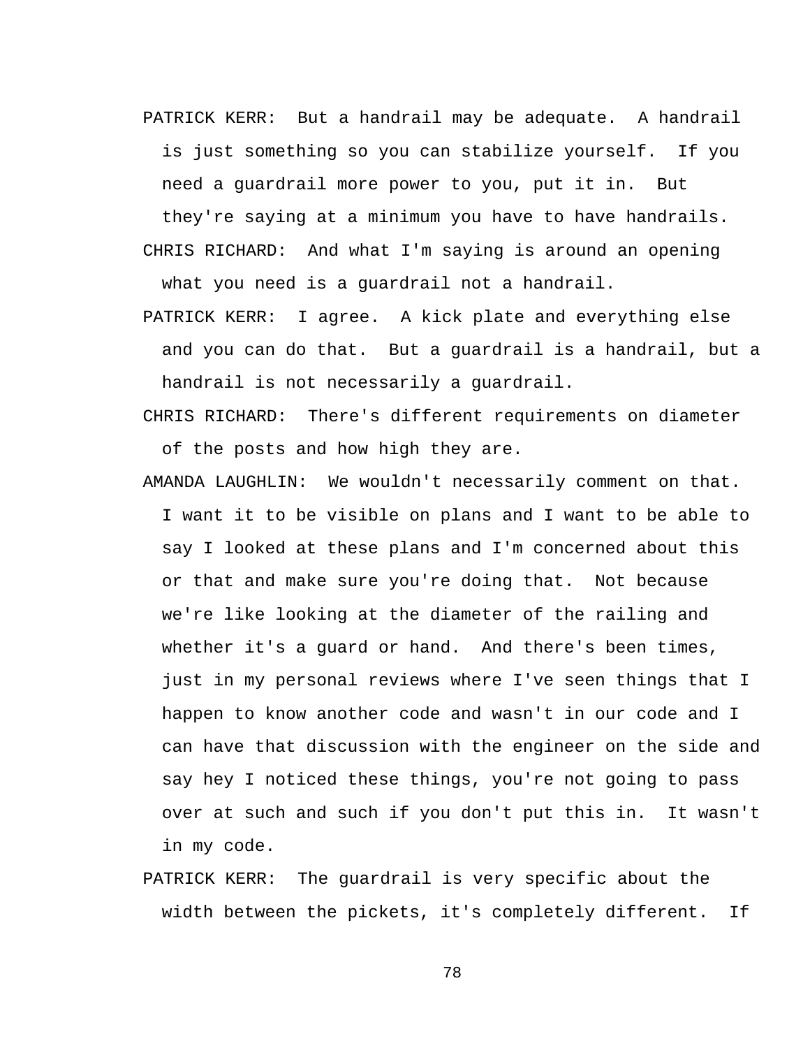PATRICK KERR: But a handrail may be adequate. A handrail is just something so you can stabilize yourself. If you need a guardrail more power to you, put it in. But they're saying at a minimum you have to have handrails.

CHRIS RICHARD: And what I'm saying is around an opening what you need is a guardrail not a handrail.

PATRICK KERR: I agree. A kick plate and everything else and you can do that. But a guardrail is a handrail, but a handrail is not necessarily a guardrail.

CHRIS RICHARD: There's different requirements on diameter of the posts and how high they are.

AMANDA LAUGHLIN: We wouldn't necessarily comment on that. I want it to be visible on plans and I want to be able to say I looked at these plans and I'm concerned about this or that and make sure you're doing that. Not because we're like looking at the diameter of the railing and whether it's a guard or hand. And there's been times, just in my personal reviews where I've seen things that I happen to know another code and wasn't in our code and I can have that discussion with the engineer on the side and say hey I noticed these things, you're not going to pass over at such and such if you don't put this in. It wasn't in my code.

PATRICK KERR: The guardrail is very specific about the width between the pickets, it's completely different. If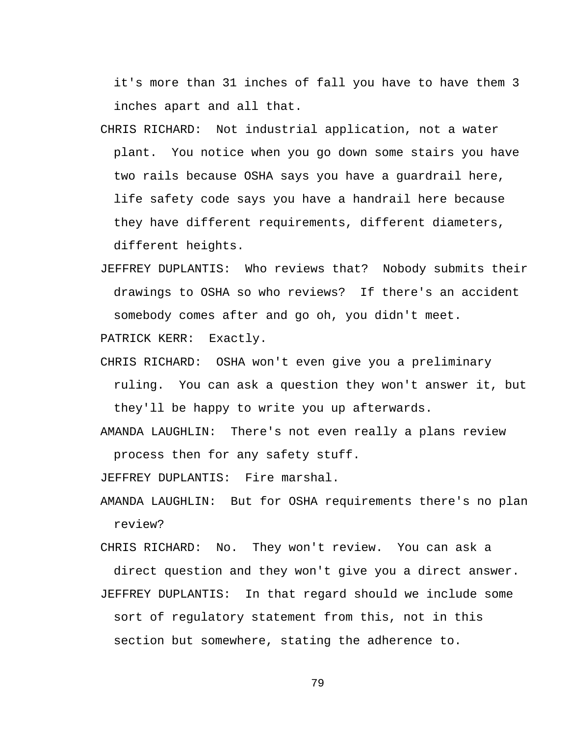it's more than 31 inches of fall you have to have them 3 inches apart and all that.

CHRIS RICHARD: Not industrial application, not a water plant. You notice when you go down some stairs you have two rails because OSHA says you have a guardrail here, life safety code says you have a handrail here because they have different requirements, different diameters, different heights.

JEFFREY DUPLANTIS: Who reviews that? Nobody submits their drawings to OSHA so who reviews? If there's an accident somebody comes after and go oh, you didn't meet.

PATRICK KERR: Exactly.

CHRIS RICHARD: OSHA won't even give you a preliminary ruling. You can ask a question they won't answer it, but they'll be happy to write you up afterwards.

AMANDA LAUGHLIN: There's not even really a plans review process then for any safety stuff.

JEFFREY DUPLANTIS: Fire marshal.

AMANDA LAUGHLIN: But for OSHA requirements there's no plan review?

CHRIS RICHARD: No. They won't review. You can ask a direct question and they won't give you a direct answer.

JEFFREY DUPLANTIS: In that regard should we include some sort of regulatory statement from this, not in this section but somewhere, stating the adherence to.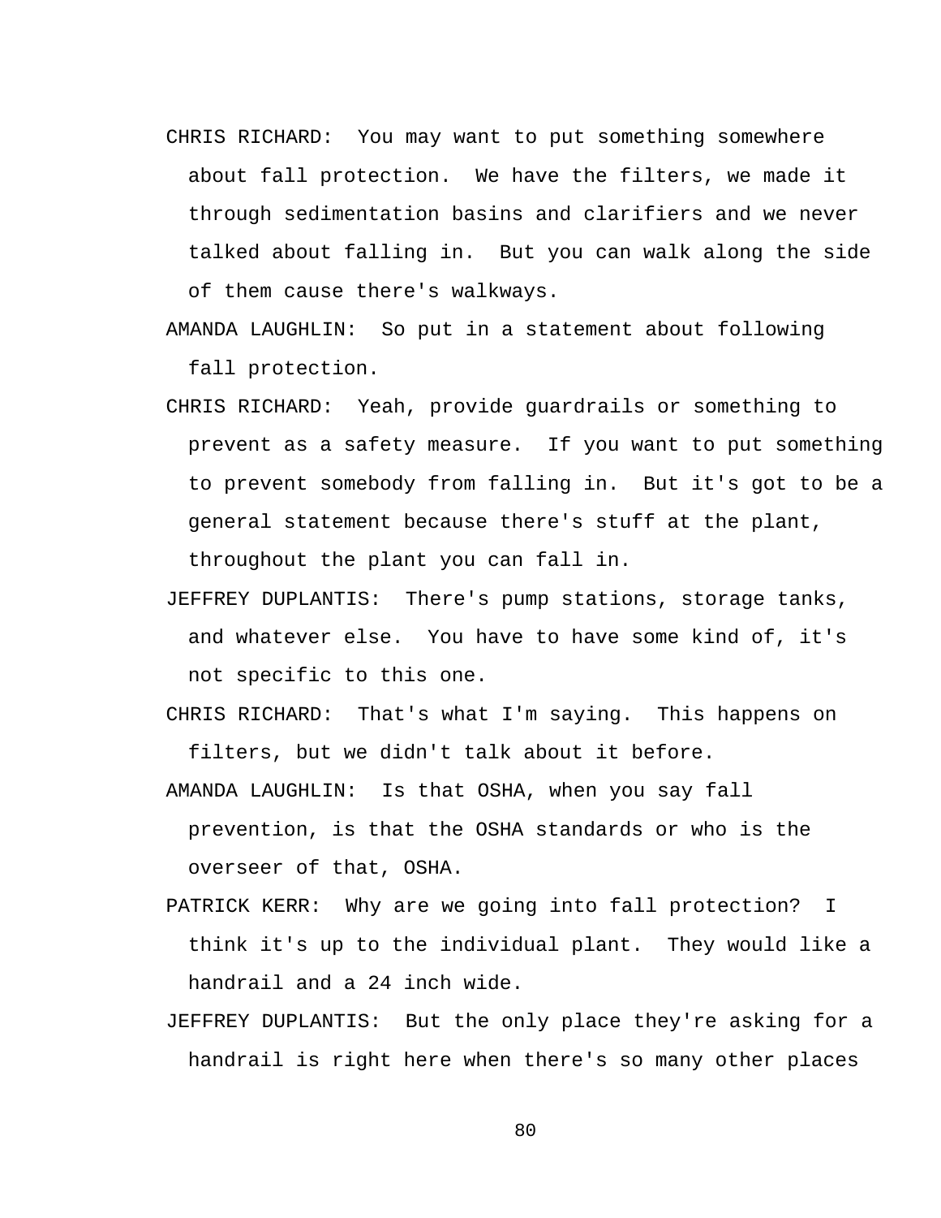CHRIS RICHARD: You may want to put something somewhere about fall protection. We have the filters, we made it through sedimentation basins and clarifiers and we never talked about falling in. But you can walk along the side of them cause there's walkways.

AMANDA LAUGHLIN: So put in a statement about following fall protection.

CHRIS RICHARD: Yeah, provide guardrails or something to prevent as a safety measure. If you want to put something to prevent somebody from falling in. But it's got to be a general statement because there's stuff at the plant, throughout the plant you can fall in.

JEFFREY DUPLANTIS: There's pump stations, storage tanks, and whatever else. You have to have some kind of, it's not specific to this one.

CHRIS RICHARD: That's what I'm saying. This happens on filters, but we didn't talk about it before.

AMANDA LAUGHLIN: Is that OSHA, when you say fall prevention, is that the OSHA standards or who is the overseer of that, OSHA.

PATRICK KERR: Why are we going into fall protection? I think it's up to the individual plant. They would like a handrail and a 24 inch wide.

JEFFREY DUPLANTIS: But the only place they're asking for a handrail is right here when there's so many other places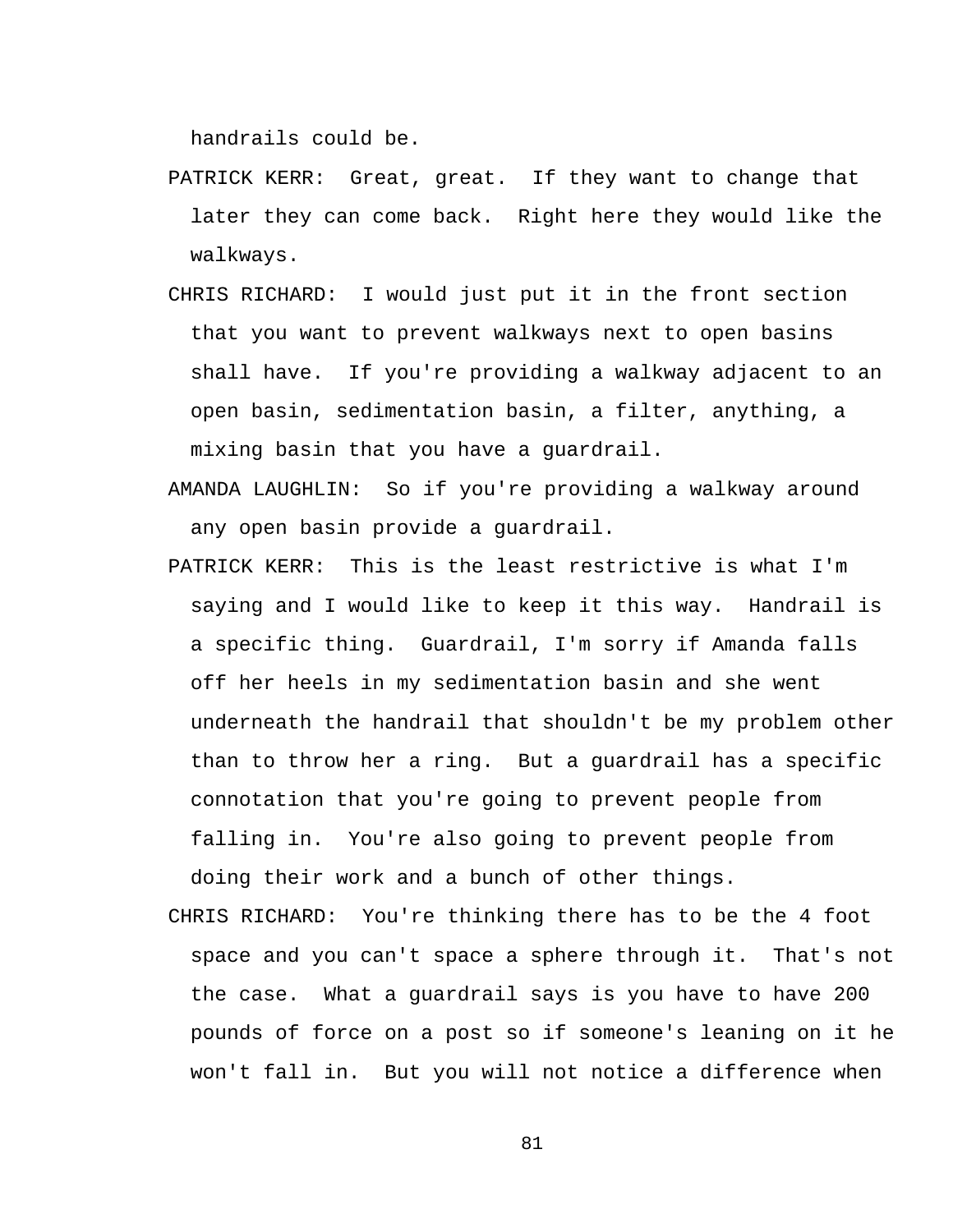handrails could be.

PATRICK KERR: Great, great. If they want to change that later they can come back. Right here they would like the walkways.

CHRIS RICHARD: I would just put it in the front section that you want to prevent walkways next to open basins shall have. If you're providing a walkway adjacent to an open basin, sedimentation basin, a filter, anything, a mixing basin that you have a guardrail.

AMANDA LAUGHLIN: So if you're providing a walkway around any open basin provide a guardrail.

PATRICK KERR: This is the least restrictive is what I'm saying and I would like to keep it this way. Handrail is a specific thing. Guardrail, I'm sorry if Amanda falls off her heels in my sedimentation basin and she went underneath the handrail that shouldn't be my problem other than to throw her a ring. But a guardrail has a specific connotation that you're going to prevent people from falling in. You're also going to prevent people from doing their work and a bunch of other things.

CHRIS RICHARD: You're thinking there has to be the 4 foot space and you can't space a sphere through it. That's not the case. What a guardrail says is you have to have 200 pounds of force on a post so if someone's leaning on it he won't fall in. But you will not notice a difference when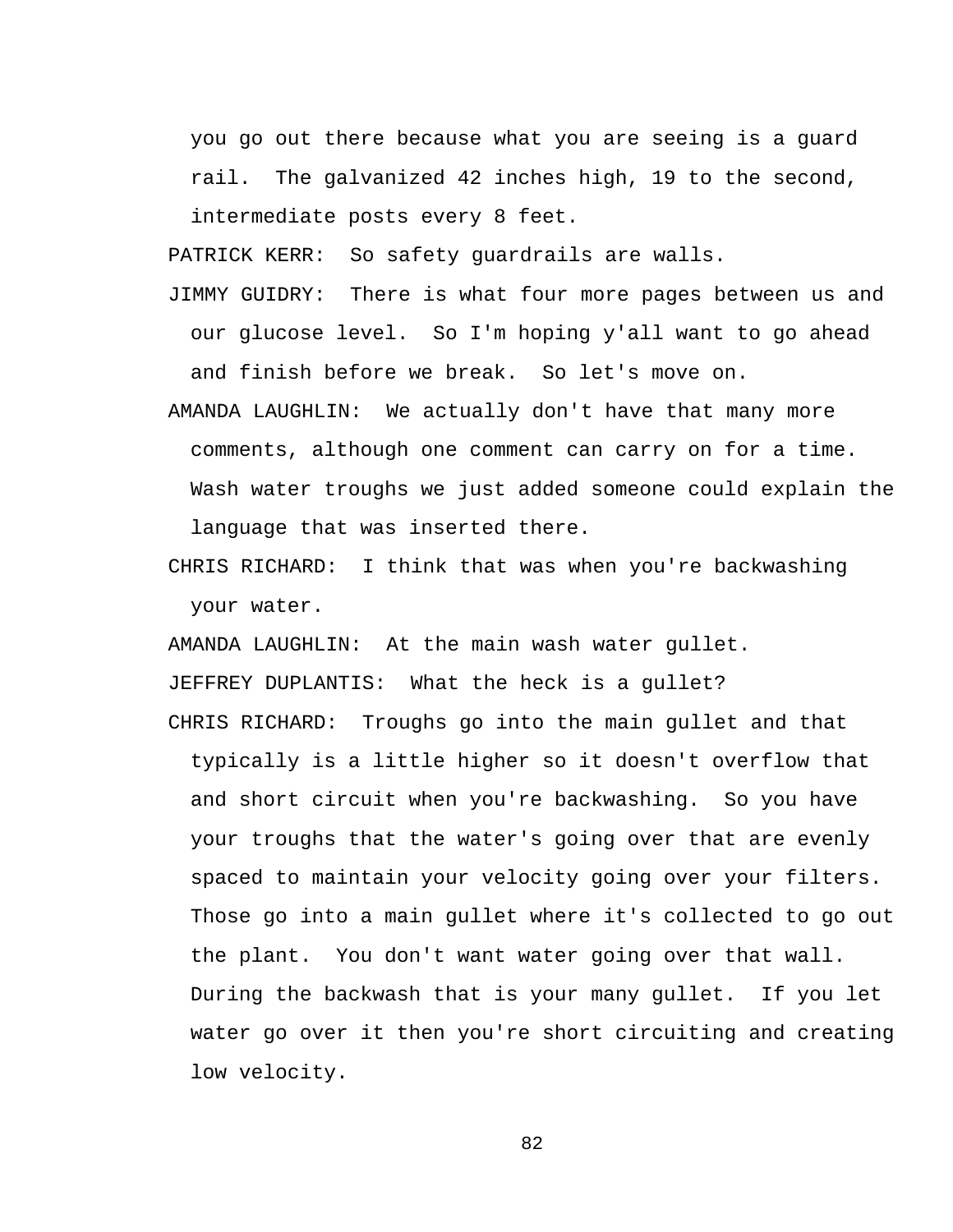you go out there because what you are seeing is a guard rail. The galvanized 42 inches high, 19 to the second, intermediate posts every 8 feet.

PATRICK KERR: So safety guardrails are walls.

JIMMY GUIDRY: There is what four more pages between us and our glucose level. So I'm hoping y'all want to go ahead and finish before we break. So let's move on.

AMANDA LAUGHLIN: We actually don't have that many more comments, although one comment can carry on for a time. Wash water troughs we just added someone could explain the language that was inserted there.

CHRIS RICHARD: I think that was when you're backwashing your water.

AMANDA LAUGHLIN: At the main wash water gullet.

JEFFREY DUPLANTIS: What the heck is a gullet?

CHRIS RICHARD: Troughs go into the main gullet and that typically is a little higher so it doesn't overflow that and short circuit when you're backwashing. So you have your troughs that the water's going over that are evenly spaced to maintain your velocity going over your filters. Those go into a main gullet where it's collected to go out the plant. You don't want water going over that wall. During the backwash that is your many gullet. If you let water go over it then you're short circuiting and creating low velocity.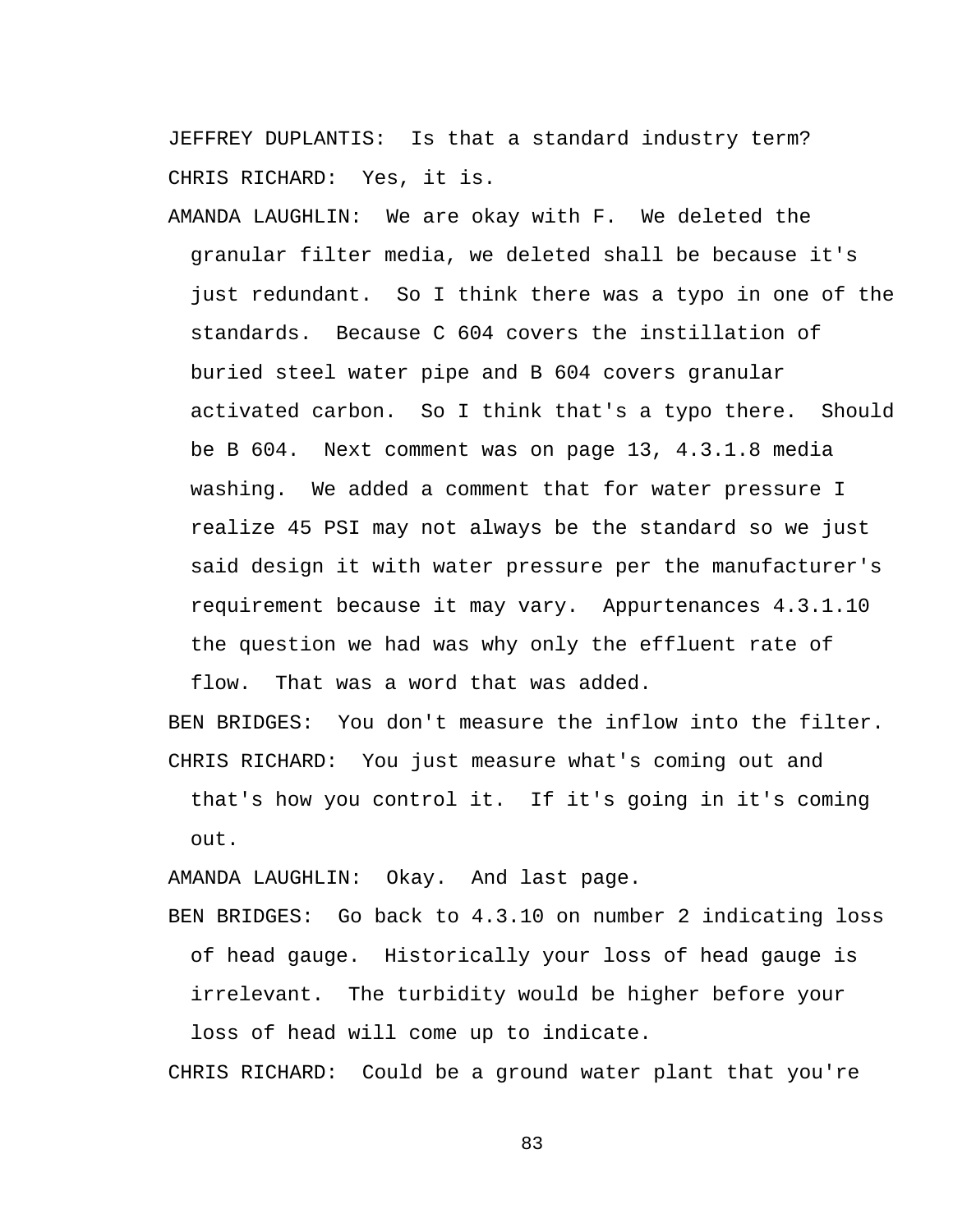JEFFREY DUPLANTIS: Is that a standard industry term?

CHRIS RICHARD: Yes, it is.

AMANDA LAUGHLIN: We are okay with F. We deleted the granular filter media, we deleted shall be because it's just redundant. So I think there was a typo in one of the standards. Because C 604 covers the instillation of buried steel water pipe and B 604 covers granular activated carbon. So I think that's a typo there. Should be B 604. Next comment was on page 13, 4.3.1.8 media washing. We added a comment that for water pressure I realize 45 PSI may not always be the standard so we just said design it with water pressure per the manufacturer's requirement because it may vary. Appurtenances 4.3.1.10 the question we had was why only the effluent rate of flow. That was a word that was added.

BEN BRIDGES: You don't measure the inflow into the filter.

CHRIS RICHARD: You just measure what's coming out and that's how you control it. If it's going in it's coming out.

AMANDA LAUGHLIN: Okay. And last page.

BEN BRIDGES: Go back to 4.3.10 on number 2 indicating loss of head gauge. Historically your loss of head gauge is irrelevant. The turbidity would be higher before your loss of head will come up to indicate.

CHRIS RICHARD: Could be a ground water plant that you're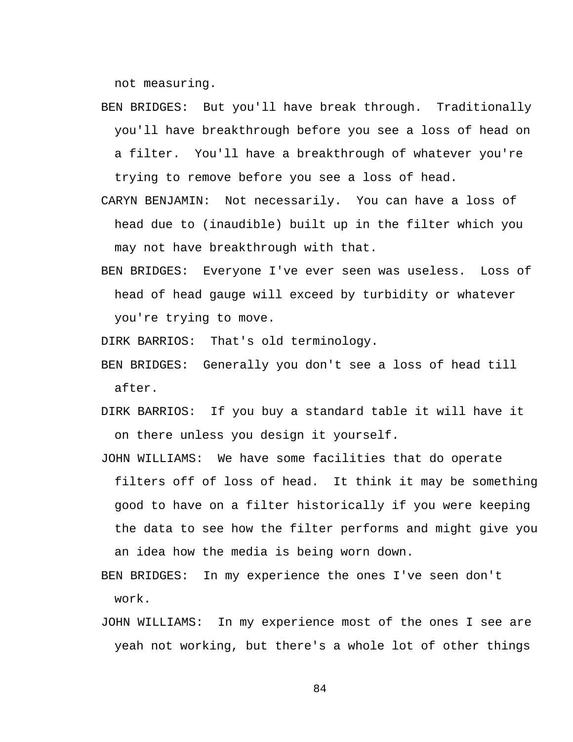not measuring.

BEN BRIDGES: But you'll have break through. Traditionally you'll have breakthrough before you see a loss of head on a filter. You'll have a breakthrough of whatever you're trying to remove before you see a loss of head.

CARYN BENJAMIN: Not necessarily. You can have a loss of head due to (inaudible) built up in the filter which you may not have breakthrough with that.

BEN BRIDGES: Everyone I've ever seen was useless. Loss of head of head gauge will exceed by turbidity or whatever you're trying to move.

DIRK BARRIOS: That's old terminology.

BEN BRIDGES: Generally you don't see a loss of head till after.

DIRK BARRIOS: If you buy a standard table it will have it on there unless you design it yourself.

JOHN WILLIAMS: We have some facilities that do operate filters off of loss of head. It think it may be something good to have on a filter historically if you were keeping the data to see how the filter performs and might give you an idea how the media is being worn down.

BEN BRIDGES: In my experience the ones I've seen don't work.

JOHN WILLIAMS: In my experience most of the ones I see are yeah not working, but there's a whole lot of other things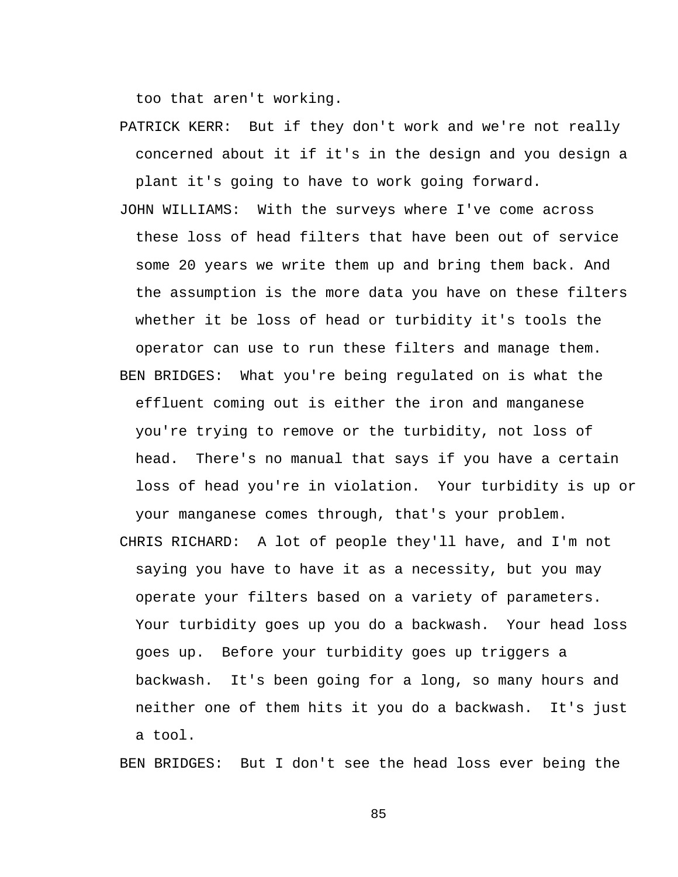too that aren't working.

PATRICK KERR:  But if they don't work and we're not really concerned about it if it's in the design and you design a plant it's going to have to work going forward.

JOHN WILLIAMS:  With the surveys where I've come across these loss of head filters that have been out of service some 20 years we write them up and bring them back. And the assumption is the more data you have on these filters whether it be loss of head or turbidity it's tools the operator can use to run these filters and manage them.

BEN BRIDGES:  What you're being regulated on is what the effluent coming out is either the iron and manganese you're trying to remove or the turbidity, not loss of head.  There's no manual that says if you have a certain loss of head you're in violation.  Your turbidity is up or your manganese comes through, that's your problem.

CHRIS RICHARD:  A lot of people they'll have, and I'm not saying you have to have it as a necessity, but you may operate your filters based on a variety of parameters. Your turbidity goes up you do a backwash.  Your head loss goes up.  Before your turbidity goes up triggers a backwash.  It's been going for a long, so many hours and neither one of them hits it you do a backwash.  It's just a tool.

BEN BRIDGES:  But I don't see the head loss ever being the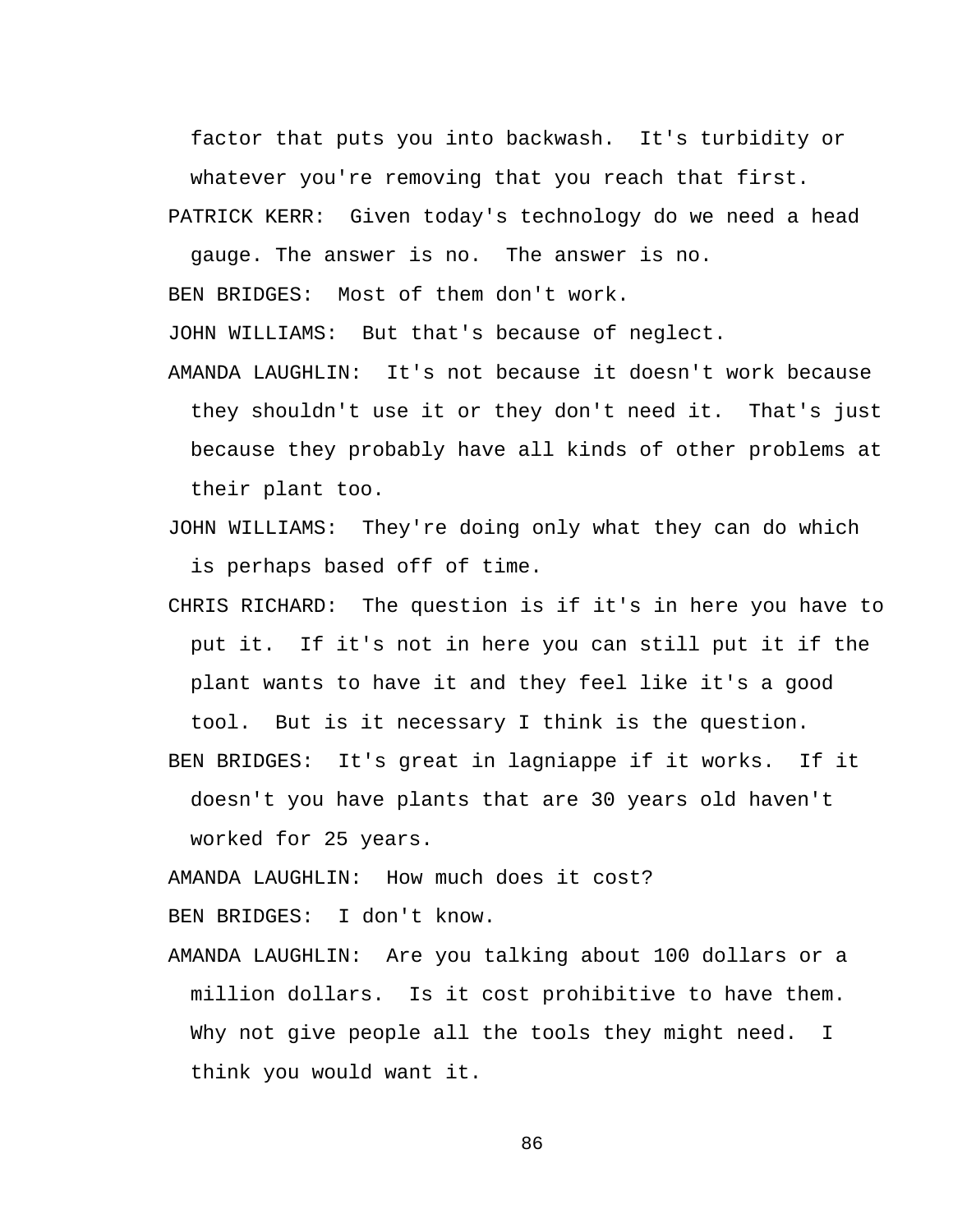factor that puts you into backwash. It's turbidity or whatever you're removing that you reach that first.

PATRICK KERR: Given today's technology do we need a head gauge. The answer is no. The answer is no.

BEN BRIDGES: Most of them don't work.

JOHN WILLIAMS: But that's because of neglect.

AMANDA LAUGHLIN: It's not because it doesn't work because they shouldn't use it or they don't need it. That's just because they probably have all kinds of other problems at their plant too.

JOHN WILLIAMS: They're doing only what they can do which is perhaps based off of time.

CHRIS RICHARD: The question is if it's in here you have to put it. If it's not in here you can still put it if the plant wants to have it and they feel like it's a good tool. But is it necessary I think is the question.

BEN BRIDGES: It's great in lagniappe if it works. If it doesn't you have plants that are 30 years old haven't worked for 25 years.

AMANDA LAUGHLIN: How much does it cost?

BEN BRIDGES: I don't know.

AMANDA LAUGHLIN: Are you talking about 100 dollars or a million dollars. Is it cost prohibitive to have them. Why not give people all the tools they might need. I think you would want it.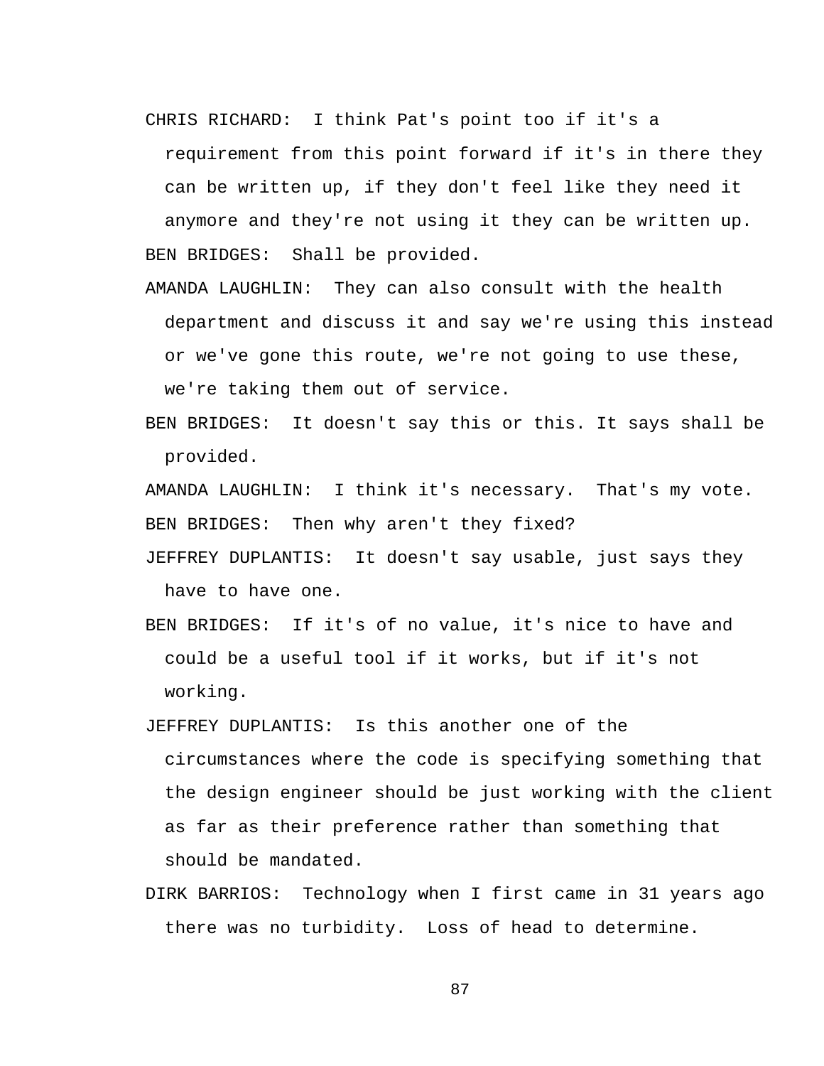CHRIS RICHARD: I think Pat's point too if it's a requirement from this point forward if it's in there they can be written up, if they don't feel like they need it anymore and they're not using it they can be written up.

BEN BRIDGES: Shall be provided.

AMANDA LAUGHLIN: They can also consult with the health department and discuss it and say we're using this instead or we've gone this route, we're not going to use these, we're taking them out of service.

BEN BRIDGES: It doesn't say this or this. It says shall be provided.

AMANDA LAUGHLIN: I think it's necessary. That's my vote.

BEN BRIDGES: Then why aren't they fixed?

JEFFREY DUPLANTIS: It doesn't say usable, just says they have to have one.

BEN BRIDGES: If it's of no value, it's nice to have and could be a useful tool if it works, but if it's not working.

JEFFREY DUPLANTIS: Is this another one of the circumstances where the code is specifying something that the design engineer should be just working with the client as far as their preference rather than something that should be mandated.

DIRK BARRIOS: Technology when I first came in 31 years ago there was no turbidity. Loss of head to determine.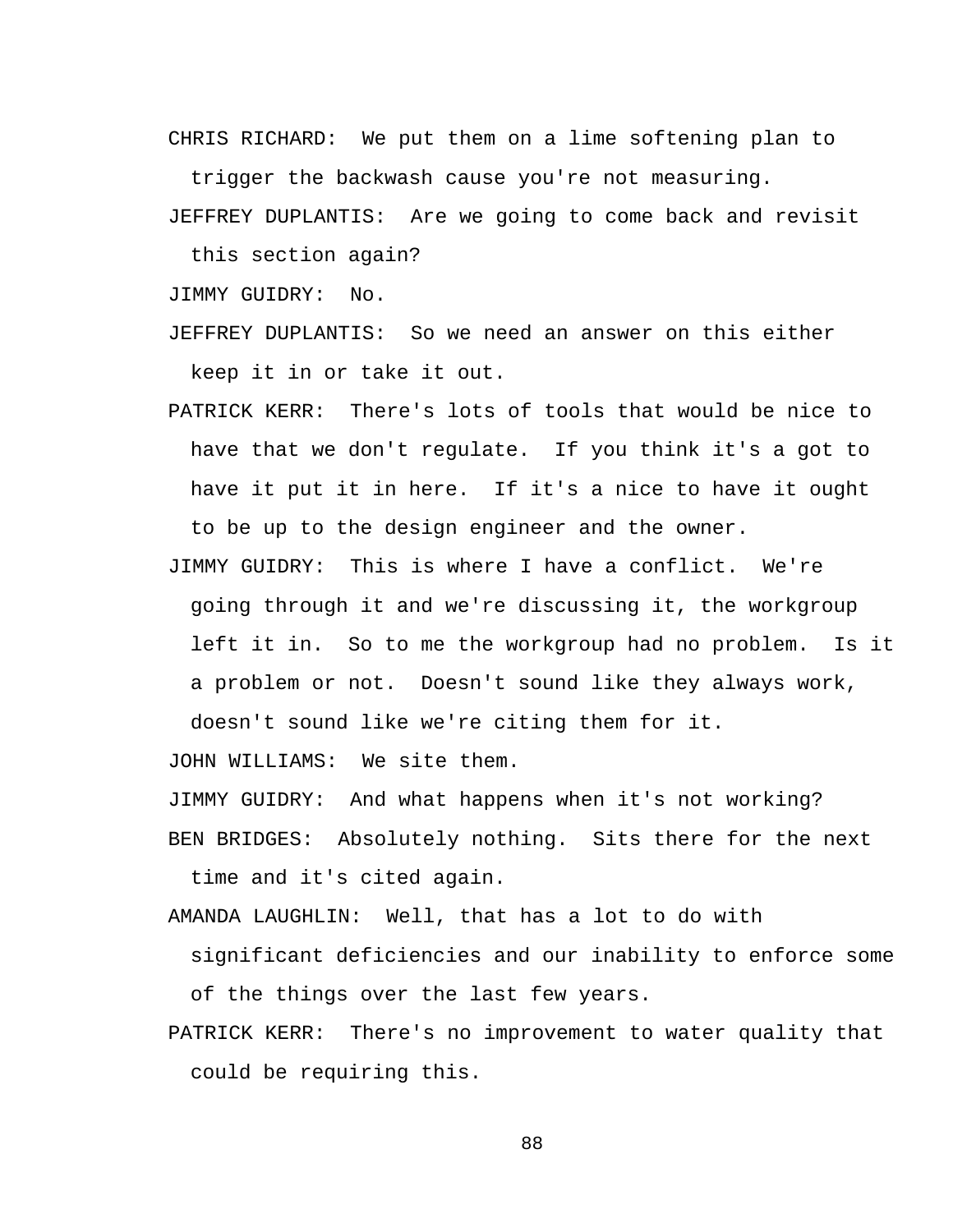CHRIS RICHARD: We put them on a lime softening plan to trigger the backwash cause you're not measuring.

JEFFREY DUPLANTIS: Are we going to come back and revisit this section again?

JIMMY GUIDRY: No.

JEFFREY DUPLANTIS: So we need an answer on this either keep it in or take it out.

PATRICK KERR: There's lots of tools that would be nice to have that we don't regulate. If you think it's a got to have it put it in here. If it's a nice to have it ought to be up to the design engineer and the owner.

JIMMY GUIDRY: This is where I have a conflict. We're going through it and we're discussing it, the workgroup left it in. So to me the workgroup had no problem. Is it a problem or not. Doesn't sound like they always work, doesn't sound like we're citing them for it.

JOHN WILLIAMS: We site them.

JIMMY GUIDRY: And what happens when it's not working?

BEN BRIDGES: Absolutely nothing. Sits there for the next time and it's cited again.

AMANDA LAUGHLIN: Well, that has a lot to do with significant deficiencies and our inability to enforce some of the things over the last few years.

PATRICK KERR: There's no improvement to water quality that could be requiring this.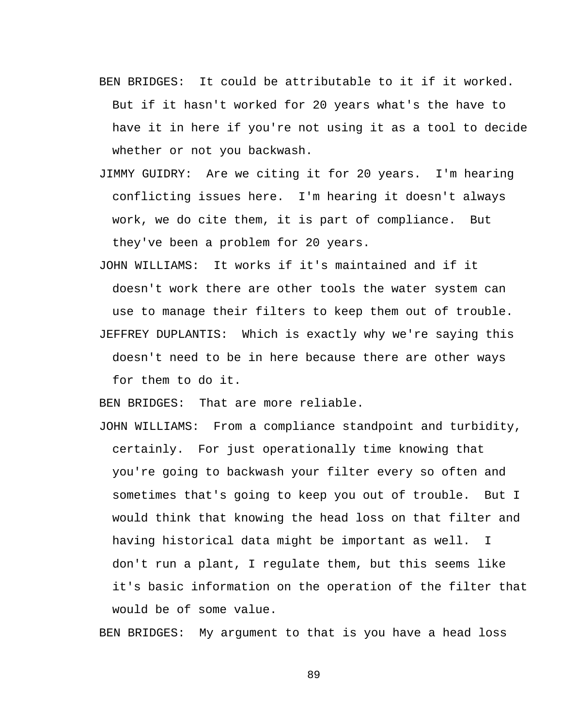BEN BRIDGES: It could be attributable to it if it worked. But if it hasn't worked for 20 years what's the have to have it in here if you're not using it as a tool to decide whether or not you backwash.

JIMMY GUIDRY: Are we citing it for 20 years. I'm hearing conflicting issues here. I'm hearing it doesn't always work, we do cite them, it is part of compliance. But they've been a problem for 20 years.

JOHN WILLIAMS: It works if it's maintained and if it doesn't work there are other tools the water system can use to manage their filters to keep them out of trouble.

JEFFREY DUPLANTIS: Which is exactly why we're saying this doesn't need to be in here because there are other ways for them to do it.

BEN BRIDGES: That are more reliable.

JOHN WILLIAMS: From a compliance standpoint and turbidity, certainly. For just operationally time knowing that you're going to backwash your filter every so often and sometimes that's going to keep you out of trouble. But I would think that knowing the head loss on that filter and having historical data might be important as well. I don't run a plant, I regulate them, but this seems like it's basic information on the operation of the filter that would be of some value.

BEN BRIDGES: My argument to that is you have a head loss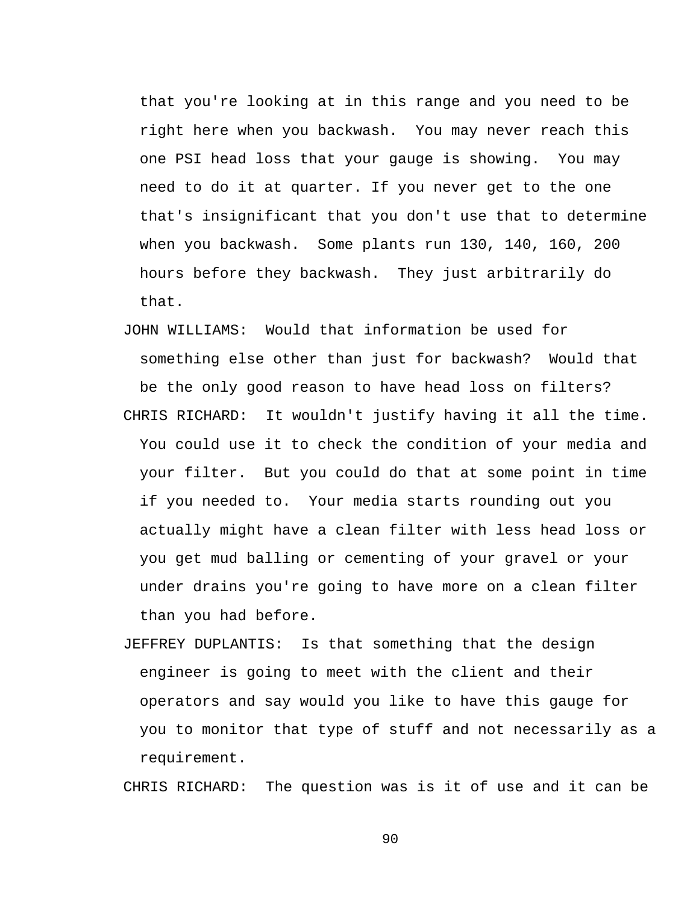that you're looking at in this range and you need to be right here when you backwash. You may never reach this one PSI head loss that your gauge is showing. You may need to do it at quarter. If you never get to the one that's insignificant that you don't use that to determine when you backwash. Some plants run 130, 140, 160, 200 hours before they backwash. They just arbitrarily do that.

JOHN WILLIAMS: Would that information be used for something else other than just for backwash? Would that be the only good reason to have head loss on filters?

CHRIS RICHARD: It wouldn't justify having it all the time. You could use it to check the condition of your media and your filter. But you could do that at some point in time if you needed to. Your media starts rounding out you actually might have a clean filter with less head loss or you get mud balling or cementing of your gravel or your under drains you're going to have more on a clean filter than you had before.

JEFFREY DUPLANTIS: Is that something that the design engineer is going to meet with the client and their operators and say would you like to have this gauge for you to monitor that type of stuff and not necessarily as a requirement.

CHRIS RICHARD: The question was is it of use and it can be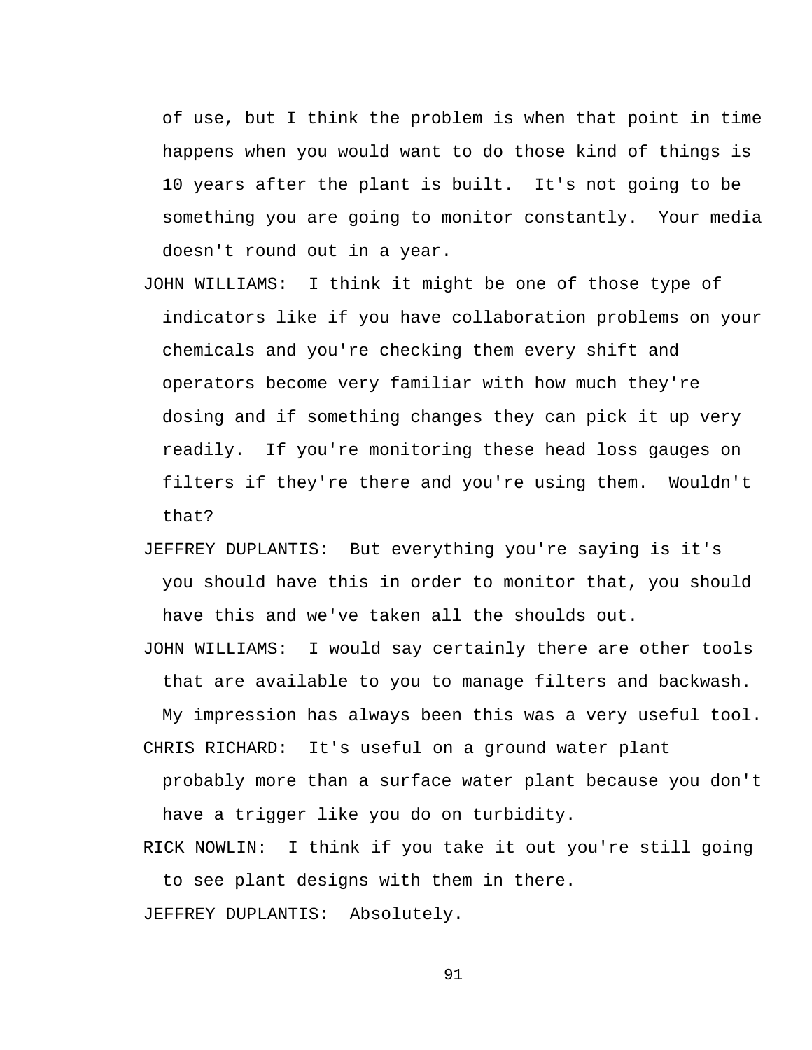of use, but I think the problem is when that point in time happens when you would want to do those kind of things is 10 years after the plant is built. It's not going to be something you are going to monitor constantly. Your media doesn't round out in a year.

JOHN WILLIAMS: I think it might be one of those type of indicators like if you have collaboration problems on your chemicals and you're checking them every shift and operators become very familiar with how much they're dosing and if something changes they can pick it up very readily. If you're monitoring these head loss gauges on filters if they're there and you're using them. Wouldn't that?

JEFFREY DUPLANTIS: But everything you're saying is it's you should have this in order to monitor that, you should have this and we've taken all the shoulds out.

JOHN WILLIAMS: I would say certainly there are other tools that are available to you to manage filters and backwash. My impression has always been this was a very useful tool.

CHRIS RICHARD: It's useful on a ground water plant probably more than a surface water plant because you don't have a trigger like you do on turbidity.

RICK NOWLIN: I think if you take it out you're still going to see plant designs with them in there.

JEFFREY DUPLANTIS: Absolutely.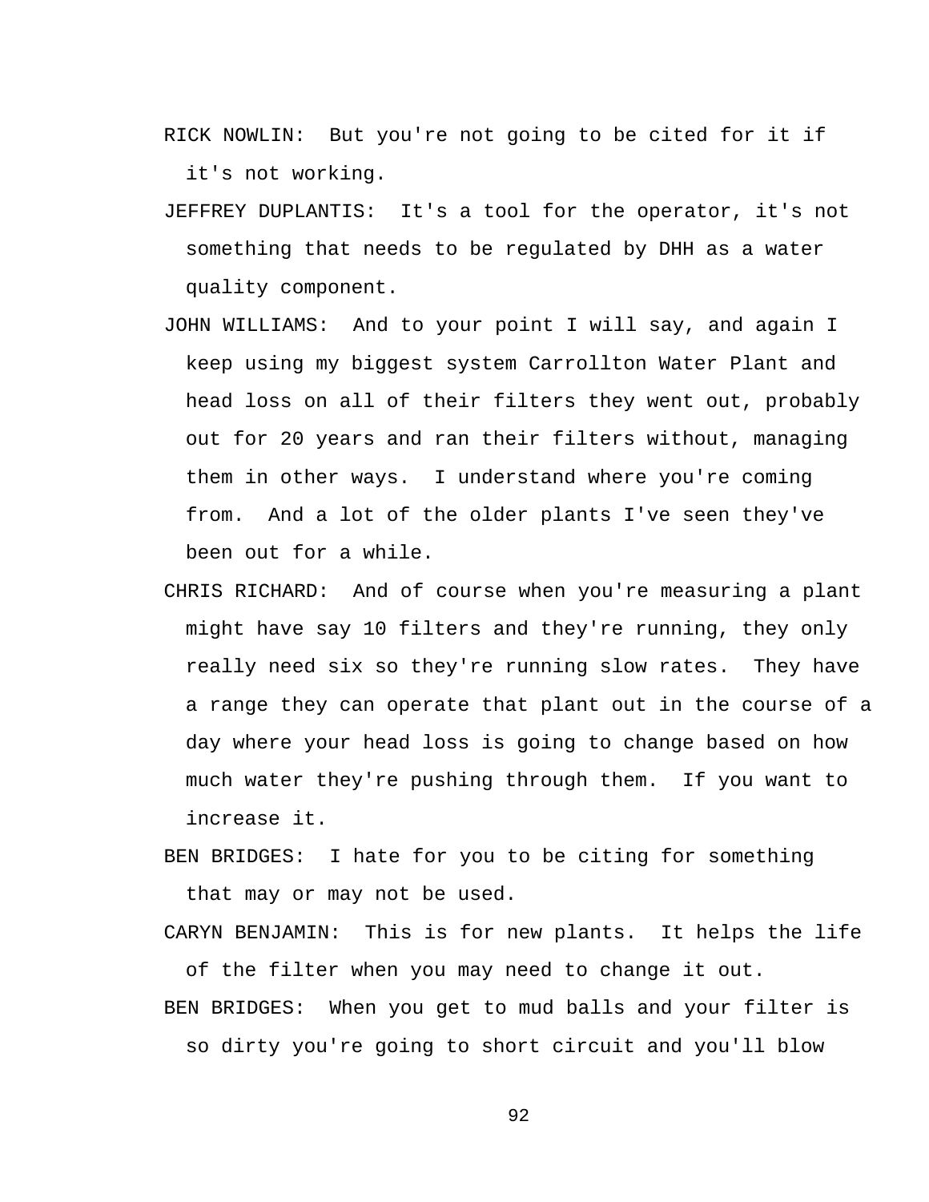RICK NOWLIN: But you're not going to be cited for it if it's not working.

JEFFREY DUPLANTIS: It's a tool for the operator, it's not something that needs to be regulated by DHH as a water quality component.

JOHN WILLIAMS: And to your point I will say, and again I keep using my biggest system Carrollton Water Plant and head loss on all of their filters they went out, probably out for 20 years and ran their filters without, managing them in other ways. I understand where you're coming from. And a lot of the older plants I've seen they've been out for a while.

CHRIS RICHARD: And of course when you're measuring a plant might have say 10 filters and they're running, they only really need six so they're running slow rates. They have a range they can operate that plant out in the course of a day where your head loss is going to change based on how much water they're pushing through them. If you want to increase it.

BEN BRIDGES: I hate for you to be citing for something that may or may not be used.

CARYN BENJAMIN: This is for new plants. It helps the life of the filter when you may need to change it out.

BEN BRIDGES: When you get to mud balls and your filter is so dirty you're going to short circuit and you'll blow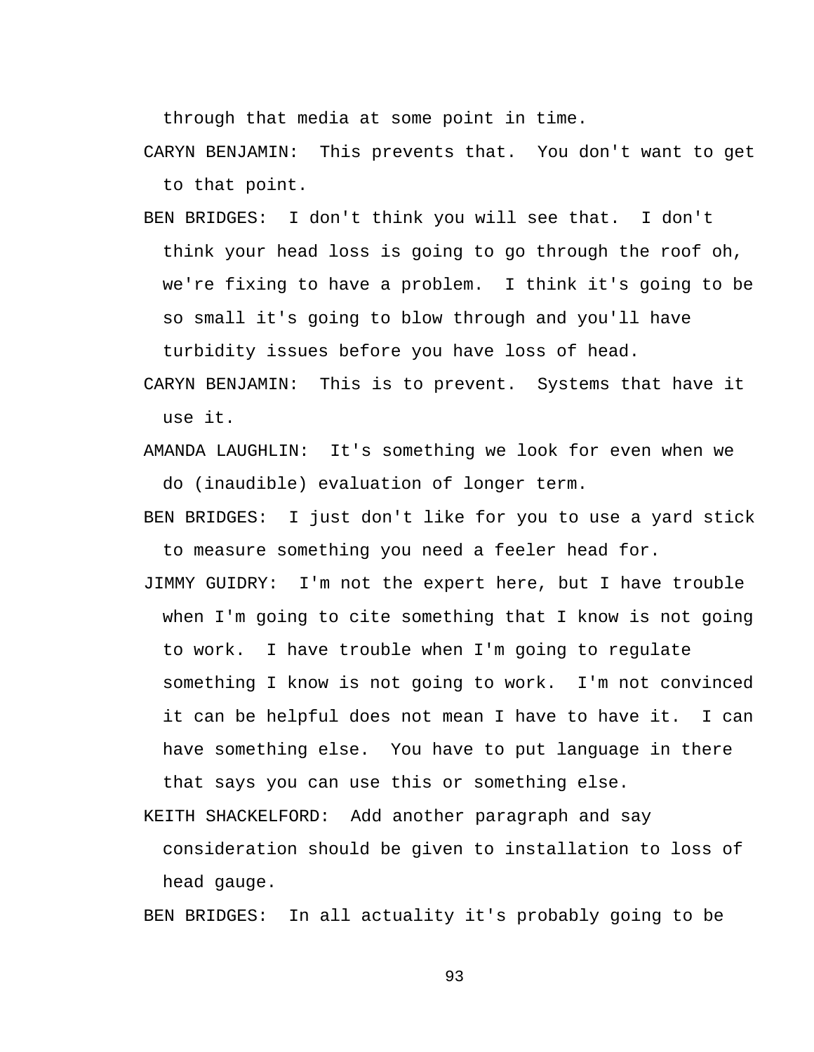through that media at some point in time.

CARYN BENJAMIN: This prevents that. You don't want to get to that point.

BEN BRIDGES: I don't think you will see that. I don't think your head loss is going to go through the roof oh, we're fixing to have a problem. I think it's going to be so small it's going to blow through and you'll have turbidity issues before you have loss of head.

CARYN BENJAMIN: This is to prevent. Systems that have it use it.

AMANDA LAUGHLIN: It's something we look for even when we do (inaudible) evaluation of longer term.

BEN BRIDGES: I just don't like for you to use a yard stick to measure something you need a feeler head for.

JIMMY GUIDRY: I'm not the expert here, but I have trouble when I'm going to cite something that I know is not going to work. I have trouble when I'm going to regulate something I know is not going to work. I'm not convinced it can be helpful does not mean I have to have it. I can have something else. You have to put language in there that says you can use this or something else.

KEITH SHACKELFORD: Add another paragraph and say consideration should be given to installation to loss of head gauge.

BEN BRIDGES: In all actuality it's probably going to be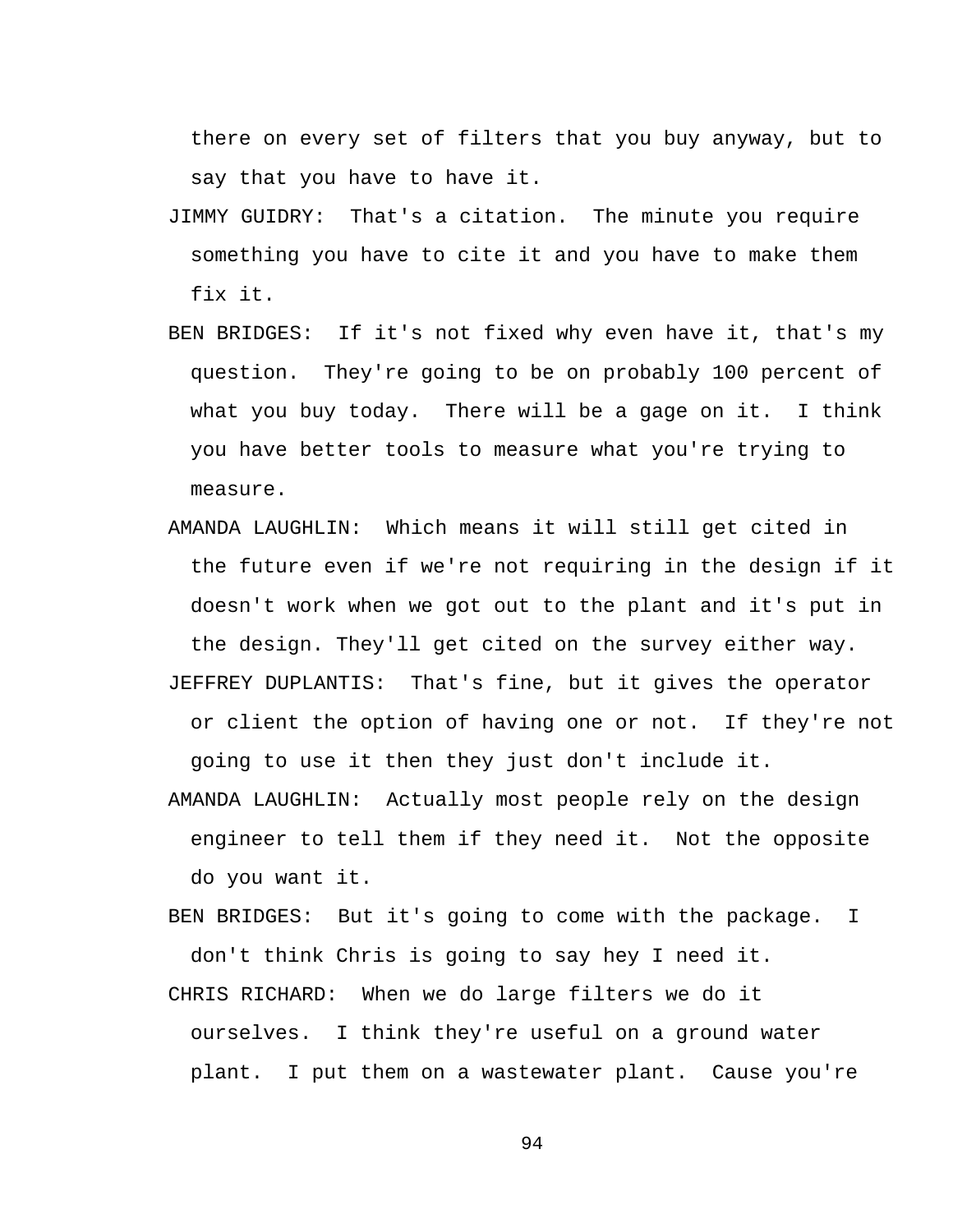there on every set of filters that you buy anyway, but to say that you have to have it.

JIMMY GUIDRY: That's a citation. The minute you require something you have to cite it and you have to make them fix it.

BEN BRIDGES: If it's not fixed why even have it, that's my question. They're going to be on probably 100 percent of what you buy today. There will be a gage on it. I think you have better tools to measure what you're trying to measure.

AMANDA LAUGHLIN: Which means it will still get cited in the future even if we're not requiring in the design if it doesn't work when we got out to the plant and it's put in the design. They'll get cited on the survey either way.

JEFFREY DUPLANTIS: That's fine, but it gives the operator or client the option of having one or not. If they're not going to use it then they just don't include it.

AMANDA LAUGHLIN: Actually most people rely on the design engineer to tell them if they need it. Not the opposite do you want it.

BEN BRIDGES: But it's going to come with the package. I don't think Chris is going to say hey I need it.

CHRIS RICHARD: When we do large filters we do it ourselves. I think they're useful on a ground water plant. I put them on a wastewater plant. Cause you're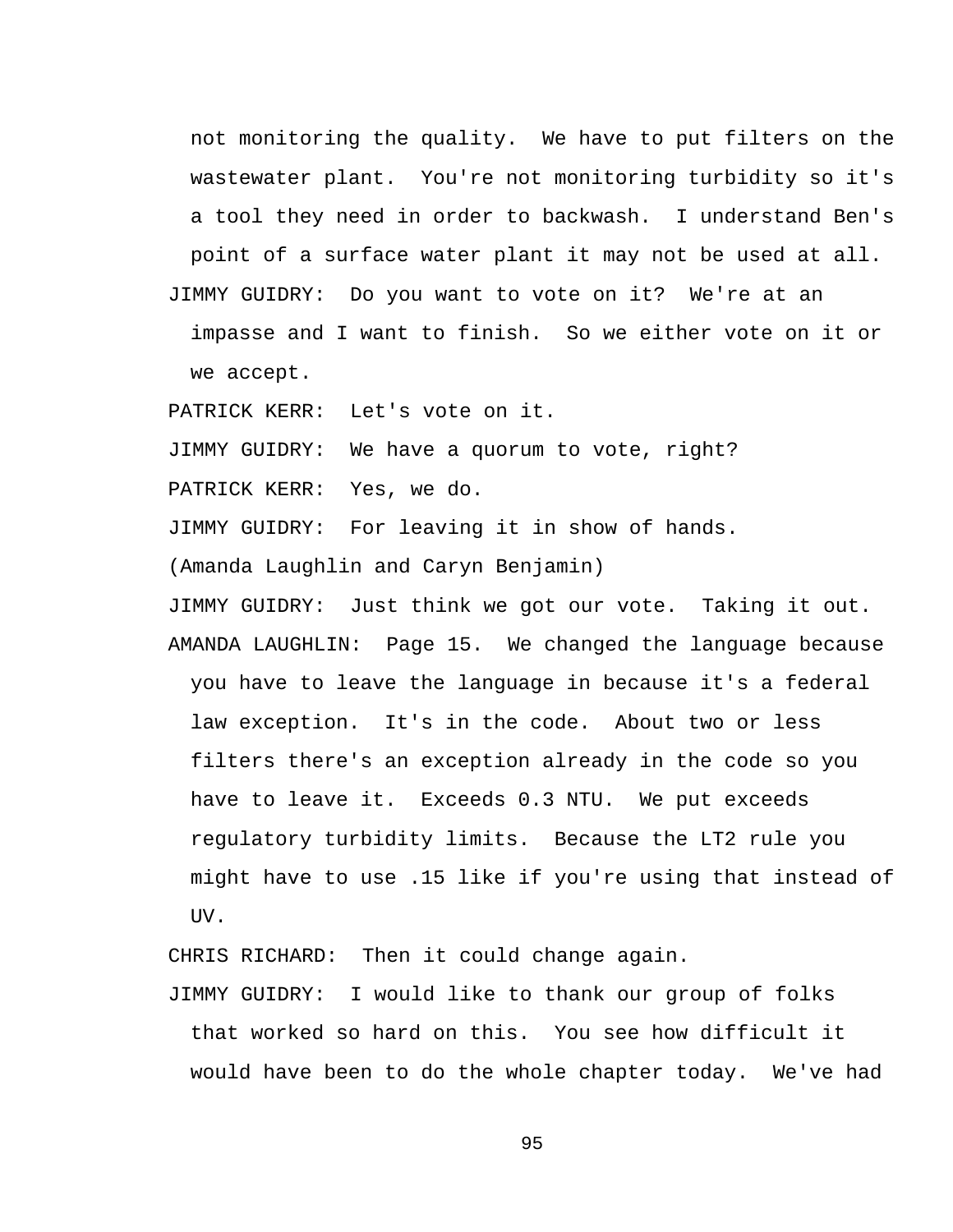not monitoring the quality.  We have to put filters on the wastewater plant.  You're not monitoring turbidity so it's a tool they need in order to backwash.  I understand Ben's point of a surface water plant it may not be used at all.

JIMMY GUIDRY:  Do you want to vote on it?  We're at an impasse and I want to finish.  So we either vote on it or we accept.

PATRICK KERR:  Let's vote on it.

JIMMY GUIDRY:  We have a quorum to vote, right?

PATRICK KERR:  Yes, we do.

JIMMY GUIDRY:  For leaving it in show of hands.

(Amanda Laughlin and Caryn Benjamin)

JIMMY GUIDRY:  Just think we got our vote.  Taking it out.

AMANDA LAUGHLIN:  Page 15.  We changed the language because you have to leave the language in because it's a federal law exception.  It's in the code.  About two or less filters there's an exception already in the code so you have to leave it.  Exceeds 0.3 NTU.  We put exceeds regulatory turbidity limits.  Because the LT2 rule you might have to use .15 like if you're using that instead of UV.

CHRIS RICHARD:  Then it could change again.

JIMMY GUIDRY:  I would like to thank our group of folks that worked so hard on this.  You see how difficult it would have been to do the whole chapter today.  We've had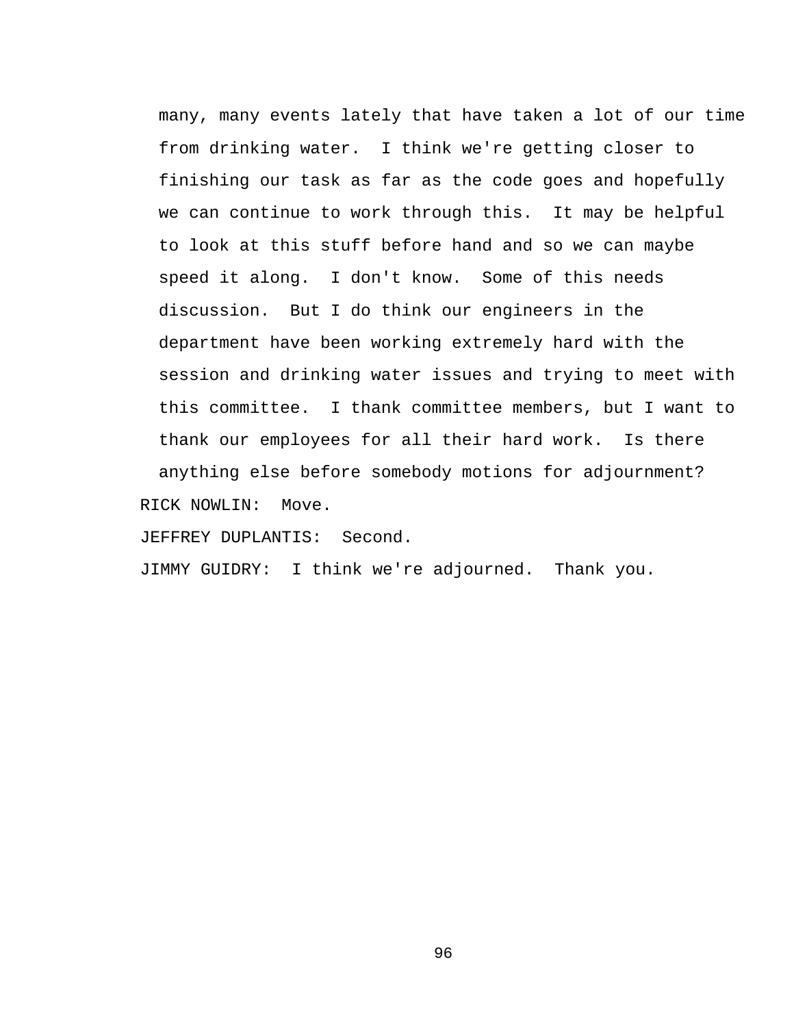many, many events lately that have taken a lot of our time from drinking water. I think we're getting closer to finishing our task as far as the code goes and hopefully we can continue to work through this. It may be helpful to look at this stuff before hand and so we can maybe speed it along. I don't know. Some of this needs discussion. But I do think our engineers in the department have been working extremely hard with the session and drinking water issues and trying to meet with this committee. I thank committee members, but I want to thank our employees for all their hard work. Is there anything else before somebody motions for adjournment?

RICK NOWLIN: Move.

JEFFREY DUPLANTIS: Second.

JIMMY GUIDRY: I think we're adjourned. Thank you.